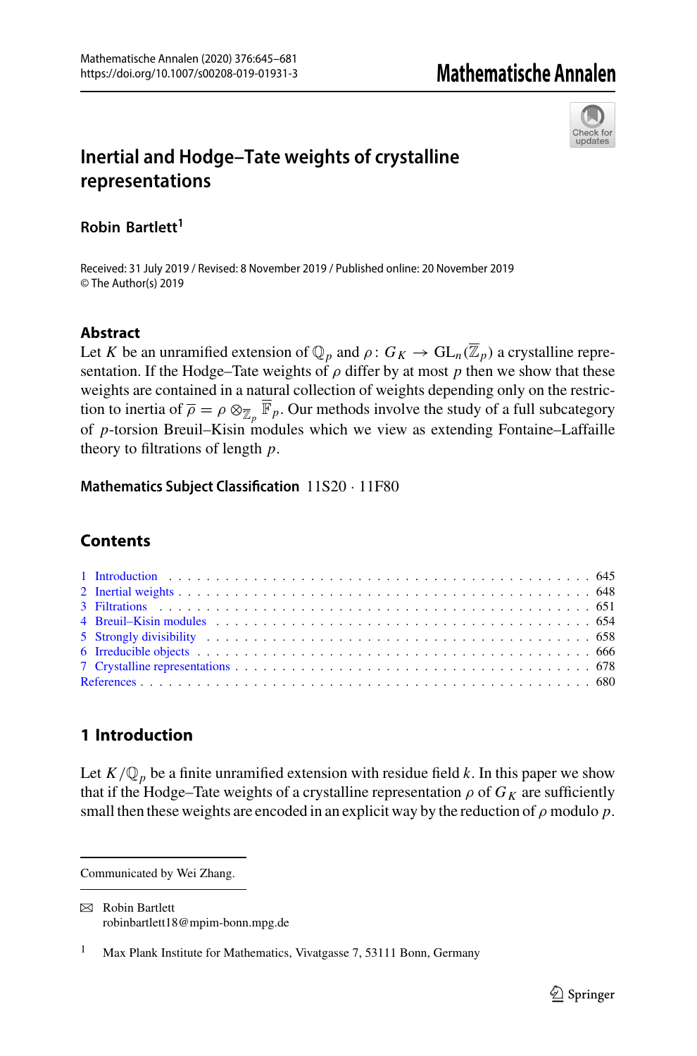# Inertial and Hodge–Tate weights of crystalline representations

**Robin Bartlett**[1]

Received: 31 July 2019 / Revised: 8 November 2019 / Published online: 20 November 2019
© The Author(s) 2019

## Abstract

Let $K$ be an unramified extension of $\mathbb{Q}_p$ and $\rho\colon G_K \to \mathrm{GL}_n(\overline{\mathbb{Z}}_p)$ a crystalline representation. If the Hodge–Tate weights of $\rho$ differ by at most $p$ then we show that these weights are contained in a natural collection of weights depending only on the restriction to inertia of $\overline{\rho} = \rho \otimes_{\mathbb{Z}_p} \overline{\mathbb{F}}_p$. Our methods involve the study of a full subcategory of $p$-torsion Breuil–Kisin modules which we view as extending Fontaine–Laffaille theory to filtrations of length $p$.

**Mathematics Subject Classification** 11S20 · 11F80

## Contents

1 Introduction . . . 645
2 Inertial weights . . . 648
3 Filtrations . . . 651
4 Breuil–Kisin modules . . . 654
5 Strongly divisibility . . . 658
6 Irreducible objects . . . 666
7 Crystalline representations . . . 678
References . . . 680

## 1 Introduction

Let $K/\mathbb{Q}_p$ be a finite unramified extension with residue field $k$. In this paper we show that if the Hodge–Tate weights of a crystalline representation $\rho$ of $G_K$ are sufficiently small then these weights are encoded in an explicit way by the reduction of $\rho$ modulo $p$.

---

Communicated by Wei Zhang.

✉ Robin Bartlett
robinbartlett18@mpim-bonn.mpg.de

[1] Max Plank Institute for Mathematics, Vivatgasse 7, 53111 Bonn, Germany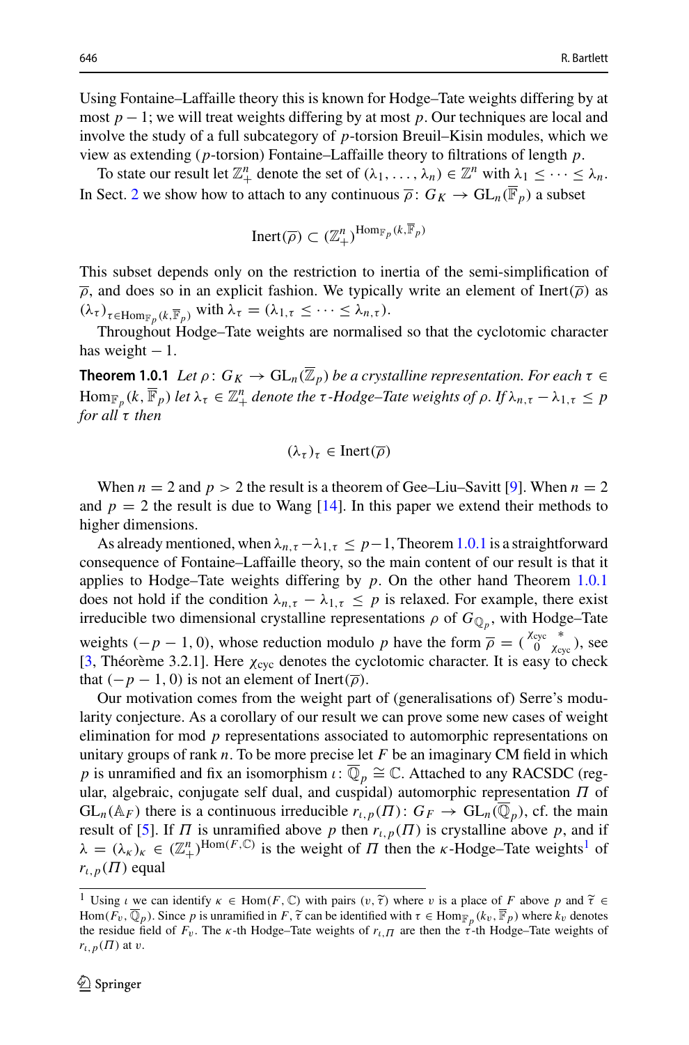Using Fontaine–Laffaille theory this is known for Hodge–Tate weights differing by at most $p-1$; we will treat weights differing by at most $p$. Our techniques are local and involve the study of a full subcategory of $p$-torsion Breuil–Kisin modules, which we view as extending ($p$-torsion) Fontaine–Laffaille theory to filtrations of length $p$.

To state our result let $\mathbb{Z}^n_+$ denote the set of $(\lambda_1, \ldots, \lambda_n) \in \mathbb{Z}^n$ with $\lambda_1 \leq \cdots \leq \lambda_n$. In Sect. 2 we show how to attach to any continuous $\overline{\rho}\colon G_K \to \mathrm{GL}_n(\overline{\mathbb{F}}_p)$ a subset

$$\mathrm{Inert}(\overline{\rho}) \subset (\mathbb{Z}^n_+)^{\mathrm{Hom}_{\mathbb{F}_p}(k, \overline{\mathbb{F}}_p)}$$

This subset depends only on the restriction to inertia of the semi-simplification of $\overline{\rho}$, and does so in an explicit fashion. We typically write an element of $\mathrm{Inert}(\overline{\rho})$ as $(\lambda_\tau)_{\tau \in \mathrm{Hom}_{\mathbb{F}_p}(k, \overline{\mathbb{F}}_p)}$ with $\lambda_\tau = (\lambda_{1,\tau} \leq \cdots \leq \lambda_{n,\tau})$.

Throughout Hodge–Tate weights are normalised so that the cyclotomic character has weight $-1$.

**Theorem 1.0.1** *Let $\rho\colon G_K \to \mathrm{GL}_n(\overline{\mathbb{Z}}_p)$ be a crystalline representation. For each $\tau \in \mathrm{Hom}_{\mathbb{F}_p}(k, \overline{\mathbb{F}}_p)$ let $\lambda_\tau \in \mathbb{Z}^n_+$ denote the $\tau$-Hodge–Tate weights of $\rho$. If $\lambda_{n,\tau} - \lambda_{1,\tau} \leq p$ for all $\tau$ then*

$$(\lambda_\tau)_\tau \in \mathrm{Inert}(\overline{\rho})$$

When $n = 2$ and $p > 2$ the result is a theorem of Gee–Liu–Savitt [9]. When $n = 2$ and $p = 2$ the result is due to Wang [14]. In this paper we extend their methods to higher dimensions.

As already mentioned, when $\lambda_{n,\tau} - \lambda_{1,\tau} \leq p-1$, Theorem 1.0.1 is a straightforward consequence of Fontaine–Laffaille theory, so the main content of our result is that it applies to Hodge–Tate weights differing by $p$. On the other hand Theorem 1.0.1 does not hold if the condition $\lambda_{n,\tau} - \lambda_{1,\tau} \leq p$ is relaxed. For example, there exist irreducible two dimensional crystalline representations $\rho$ of $G_{\mathbb{Q}_p}$, with Hodge–Tate weights $(-p-1, 0)$, whose reduction modulo $p$ have the form $\overline{\rho} = \begin{pmatrix} \chi_{\mathrm{cyc}} & * \\ 0 & \chi_{\mathrm{cyc}} \end{pmatrix}$, see [3, Théorème 3.2.1]. Here $\chi_{\mathrm{cyc}}$ denotes the cyclotomic character. It is easy to check that $(-p-1, 0)$ is not an element of $\mathrm{Inert}(\overline{\rho})$.

Our motivation comes from the weight part of (generalisations of) Serre's modularity conjecture. As a corollary of our result we can prove some new cases of weight elimination for mod $p$ representations associated to automorphic representations on unitary groups of rank $n$. To be more precise let $F$ be an imaginary CM field in which $p$ is unramified and fix an isomorphism $\iota\colon \overline{\mathbb{Q}}_p \cong \mathbb{C}$. Attached to any RACSDC (regular, algebraic, conjugate self dual, and cuspidal) automorphic representation $\Pi$ of $\mathrm{GL}_n(\mathbb{A}_F)$ there is a continuous irreducible $r_{\iota,p}(\Pi)\colon G_F \to \mathrm{GL}_n(\overline{\mathbb{Q}}_p)$, cf. the main result of [5]. If $\Pi$ is unramified above $p$ then $r_{\iota,p}(\Pi)$ is crystalline above $p$, and if $\lambda = (\lambda_\kappa)_\kappa \in (\mathbb{Z}^n_+)^{\mathrm{Hom}(F,\mathbb{C})}$ is the weight of $\Pi$ then the $\kappa$-Hodge–Tate weights[1] of $r_{\iota,p}(\Pi)$ equal

[1] Using $\iota$ we can identify $\kappa \in \mathrm{Hom}(F, \mathbb{C})$ with pairs $(v, \widetilde{\tau})$ where $v$ is a place of $F$ above $p$ and $\widetilde{\tau} \in \mathrm{Hom}(F_v, \overline{\mathbb{Q}}_p)$. Since $p$ is unramified in $F$, $\widetilde{\tau}$ can be identified with $\tau \in \mathrm{Hom}_{\mathbb{F}_p}(k_v, \overline{\mathbb{F}}_p)$ where $k_v$ denotes the residue field of $F_v$. The $\kappa$-th Hodge–Tate weights of $r_{\iota,\Pi}$ are then the $\tau$-th Hodge–Tate weights of $r_{\iota,p}(\Pi)$ at $v$.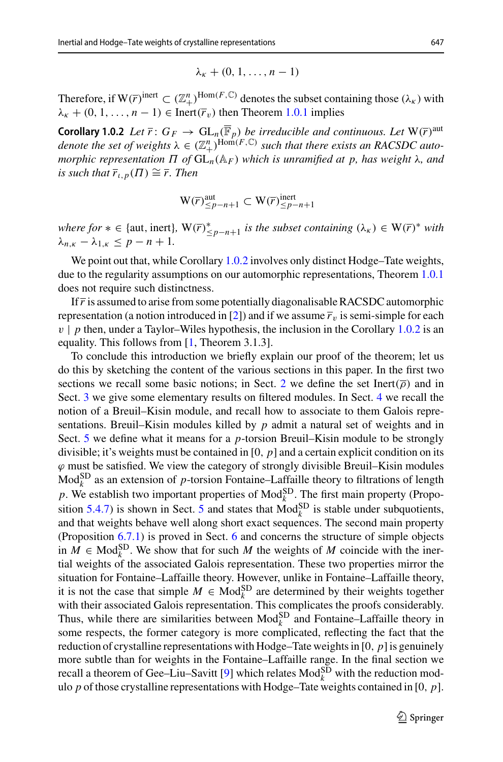$$\lambda_\kappa + (0, 1, \ldots, n-1)$$

Therefore, if $\mathrm{W}(\overline{r})^{\mathrm{inert}} \subset (\mathbb{Z}^n_+)^{\mathrm{Hom}(F,\mathbb{C})}$ denotes the subset containing those $(\lambda_\kappa)$ with $\lambda_\kappa + (0, 1, \ldots, n-1) \in \mathrm{Inert}(\overline{r}_v)$ then Theorem 1.0.1 implies

**Corollary 1.0.2** *Let $\overline{r}: G_F \to \mathrm{GL}_n(\overline{\mathbb{F}}_p)$ be irreducible and continuous. Let $\mathrm{W}(\overline{r})^{\mathrm{aut}}$ denote the set of weights $\lambda \in (\mathbb{Z}^n_+)^{\mathrm{Hom}(F,\mathbb{C})}$ such that there exists an RACSDC automorphic representation $\Pi$ of $\mathrm{GL}_n(\mathbb{A}_F)$ which is unramified at $p$, has weight $\lambda$, and is such that $\overline{r}_{\iota,p}(\Pi) \cong \overline{r}$. Then*

$$\mathrm{W}(\overline{r})^{\mathrm{aut}}_{\leq p-n+1} \subset \mathrm{W}(\overline{r})^{\mathrm{inert}}_{\leq p-n+1}$$

*where for $* \in \{\mathrm{aut}, \mathrm{inert}\}$, $\mathrm{W}(\overline{r})^*_{\leq p-n+1}$ is the subset containing $(\lambda_\kappa) \in \mathrm{W}(\overline{r})^*$ with $\lambda_{n,\kappa} - \lambda_{1,\kappa} \leq p - n + 1$.*

We point out that, while Corollary 1.0.2 involves only distinct Hodge–Tate weights, due to the regularity assumptions on our automorphic representations, Theorem 1.0.1 does not require such distinctness.

If $\overline{r}$ is assumed to arise from some potentially diagonalisable RACSDC automorphic representation (a notion introduced in [2]) and if we assume $\overline{r}_v$ is semi-simple for each $v \mid p$ then, under a Taylor–Wiles hypothesis, the inclusion in the Corollary 1.0.2 is an equality. This follows from [1, Theorem 3.1.3].

To conclude this introduction we briefly explain our proof of the theorem; let us do this by sketching the content of the various sections in this paper. In the first two sections we recall some basic notions; in Sect. 2 we define the set $\mathrm{Inert}(\overline{\rho})$ and in Sect. 3 we give some elementary results on filtered modules. In Sect. 4 we recall the notion of a Breuil–Kisin module, and recall how to associate to them Galois representations. Breuil–Kisin modules killed by $p$ admit a natural set of weights and in Sect. 5 we define what it means for a $p$-torsion Breuil–Kisin module to be strongly divisible; it's weights must be contained in $[0, p]$ and a certain explicit condition on its $\varphi$ must be satisfied. We view the category of strongly divisible Breuil–Kisin modules $\mathrm{Mod}^{\mathrm{SD}}_k$ as an extension of $p$-torsion Fontaine–Laffaille theory to filtrations of length $p$. We establish two important properties of $\mathrm{Mod}^{\mathrm{SD}}_k$. The first main property (Proposition 5.4.7) is shown in Sect. 5 and states that $\mathrm{Mod}^{\mathrm{SD}}_k$ is stable under subquotients, and that weights behave well along short exact sequences. The second main property (Proposition 6.7.1) is proved in Sect. 6 and concerns the structure of simple objects in $M \in \mathrm{Mod}^{\mathrm{SD}}_k$. We show that for such $M$ the weights of $M$ coincide with the inertial weights of the associated Galois representation. These two properties mirror the situation for Fontaine–Laffaille theory. However, unlike in Fontaine–Laffaille theory, it is not the case that simple $M \in \mathrm{Mod}^{\mathrm{SD}}_k$ are determined by their weights together with their associated Galois representation. This complicates the proofs considerably. Thus, while there are similarities between $\mathrm{Mod}^{\mathrm{SD}}_k$ and Fontaine–Laffaille theory in some respects, the former category is more complicated, reflecting the fact that the reduction of crystalline representations with Hodge–Tate weights in $[0, p]$ is genuinely more subtle than for weights in the Fontaine–Laffaille range. In the final section we recall a theorem of Gee–Liu–Savitt [9] which relates $\mathrm{Mod}^{\mathrm{SD}}_k$ with the reduction modulo $p$ of those crystalline representations with Hodge–Tate weights contained in $[0, p]$.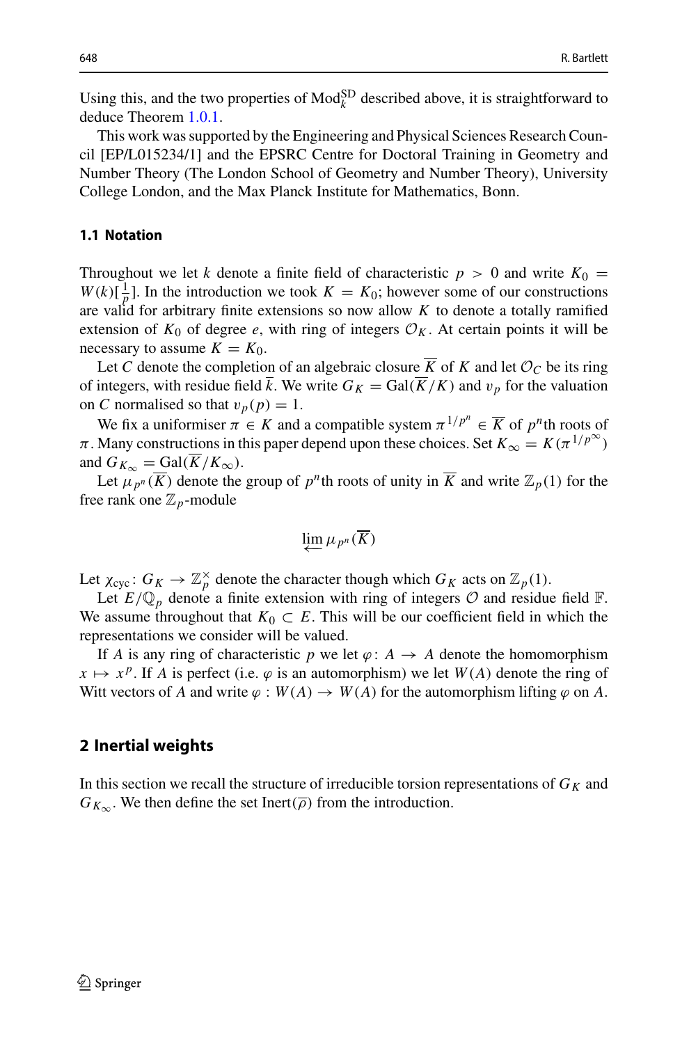Using this, and the two properties of $\mathrm{Mod}_k^{\mathrm{SD}}$ described above, it is straightforward to deduce Theorem 1.0.1.

This work was supported by the Engineering and Physical Sciences Research Council [EP/L015234/1] and the EPSRC Centre for Doctoral Training in Geometry and Number Theory (The London School of Geometry and Number Theory), University College London, and the Max Planck Institute for Mathematics, Bonn.

### 1.1 Notation

Throughout we let $k$ denote a finite field of characteristic $p > 0$ and write $K_0 = W(k)[\frac{1}{p}]$. In the introduction we took $K = K_0$; however some of our constructions are valid for arbitrary finite extensions so now allow $K$ to denote a totally ramified extension of $K_0$ of degree $e$, with ring of integers $\mathcal{O}_K$. At certain points it will be necessary to assume $K = K_0$.

Let $C$ denote the completion of an algebraic closure $\overline{K}$ of $K$ and let $\mathcal{O}_C$ be its ring of integers, with residue field $\overline{k}$. We write $G_K = \mathrm{Gal}(\overline{K}/K)$ and $v_p$ for the valuation on $C$ normalised so that $v_p(p) = 1$.

We fix a uniformiser $\pi \in K$ and a compatible system $\pi^{1/p^n} \in \overline{K}$ of $p^n$th roots of $\pi$. Many constructions in this paper depend upon these choices. Set $K_\infty = K(\pi^{1/p^\infty})$ and $G_{K_\infty} = \mathrm{Gal}(\overline{K}/K_\infty)$.

Let $\mu_{p^n}(\overline{K})$ denote the group of $p^n$th roots of unity in $\overline{K}$ and write $\mathbb{Z}_p(1)$ for the free rank one $\mathbb{Z}_p$-module

$$\varprojlim \mu_{p^n}(\overline{K})$$

Let $\chi_{\mathrm{cyc}} \colon G_K \to \mathbb{Z}_p^\times$ denote the character though which $G_K$ acts on $\mathbb{Z}_p(1)$.

Let $E/\mathbb{Q}_p$ denote a finite extension with ring of integers $\mathcal{O}$ and residue field $\mathbb{F}$. We assume throughout that $K_0 \subset E$. This will be our coefficient field in which the representations we consider will be valued.

If $A$ is any ring of characteristic $p$ we let $\varphi \colon A \to A$ denote the homomorphism $x \mapsto x^p$. If $A$ is perfect (i.e. $\varphi$ is an automorphism) we let $W(A)$ denote the ring of Witt vectors of $A$ and write $\varphi : W(A) \to W(A)$ for the automorphism lifting $\varphi$ on $A$.

## 2 Inertial weights

In this section we recall the structure of irreducible torsion representations of $G_K$ and $G_{K_\infty}$. We then define the set $\mathrm{Inert}(\overline{\rho})$ from the introduction.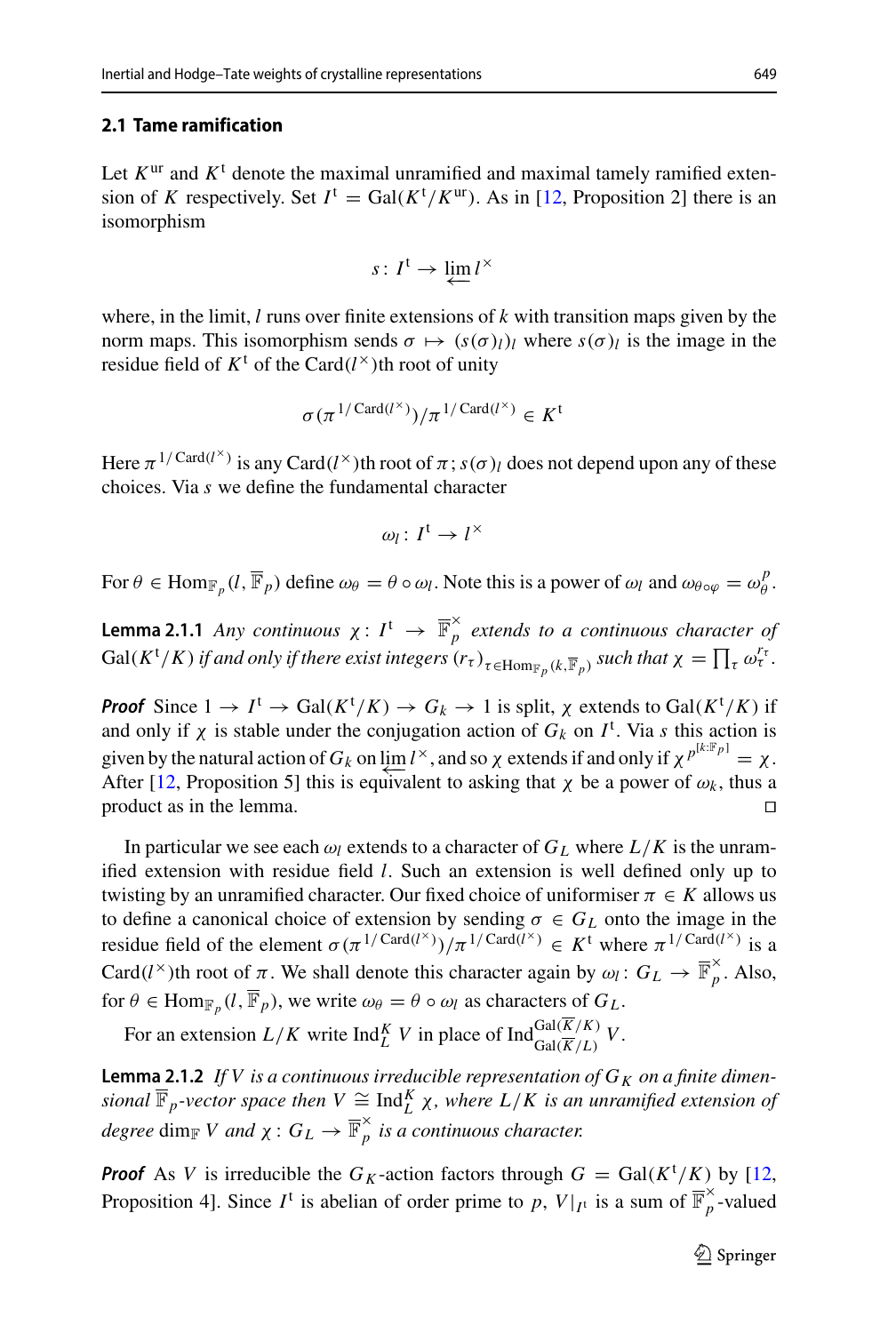### 2.1 Tame ramification

Let $K^{\mathrm{ur}}$ and $K^{\mathrm{t}}$ denote the maximal unramified and maximal tamely ramified extension of $K$ respectively. Set $I^{\mathrm{t}} = \mathrm{Gal}(K^{\mathrm{t}}/K^{\mathrm{ur}})$. As in [12, Proposition 2] there is an isomorphism

$$s\colon I^{\mathrm{t}} \to \varprojlim l^{\times}$$

where, in the limit, $l$ runs over finite extensions of $k$ with transition maps given by the norm maps. This isomorphism sends $\sigma \mapsto (s(\sigma)_l)_l$ where $s(\sigma)_l$ is the image in the residue field of $K^{\mathrm{t}}$ of the $\mathrm{Card}(l^{\times})$th root of unity

$$\sigma(\pi^{1/\mathrm{Card}(l^{\times})})/\pi^{1/\mathrm{Card}(l^{\times})} \in K^{\mathrm{t}}$$

Here $\pi^{1/\mathrm{Card}(l^{\times})}$ is any $\mathrm{Card}(l^{\times})$th root of $\pi$; $s(\sigma)_l$ does not depend upon any of these choices. Via $s$ we define the fundamental character

$$\omega_l\colon I^{\mathrm{t}} \to l^{\times}$$

For $\theta \in \mathrm{Hom}_{\mathbb{F}_p}(l, \overline{\mathbb{F}}_p)$ define $\omega_\theta = \theta \circ \omega_l$. Note this is a power of $\omega_l$ and $\omega_{\theta\circ\varphi} = \omega_\theta^p$.

**Lemma 2.1.1** *Any continuous $\chi\colon I^{\mathrm{t}} \to \overline{\mathbb{F}}_p^{\times}$ extends to a continuous character of $\mathrm{Gal}(K^{\mathrm{t}}/K)$ if and only if there exist integers $(r_\tau)_{\tau\in\mathrm{Hom}_{\mathbb{F}_p}(k,\overline{\mathbb{F}}_p)}$ such that $\chi = \prod_\tau \omega_\tau^{r_\tau}$.*

***Proof*** Since $1 \to I^{\mathrm{t}} \to \mathrm{Gal}(K^{\mathrm{t}}/K) \to G_k \to 1$ is split, $\chi$ extends to $\mathrm{Gal}(K^{\mathrm{t}}/K)$ if and only if $\chi$ is stable under the conjugation action of $G_k$ on $I^{\mathrm{t}}$. Via $s$ this action is given by the natural action of $G_k$ on $\varprojlim l^{\times}$, and so $\chi$ extends if and only if $\chi^{p^{[k:\mathbb{F}_p]}} = \chi$. After [12, Proposition 5] this is equivalent to asking that $\chi$ be a power of $\omega_k$, thus a product as in the lemma. $\square$

In particular we see each $\omega_l$ extends to a character of $G_L$ where $L/K$ is the unramified extension with residue field $l$. Such an extension is well defined only up to twisting by an unramified character. Our fixed choice of uniformiser $\pi \in K$ allows us to define a canonical choice of extension by sending $\sigma \in G_L$ onto the image in the residue field of the element $\sigma(\pi^{1/\mathrm{Card}(l^{\times})})/\pi^{1/\mathrm{Card}(l^{\times})} \in K^{\mathrm{t}}$ where $\pi^{1/\mathrm{Card}(l^{\times})}$ is a $\mathrm{Card}(l^{\times})$th root of $\pi$. We shall denote this character again by $\omega_l\colon G_L \to \overline{\mathbb{F}}_p^{\times}$. Also, for $\theta \in \mathrm{Hom}_{\mathbb{F}_p}(l, \overline{\mathbb{F}}_p)$, we write $\omega_\theta = \theta \circ \omega_l$ as characters of $G_L$.

For an extension $L/K$ write $\mathrm{Ind}_L^K V$ in place of $\mathrm{Ind}_{\mathrm{Gal}(\overline{K}/L)}^{\mathrm{Gal}(\overline{K}/K)} V$.

**Lemma 2.1.2** *If $V$ is a continuous irreducible representation of $G_K$ on a finite dimensional $\overline{\mathbb{F}}_p$-vector space then $V \cong \mathrm{Ind}_L^K \chi$, where $L/K$ is an unramified extension of degree $\dim_{\mathbb{F}} V$ and $\chi\colon G_L \to \overline{\mathbb{F}}_p^{\times}$ is a continuous character.*

***Proof*** As $V$ is irreducible the $G_K$-action factors through $G = \mathrm{Gal}(K^{\mathrm{t}}/K)$ by [12, Proposition 4]. Since $I^{\mathrm{t}}$ is abelian of order prime to $p$, $V|_{I^{\mathrm{t}}}$ is a sum of $\overline{\mathbb{F}}_p^{\times}$-valued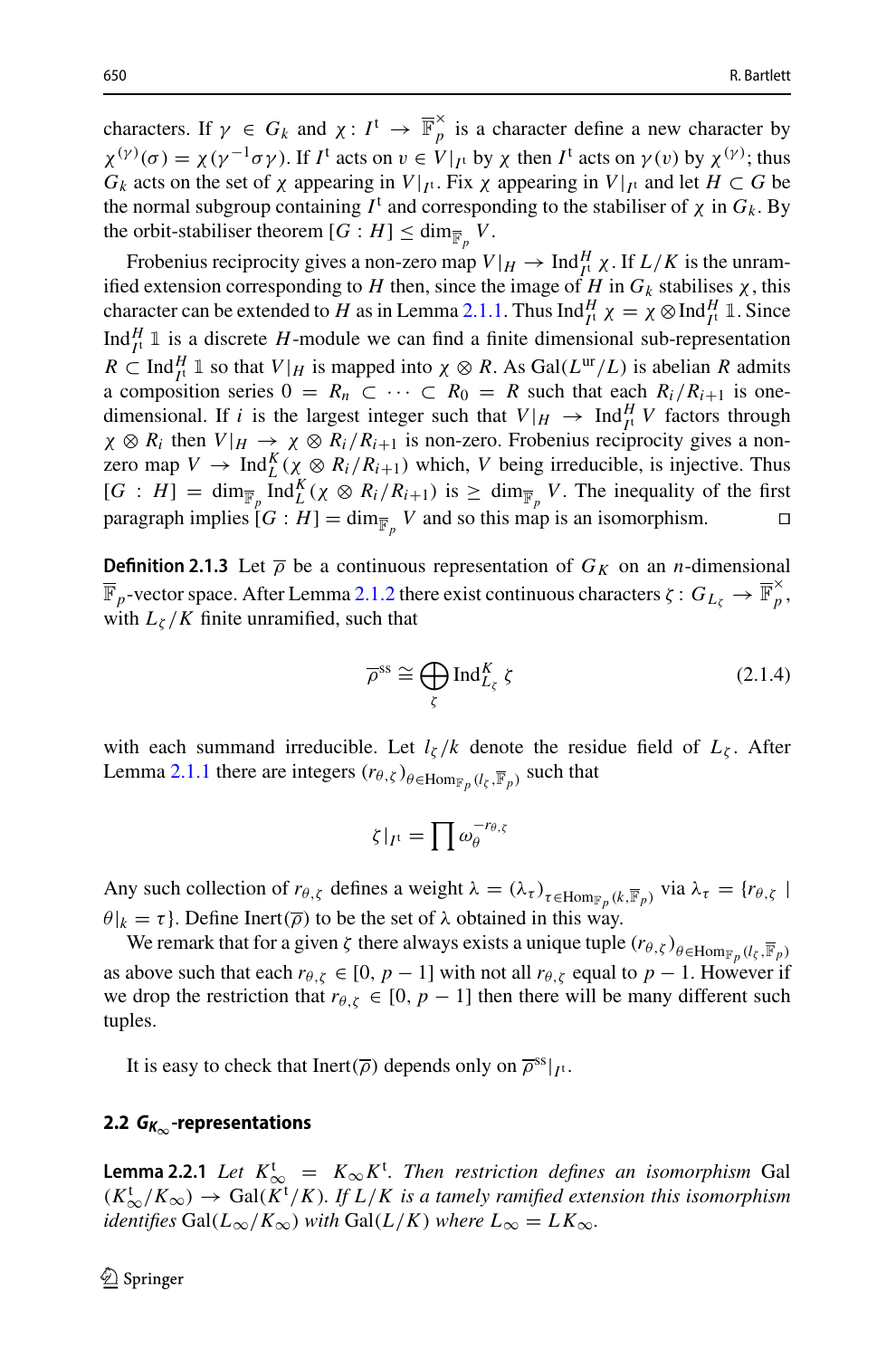characters. If $\gamma \in G_k$ and $\chi : I^{\mathrm{t}} \to \overline{\mathbb{F}}_p^{\times}$ is a character define a new character by $\chi^{(\gamma)}(\sigma) = \chi(\gamma^{-1}\sigma\gamma)$. If $I^{\mathrm{t}}$ acts on $v \in V|_{I^{\mathrm{t}}}$ by $\chi$ then $I^{\mathrm{t}}$ acts on $\gamma(v)$ by $\chi^{(\gamma)}$; thus $G_k$ acts on the set of $\chi$ appearing in $V|_{I^{\mathrm{t}}}$. Fix $\chi$ appearing in $V|_{I^{\mathrm{t}}}$ and let $H \subset G$ be the normal subgroup containing $I^{\mathrm{t}}$ and corresponding to the stabiliser of $\chi$ in $G_k$. By the orbit-stabiliser theorem $[G : H] \leq \dim_{\overline{\mathbb{F}}_p} V$.

Frobenius reciprocity gives a non-zero map $V|_H \to \mathrm{Ind}_{I^{\mathrm{t}}}^H \chi$. If $L/K$ is the unramified extension corresponding to $H$ then, since the image of $H$ in $G_k$ stabilises $\chi$, this character can be extended to $H$ as in Lemma 2.1.1. Thus $\mathrm{Ind}_{I^{\mathrm{t}}}^H \chi = \chi \otimes \mathrm{Ind}_{I^{\mathrm{t}}}^H \mathbb{1}$. Since $\mathrm{Ind}_{I^{\mathrm{t}}}^H \mathbb{1}$ is a discrete $H$-module we can find a finite dimensional sub-representation $R \subset \mathrm{Ind}_{I^{\mathrm{t}}}^H \mathbb{1}$ so that $V|_H$ is mapped into $\chi \otimes R$. As $\mathrm{Gal}(L^{\mathrm{ur}}/L)$ is abelian $R$ admits a composition series $0 = R_n \subset \cdots \subset R_0 = R$ such that each $R_i/R_{i+1}$ is one-dimensional. If $i$ is the largest integer such that $V|_H \to \mathrm{Ind}_{I^{\mathrm{t}}}^H V$ factors through $\chi \otimes R_i$ then $V|_H \to \chi \otimes R_i/R_{i+1}$ is non-zero. Frobenius reciprocity gives a non-zero map $V \to \mathrm{Ind}_L^K(\chi \otimes R_i/R_{i+1})$ which, $V$ being irreducible, is injective. Thus $[G : H] = \dim_{\overline{\mathbb{F}}_p} \mathrm{Ind}_L^K(\chi \otimes R_i/R_{i+1})$ is $\geq \dim_{\overline{\mathbb{F}}_p} V$. The inequality of the first paragraph implies $[G : H] = \dim_{\overline{\mathbb{F}}_p} V$ and so this map is an isomorphism. ◻

**Definition 2.1.3** Let $\overline{\rho}$ be a continuous representation of $G_K$ on an $n$-dimensional $\overline{\mathbb{F}}_p$-vector space. After Lemma 2.1.2 there exist continuous characters $\zeta : G_{L_\zeta} \to \overline{\mathbb{F}}_p^{\times}$, with $L_\zeta/K$ finite unramified, such that

$$\overline{\rho}^{\mathrm{ss}} \cong \bigoplus_{\zeta} \mathrm{Ind}_{L_\zeta}^K \zeta \tag{2.1.4}$$

with each summand irreducible. Let $l_\zeta/k$ denote the residue field of $L_\zeta$. After Lemma 2.1.1 there are integers $(r_{\theta,\zeta})_{\theta \in \mathrm{Hom}_{\mathbb{F}_p}(l_\zeta, \overline{\mathbb{F}}_p)}$ such that

$$\zeta|_{I^{\mathrm{t}}} = \prod \omega_\theta^{-r_{\theta,\zeta}}$$

Any such collection of $r_{\theta,\zeta}$ defines a weight $\lambda = (\lambda_\tau)_{\tau \in \mathrm{Hom}_{\mathbb{F}_p}(k,\overline{\mathbb{F}}_p)}$ via $\lambda_\tau = \{r_{\theta,\zeta} \mid \theta|_k = \tau\}$. Define $\mathrm{Inert}(\overline{\rho})$ to be the set of $\lambda$ obtained in this way.

We remark that for a given $\zeta$ there always exists a unique tuple $(r_{\theta,\zeta})_{\theta \in \mathrm{Hom}_{\mathbb{F}_p}(l_\zeta,\overline{\mathbb{F}}_p)}$ as above such that each $r_{\theta,\zeta} \in [0, p-1]$ with not all $r_{\theta,\zeta}$ equal to $p-1$. However if we drop the restriction that $r_{\theta,\zeta} \in [0, p-1]$ then there will be many different such tuples.

It is easy to check that $\mathrm{Inert}(\overline{\rho})$ depends only on $\overline{\rho}^{\mathrm{ss}}|_{I^{\mathrm{t}}}$.

## 2.2 $G_{K_\infty}$-representations

**Lemma 2.2.1** *Let $K_\infty^{\mathrm{t}} = K_\infty K^{\mathrm{t}}$. Then restriction defines an isomorphism* $\mathrm{Gal}(K_\infty^{\mathrm{t}}/K_\infty) \to \mathrm{Gal}(K^{\mathrm{t}}/K)$. *If $L/K$ is a tamely ramified extension this isomorphism identifies* $\mathrm{Gal}(L_\infty/K_\infty)$ *with* $\mathrm{Gal}(L/K)$ *where* $L_\infty = LK_\infty$.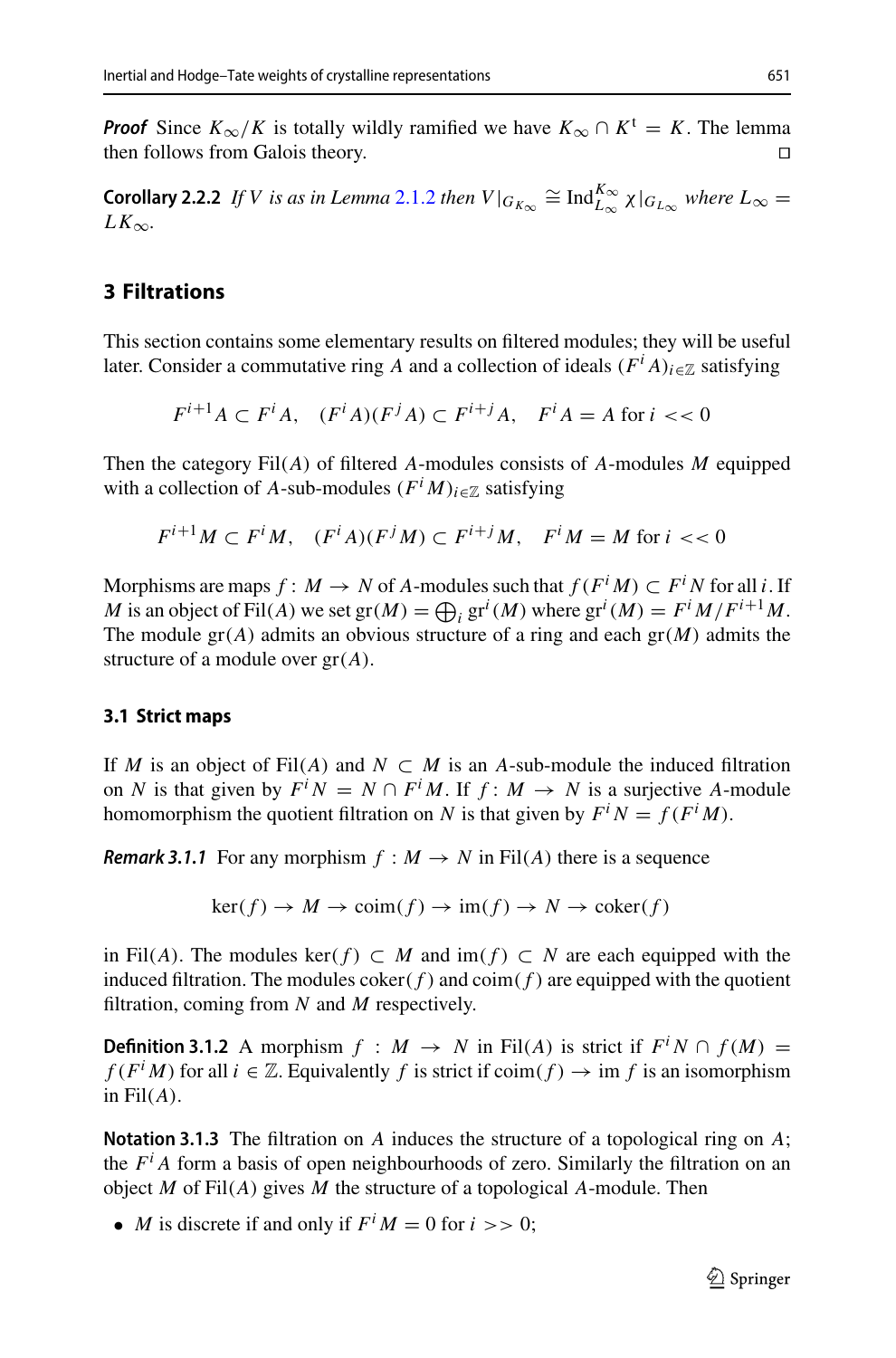***Proof*** Since $K_\infty/K$ is totally wildly ramified we have $K_\infty \cap K^{\mathrm{t}} = K$. The lemma then follows from Galois theory. □

**Corollary 2.2.2** *If $V$ is as in Lemma 2.1.2 then $V|_{G_{K_\infty}} \cong \mathrm{Ind}_{L_\infty}^{K_\infty} \chi|_{G_{L_\infty}}$ where $L_\infty = LK_\infty$.*

## 3 Filtrations

This section contains some elementary results on filtered modules; they will be useful later. Consider a commutative ring $A$ and a collection of ideals $(F^i A)_{i \in \mathbb{Z}}$ satisfying

$$F^{i+1}A \subset F^i A, \quad (F^i A)(F^j A) \subset F^{i+j} A, \quad F^i A = A \text{ for } i << 0$$

Then the category $\mathrm{Fil}(A)$ of filtered $A$-modules consists of $A$-modules $M$ equipped with a collection of $A$-sub-modules $(F^i M)_{i \in \mathbb{Z}}$ satisfying

$$F^{i+1}M \subset F^i M, \quad (F^i A)(F^j M) \subset F^{i+j} M, \quad F^i M = M \text{ for } i << 0$$

Morphisms are maps $f : M \to N$ of $A$-modules such that $f(F^i M) \subset F^i N$ for all $i$. If $M$ is an object of $\mathrm{Fil}(A)$ we set $\mathrm{gr}(M) = \bigoplus_i \mathrm{gr}^i(M)$ where $\mathrm{gr}^i(M) = F^i M / F^{i+1} M$. The module $\mathrm{gr}(A)$ admits an obvious structure of a ring and each $\mathrm{gr}(M)$ admits the structure of a module over $\mathrm{gr}(A)$.

### 3.1 Strict maps

If $M$ is an object of $\mathrm{Fil}(A)$ and $N \subset M$ is an $A$-sub-module the induced filtration on $N$ is that given by $F^i N = N \cap F^i M$. If $f : M \to N$ is a surjective $A$-module homomorphism the quotient filtration on $N$ is that given by $F^i N = f(F^i M)$.

***Remark 3.1.1*** For any morphism $f : M \to N$ in $\mathrm{Fil}(A)$ there is a sequence

$$\ker(f) \to M \to \mathrm{coim}(f) \to \mathrm{im}(f) \to N \to \mathrm{coker}(f)$$

in $\mathrm{Fil}(A)$. The modules $\ker(f) \subset M$ and $\mathrm{im}(f) \subset N$ are each equipped with the induced filtration. The modules $\mathrm{coker}(f)$ and $\mathrm{coim}(f)$ are equipped with the quotient filtration, coming from $N$ and $M$ respectively.

**Definition 3.1.2** A morphism $f : M \to N$ in $\mathrm{Fil}(A)$ is strict if $F^i N \cap f(M) = f(F^i M)$ for all $i \in \mathbb{Z}$. Equivalently $f$ is strict if $\mathrm{coim}(f) \to \mathrm{im}\, f$ is an isomorphism in $\mathrm{Fil}(A)$.

**Notation 3.1.3** The filtration on $A$ induces the structure of a topological ring on $A$; the $F^i A$ form a basis of open neighbourhoods of zero. Similarly the filtration on an object $M$ of $\mathrm{Fil}(A)$ gives $M$ the structure of a topological $A$-module. Then

- $M$ is discrete if and only if $F^i M = 0$ for $i >> 0$;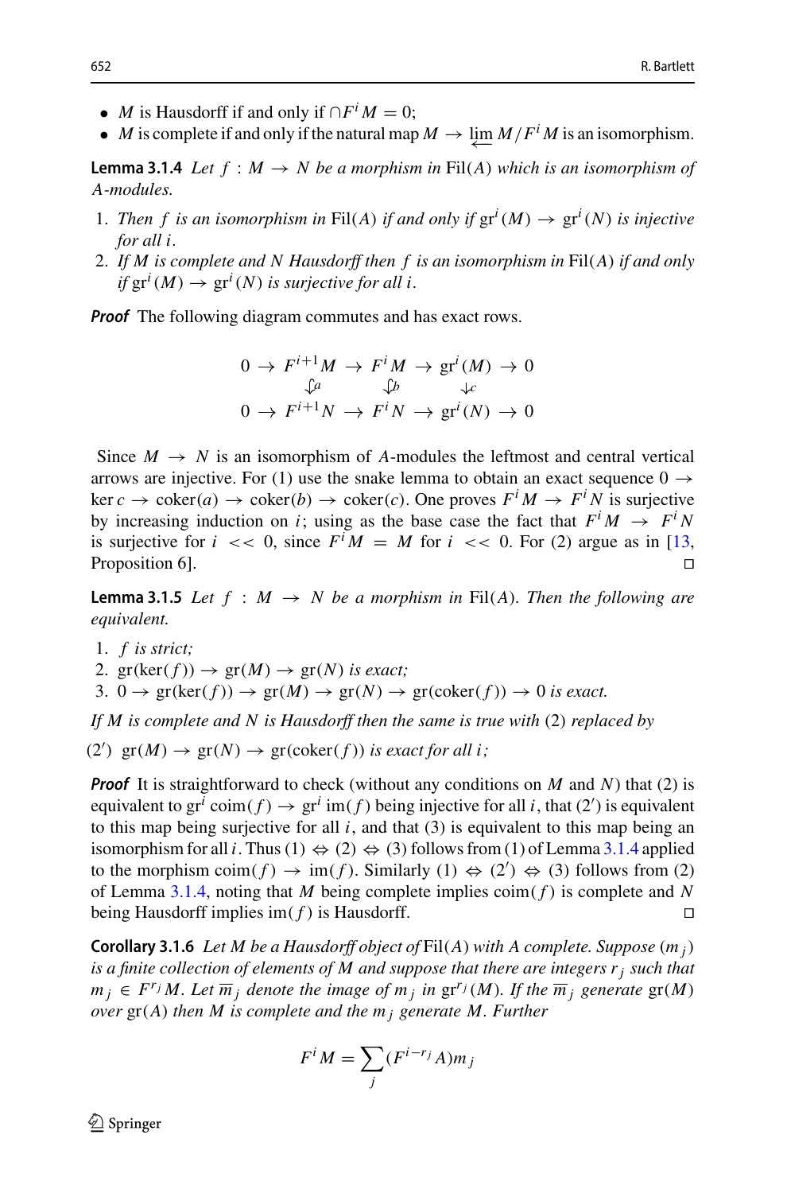- $M$ is Hausdorff if and only if $\cap F^i M = 0$;
- $M$ is complete if and only if the natural map $M \to \varprojlim M/F^i M$ is an isomorphism.

**Lemma 3.1.4** *Let $f : M \to N$ be a morphism in* $\mathrm{Fil}(A)$ *which is an isomorphism of $A$-modules.*

1. *Then $f$ is an isomorphism in* $\mathrm{Fil}(A)$ *if and only if $\mathrm{gr}^i(M) \to \mathrm{gr}^i(N)$ is injective for all $i$.*
2. *If $M$ is complete and $N$ Hausdorff then $f$ is an isomorphism in* $\mathrm{Fil}(A)$ *if and only if $\mathrm{gr}^i(M) \to \mathrm{gr}^i(N)$ is surjective for all $i$.*

***Proof*** The following diagram commutes and has exact rows.

$$\begin{array}{ccccccccc}
0 & \to & F^{i+1}M & \to & F^i M & \to & \mathrm{gr}^i(M) & \to & 0 \\
 & & \downarrow a & & \downarrow b & & \downarrow c & & \\
0 & \to & F^{i+1}N & \to & F^i N & \to & \mathrm{gr}^i(N) & \to & 0
\end{array}$$

Since $M \to N$ is an isomorphism of $A$-modules the leftmost and central vertical arrows are injective. For (1) use the snake lemma to obtain an exact sequence $0 \to \ker c \to \mathrm{coker}(a) \to \mathrm{coker}(b) \to \mathrm{coker}(c)$. One proves $F^i M \to F^i N$ is surjective by increasing induction on $i$; using as the base case the fact that $F^i M \to F^i N$ is surjective for $i << 0$, since $F^i M = M$ for $i << 0$. For (2) argue as in [13, Proposition 6]. ◻

**Lemma 3.1.5** *Let $f : M \to N$ be a morphism in* $\mathrm{Fil}(A)$*. Then the following are equivalent.*

1. *$f$ is strict;*
2. *$\mathrm{gr}(\ker(f)) \to \mathrm{gr}(M) \to \mathrm{gr}(N)$ is exact;*
3. *$0 \to \mathrm{gr}(\ker(f)) \to \mathrm{gr}(M) \to \mathrm{gr}(N) \to \mathrm{gr}(\mathrm{coker}(f)) \to 0$ is exact.*

*If $M$ is complete and $N$ is Hausdorff then the same is true with* (2) *replaced by*

(2′) *$\mathrm{gr}(M) \to \mathrm{gr}(N) \to \mathrm{gr}(\mathrm{coker}(f))$ is exact for all $i$;*

***Proof*** It is straightforward to check (without any conditions on $M$ and $N$) that (2) is equivalent to $\mathrm{gr}^i\,\mathrm{coim}(f) \to \mathrm{gr}^i\,\mathrm{im}(f)$ being injective for all $i$, that (2′) is equivalent to this map being surjective for all $i$, and that (3) is equivalent to this map being an isomorphism for all $i$. Thus (1) ⇔ (2) ⇔ (3) follows from (1) of Lemma 3.1.4 applied to the morphism $\mathrm{coim}(f) \to \mathrm{im}(f)$. Similarly (1) ⇔ (2′) ⇔ (3) follows from (2) of Lemma 3.1.4, noting that $M$ being complete implies $\mathrm{coim}(f)$ is complete and $N$ being Hausdorff implies $\mathrm{im}(f)$ is Hausdorff. ◻

**Corollary 3.1.6** *Let $M$ be a Hausdorff object of* $\mathrm{Fil}(A)$ *with $A$ complete. Suppose $(m_j)$ is a finite collection of elements of $M$ and suppose that there are integers $r_j$ such that $m_j \in F^{r_j}M$. Let $\overline{m}_j$ denote the image of $m_j$ in $\mathrm{gr}^{r_j}(M)$. If the $\overline{m}_j$ generate $\mathrm{gr}(M)$ over $\mathrm{gr}(A)$ then $M$ is complete and the $m_j$ generate $M$. Further*

$$F^i M = \sum_j (F^{i-r_j}A)m_j$$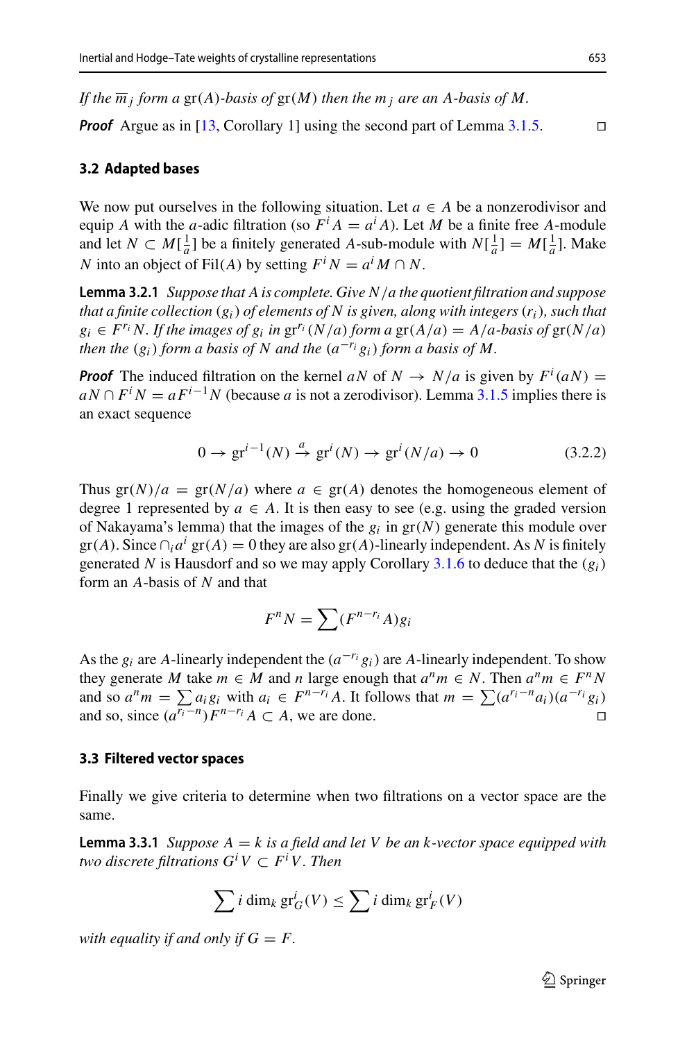*If the $\overline{m}_j$ form a* $\mathrm{gr}(A)$*-basis of* $\mathrm{gr}(M)$ *then the* $m_j$ *are an* $A$*-basis of* $M$.

***Proof*** Argue as in [13, Corollary 1] using the second part of Lemma 3.1.5. □

### 3.2 Adapted bases

We now put ourselves in the following situation. Let $a \in A$ be a nonzerodivisor and equip $A$ with the $a$-adic filtration (so $F^i A = a^i A$). Let $M$ be a finite free $A$-module and let $N \subset M[\frac{1}{a}]$ be a finitely generated $A$-sub-module with $N[\frac{1}{a}] = M[\frac{1}{a}]$. Make $N$ into an object of $\mathrm{Fil}(A)$ by setting $F^i N = a^i M \cap N$.

**Lemma 3.2.1** *Suppose that* $A$ *is complete. Give* $N/a$ *the quotient filtration and suppose that a finite collection* $(g_i)$ *of elements of* $N$ *is given, along with integers* $(r_i)$*, such that* $g_i \in F^{r_i} N$*. If the images of* $g_i$ *in* $\mathrm{gr}^{r_i}(N/a)$ *form a* $\mathrm{gr}(A/a) = A/a$*-basis of* $\mathrm{gr}(N/a)$ *then the* $(g_i)$ *form a basis of* $N$ *and the* $(a^{-r_i} g_i)$ *form a basis of* $M$.

***Proof*** The induced filtration on the kernel $aN$ of $N \to N/a$ is given by $F^i(aN) = aN \cap F^i N = aF^{i-1}N$ (because $a$ is not a zerodivisor). Lemma 3.1.5 implies there is an exact sequence

$$0 \to \mathrm{gr}^{i-1}(N) \xrightarrow{a} \mathrm{gr}^i(N) \to \mathrm{gr}^i(N/a) \to 0 \tag{3.2.2}$$

Thus $\mathrm{gr}(N)/a = \mathrm{gr}(N/a)$ where $a \in \mathrm{gr}(A)$ denotes the homogeneous element of degree 1 represented by $a \in A$. It is then easy to see (e.g. using the graded version of Nakayama's lemma) that the images of the $g_i$ in $\mathrm{gr}(N)$ generate this module over $\mathrm{gr}(A)$. Since $\cap_i a^i \,\mathrm{gr}(A) = 0$ they are also $\mathrm{gr}(A)$-linearly independent. As $N$ is finitely generated $N$ is Hausdorf and so we may apply Corollary 3.1.6 to deduce that the $(g_i)$ form an $A$-basis of $N$ and that

$$F^n N = \sum (F^{n-r_i} A) g_i$$

As the $g_i$ are $A$-linearly independent the $(a^{-r_i} g_i)$ are $A$-linearly independent. To show they generate $M$ take $m \in M$ and $n$ large enough that $a^n m \in N$. Then $a^n m \in F^n N$ and so $a^n m = \sum a_i g_i$ with $a_i \in F^{n-r_i} A$. It follows that $m = \sum (a^{r_i - n} a_i)(a^{-r_i} g_i)$ and so, since $(a^{r_i - n}) F^{n-r_i} A \subset A$, we are done. □

### 3.3 Filtered vector spaces

Finally we give criteria to determine when two filtrations on a vector space are the same.

**Lemma 3.3.1** *Suppose* $A = k$ *is a field and let* $V$ *be an* $k$*-vector space equipped with two discrete filtrations* $G^i V \subset F^i V$*. Then*

$$\sum i \dim_k \mathrm{gr}^i_G(V) \leq \sum i \dim_k \mathrm{gr}^i_F(V)$$

*with equality if and only if* $G = F$.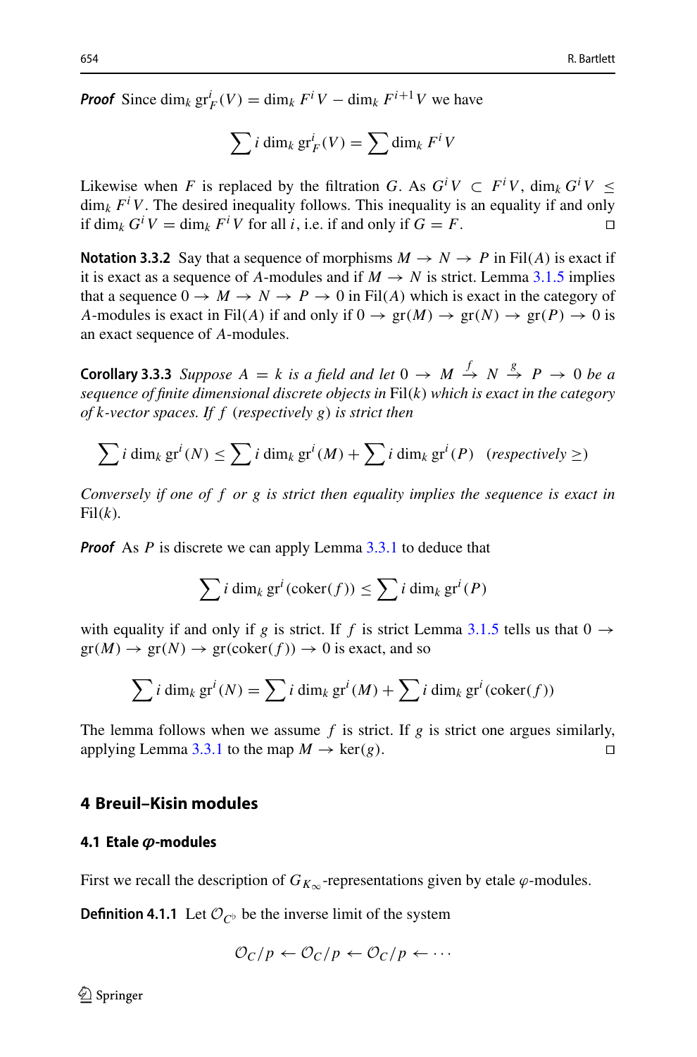***Proof*** Since $\dim_k \mathrm{gr}^i_F(V) = \dim_k F^i V - \dim_k F^{i+1} V$ we have

$$\sum i \dim_k \mathrm{gr}^i_F(V) = \sum \dim_k F^i V$$

Likewise when $F$ is replaced by the filtration $G$. As $G^i V \subset F^i V$, $\dim_k G^i V \leq \dim_k F^i V$. The desired inequality follows. This inequality is an equality if and only if $\dim_k G^i V = \dim_k F^i V$ for all $i$, i.e. if and only if $G = F$. □

**Notation 3.3.2** Say that a sequence of morphisms $M \to N \to P$ in $\mathrm{Fil}(A)$ is exact if it is exact as a sequence of $A$-modules and if $M \to N$ is strict. Lemma 3.1.5 implies that a sequence $0 \to M \to N \to P \to 0$ in $\mathrm{Fil}(A)$ which is exact in the category of $A$-modules is exact in $\mathrm{Fil}(A)$ if and only if $0 \to \mathrm{gr}(M) \to \mathrm{gr}(N) \to \mathrm{gr}(P) \to 0$ is an exact sequence of $A$-modules.

**Corollary 3.3.3** *Suppose $A = k$ is a field and let $0 \to M \xrightarrow{f} N \xrightarrow{g} P \to 0$ be a sequence of finite dimensional discrete objects in* $\mathrm{Fil}(k)$ *which is exact in the category of $k$-vector spaces. If $f$ (respectively $g$) is strict then*

$$\sum i \dim_k \mathrm{gr}^i(N) \leq \sum i \dim_k \mathrm{gr}^i(M) + \sum i \dim_k \mathrm{gr}^i(P) \quad (\textit{respectively } \geq)$$

*Conversely if one of $f$ or $g$ is strict then equality implies the sequence is exact in* $\mathrm{Fil}(k)$.

***Proof*** As $P$ is discrete we can apply Lemma 3.3.1 to deduce that

$$\sum i \dim_k \mathrm{gr}^i(\mathrm{coker}(f)) \leq \sum i \dim_k \mathrm{gr}^i(P)$$

with equality if and only if $g$ is strict. If $f$ is strict Lemma 3.1.5 tells us that $0 \to \mathrm{gr}(M) \to \mathrm{gr}(N) \to \mathrm{gr}(\mathrm{coker}(f)) \to 0$ is exact, and so

$$\sum i \dim_k \mathrm{gr}^i(N) = \sum i \dim_k \mathrm{gr}^i(M) + \sum i \dim_k \mathrm{gr}^i(\mathrm{coker}(f))$$

The lemma follows when we assume $f$ is strict. If $g$ is strict one argues similarly, applying Lemma 3.3.1 to the map $M \to \ker(g)$. □

## 4 Breuil–Kisin modules

### 4.1 Etale $\varphi$-modules

First we recall the description of $G_{K_\infty}$-representations given by etale $\varphi$-modules.

**Definition 4.1.1** Let $\mathcal{O}_{C^\flat}$ be the inverse limit of the system

$$\mathcal{O}_C/p \leftarrow \mathcal{O}_C/p \leftarrow \mathcal{O}_C/p \leftarrow \cdots$$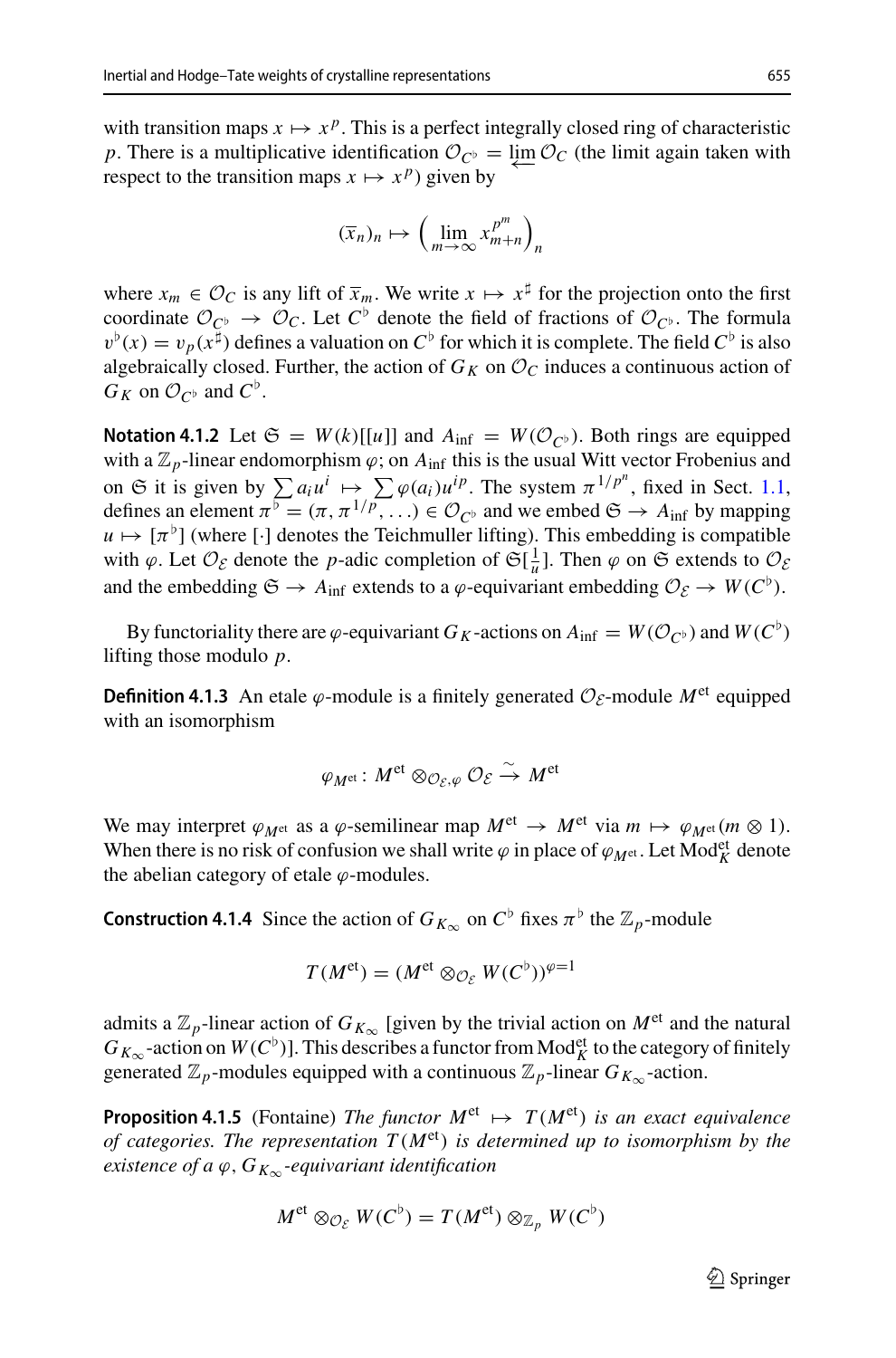with transition maps $x \mapsto x^p$. This is a perfect integrally closed ring of characteristic $p$. There is a multiplicative identification $\mathcal{O}_{C^\flat} = \varprojlim \mathcal{O}_C$ (the limit again taken with respect to the transition maps $x \mapsto x^p$) given by

$$(\overline{x}_n)_n \mapsto \left( \lim_{m \to \infty} x_{m+n}^{p^m} \right)_n$$

where $x_m \in \mathcal{O}_C$ is any lift of $\overline{x}_m$. We write $x \mapsto x^\sharp$ for the projection onto the first coordinate $\mathcal{O}_{C^\flat} \to \mathcal{O}_C$. Let $C^\flat$ denote the field of fractions of $\mathcal{O}_{C^\flat}$. The formula $v^\flat(x) = v_p(x^\sharp)$ defines a valuation on $C^\flat$ for which it is complete. The field $C^\flat$ is also algebraically closed. Further, the action of $G_K$ on $\mathcal{O}_C$ induces a continuous action of $G_K$ on $\mathcal{O}_{C^\flat}$ and $C^\flat$.

**Notation 4.1.2** Let $\mathfrak{S} = W(k)[[u]]$ and $A_{\text{inf}} = W(\mathcal{O}_{C^\flat})$. Both rings are equipped with a $\mathbb{Z}_p$-linear endomorphism $\varphi$; on $A_{\text{inf}}$ this is the usual Witt vector Frobenius and on $\mathfrak{S}$ it is given by $\sum a_i u^i \mapsto \sum \varphi(a_i) u^{ip}$. The system $\pi^{1/p^n}$, fixed in Sect. 1.1, defines an element $\pi^\flat = (\pi, \pi^{1/p}, \ldots) \in \mathcal{O}_{C^\flat}$ and we embed $\mathfrak{S} \to A_{\text{inf}}$ by mapping $u \mapsto [\pi^\flat]$ (where $[\cdot]$ denotes the Teichmuller lifting). This embedding is compatible with $\varphi$. Let $\mathcal{O}_\mathcal{E}$ denote the $p$-adic completion of $\mathfrak{S}[\frac{1}{u}]$. Then $\varphi$ on $\mathfrak{S}$ extends to $\mathcal{O}_\mathcal{E}$ and the embedding $\mathfrak{S} \to A_{\text{inf}}$ extends to a $\varphi$-equivariant embedding $\mathcal{O}_\mathcal{E} \to W(C^\flat)$.

By functoriality there are $\varphi$-equivariant $G_K$-actions on $A_{\text{inf}} = W(\mathcal{O}_{C^\flat})$ and $W(C^\flat)$ lifting those modulo $p$.

**Definition 4.1.3** An etale $\varphi$-module is a finitely generated $\mathcal{O}_\mathcal{E}$-module $M^{\text{et}}$ equipped with an isomorphism

$$\varphi_{M^{\text{et}}} \colon M^{\text{et}} \otimes_{\mathcal{O}_\mathcal{E}, \varphi} \mathcal{O}_\mathcal{E} \xrightarrow{\sim} M^{\text{et}}$$

We may interpret $\varphi_{M^{\text{et}}}$ as a $\varphi$-semilinear map $M^{\text{et}} \to M^{\text{et}}$ via $m \mapsto \varphi_{M^{\text{et}}}(m \otimes 1)$. When there is no risk of confusion we shall write $\varphi$ in place of $\varphi_{M^{\text{et}}}$. Let $\text{Mod}_K^{\text{et}}$ denote the abelian category of etale $\varphi$-modules.

**Construction 4.1.4** Since the action of $G_{K_\infty}$ on $C^\flat$ fixes $\pi^\flat$ the $\mathbb{Z}_p$-module

$$T(M^{\text{et}}) = (M^{\text{et}} \otimes_{\mathcal{O}_\mathcal{E}} W(C^\flat))^{\varphi=1}$$

admits a $\mathbb{Z}_p$-linear action of $G_{K_\infty}$ [given by the trivial action on $M^{\text{et}}$ and the natural $G_{K_\infty}$-action on $W(C^\flat)$]. This describes a functor from $\text{Mod}_K^{\text{et}}$ to the category of finitely generated $\mathbb{Z}_p$-modules equipped with a continuous $\mathbb{Z}_p$-linear $G_{K_\infty}$-action.

**Proposition 4.1.5** (Fontaine) *The functor $M^{\text{et}} \mapsto T(M^{\text{et}})$ is an exact equivalence of categories. The representation $T(M^{\text{et}})$ is determined up to isomorphism by the existence of a $\varphi, G_{K_\infty}$-equivariant identification*

$$M^{\text{et}} \otimes_{\mathcal{O}_\mathcal{E}} W(C^\flat) = T(M^{\text{et}}) \otimes_{\mathbb{Z}_p} W(C^\flat)$$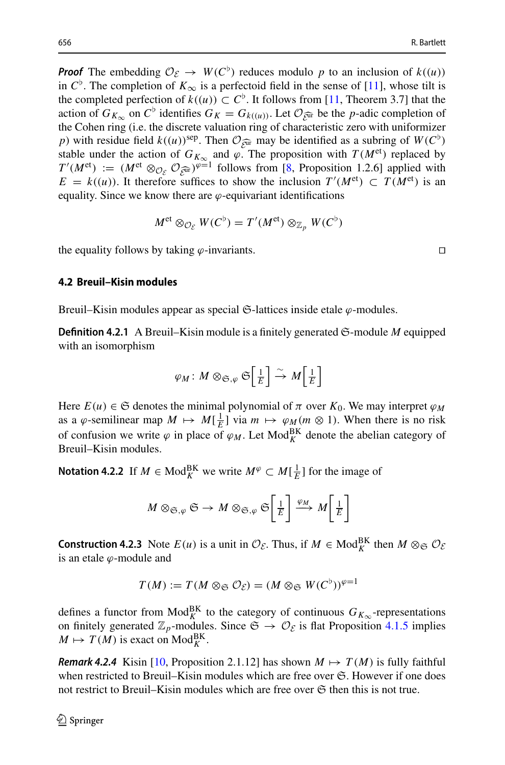***Proof*** The embedding $\mathcal{O}_{\mathcal{E}} \to W(C^\flat)$ reduces modulo $p$ to an inclusion of $k((u))$ in $C^\flat$. The completion of $K_\infty$ is a perfectoid field in the sense of [11], whose tilt is the completed perfection of $k((u)) \subset C^\flat$. It follows from [11, Theorem 3.7] that the action of $G_{K_\infty}$ on $C^\flat$ identifies $G_K = G_{k((u))}$. Let $\mathcal{O}_{\widehat{\mathcal{E}^{\mathrm{ur}}}}$ be the $p$-adic completion of the Cohen ring (i.e. the discrete valuation ring of characteristic zero with uniformizer $p$) with residue field $k((u))^{\mathrm{sep}}$. Then $\mathcal{O}_{\widehat{\mathcal{E}^{\mathrm{ur}}}}$ may be identified as a subring of $W(C^\flat)$ stable under the action of $G_{K_\infty}$ and $\varphi$. The proposition with $T(M^{\mathrm{et}})$ replaced by $T'(M^{\mathrm{et}}) := (M^{\mathrm{et}} \otimes_{\mathcal{O}_{\mathcal{E}}} \mathcal{O}_{\widehat{\mathcal{E}^{\mathrm{ur}}}})^{\varphi=1}$ follows from [8, Proposition 1.2.6] applied with $E = k((u))$. It therefore suffices to show the inclusion $T'(M^{\mathrm{et}}) \subset T(M^{\mathrm{et}})$ is an equality. Since we know there are $\varphi$-equivariant identifications

$$M^{\mathrm{et}} \otimes_{\mathcal{O}_{\mathcal{E}}} W(C^\flat) = T'(M^{\mathrm{et}}) \otimes_{\mathbb{Z}_p} W(C^\flat)$$

the equality follows by taking $\varphi$-invariants. $\square$

### 4.2 Breuil–Kisin modules

Breuil–Kisin modules appear as special $\mathfrak{S}$-lattices inside etale $\varphi$-modules.

**Definition 4.2.1** A Breuil–Kisin module is a finitely generated $\mathfrak{S}$-module $M$ equipped with an isomorphism

$$\varphi_M \colon M \otimes_{\mathfrak{S},\varphi} \mathfrak{S}\left[\tfrac{1}{E}\right] \xrightarrow{\sim} M\left[\tfrac{1}{E}\right]$$

Here $E(u) \in \mathfrak{S}$ denotes the minimal polynomial of $\pi$ over $K_0$. We may interpret $\varphi_M$ as a $\varphi$-semilinear map $M \mapsto M[\frac{1}{E}]$ via $m \mapsto \varphi_M(m \otimes 1)$. When there is no risk of confusion we write $\varphi$ in place of $\varphi_M$. Let $\mathrm{Mod}^{\mathrm{BK}}_K$ denote the abelian category of Breuil–Kisin modules.

**Notation 4.2.2** If $M \in \mathrm{Mod}^{\mathrm{BK}}_K$ we write $M^\varphi \subset M[\frac{1}{E}]$ for the image of

$$M \otimes_{\mathfrak{S},\varphi} \mathfrak{S} \to M \otimes_{\mathfrak{S},\varphi} \mathfrak{S}\left[\tfrac{1}{E}\right] \xrightarrow{\varphi_M} M\left[\tfrac{1}{E}\right]$$

**Construction 4.2.3** Note $E(u)$ is a unit in $\mathcal{O}_{\mathcal{E}}$. Thus, if $M \in \mathrm{Mod}^{\mathrm{BK}}_K$ then $M \otimes_{\mathfrak{S}} \mathcal{O}_{\mathcal{E}}$ is an etale $\varphi$-module and

$$T(M) := T(M \otimes_{\mathfrak{S}} \mathcal{O}_{\mathcal{E}}) = (M \otimes_{\mathfrak{S}} W(C^\flat))^{\varphi=1}$$

defines a functor from $\mathrm{Mod}^{\mathrm{BK}}_K$ to the category of continuous $G_{K_\infty}$-representations on finitely generated $\mathbb{Z}_p$-modules. Since $\mathfrak{S} \to \mathcal{O}_{\mathcal{E}}$ is flat Proposition 4.1.5 implies $M \mapsto T(M)$ is exact on $\mathrm{Mod}^{\mathrm{BK}}_K$.

***Remark 4.2.4*** Kisin [10, Proposition 2.1.12] has shown $M \mapsto T(M)$ is fully faithful when restricted to Breuil–Kisin modules which are free over $\mathfrak{S}$. However if one does not restrict to Breuil–Kisin modules which are free over $\mathfrak{S}$ then this is not true.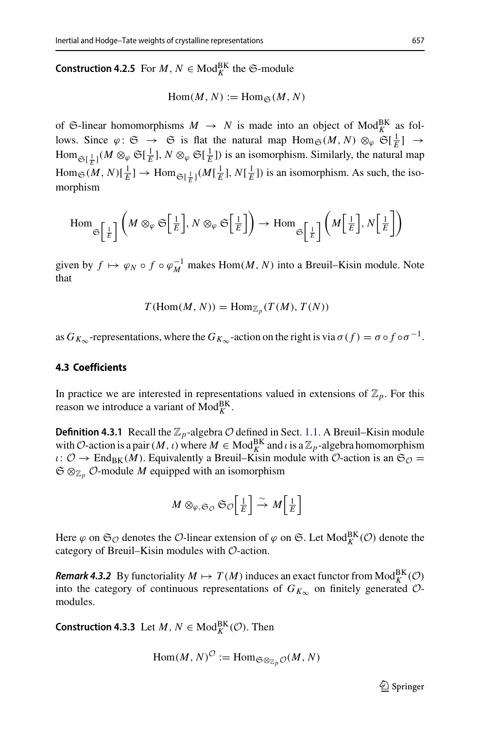**Construction 4.2.5** For $M, N \in \mathrm{Mod}_K^{\mathrm{BK}}$ the $\mathfrak{S}$-module

$$\mathrm{Hom}(M, N) := \mathrm{Hom}_{\mathfrak{S}}(M, N)$$

of $\mathfrak{S}$-linear homomorphisms $M \to N$ is made into an object of $\mathrm{Mod}_K^{\mathrm{BK}}$ as follows. Since $\varphi\colon \mathfrak{S} \to \mathfrak{S}$ is flat the natural map $\mathrm{Hom}_{\mathfrak{S}}(M, N) \otimes_{\varphi} \mathfrak{S}[\frac{1}{E}] \to \mathrm{Hom}_{\mathfrak{S}[\frac{1}{E}]}(M \otimes_{\varphi} \mathfrak{S}[\frac{1}{E}], N \otimes_{\varphi} \mathfrak{S}[\frac{1}{E}])$ is an isomorphism. Similarly, the natural map $\mathrm{Hom}_{\mathfrak{S}}(M, N)[\frac{1}{E}] \to \mathrm{Hom}_{\mathfrak{S}[\frac{1}{E}]}(M[\frac{1}{E}], N[\frac{1}{E}])$ is an isomorphism. As such, the isomorphism

$$\mathrm{Hom}_{\mathfrak{S}\left[\frac{1}{E}\right]}\left(M \otimes_{\varphi} \mathfrak{S}\left[\tfrac{1}{E}\right], N \otimes_{\varphi} \mathfrak{S}\left[\tfrac{1}{E}\right]\right) \to \mathrm{Hom}_{\mathfrak{S}\left[\frac{1}{E}\right]}\left(M\left[\tfrac{1}{E}\right], N\left[\tfrac{1}{E}\right]\right)$$

given by $f \mapsto \varphi_N \circ f \circ \varphi_M^{-1}$ makes $\mathrm{Hom}(M, N)$ into a Breuil–Kisin module. Note that

$$T(\mathrm{Hom}(M, N)) = \mathrm{Hom}_{\mathbb{Z}_p}(T(M), T(N))$$

as $G_{K_\infty}$-representations, where the $G_{K_\infty}$-action on the right is via $\sigma(f) = \sigma \circ f \circ \sigma^{-1}$.

### 4.3 Coefficients

In practice we are interested in representations valued in extensions of $\mathbb{Z}_p$. For this reason we introduce a variant of $\mathrm{Mod}_K^{\mathrm{BK}}$.

**Definition 4.3.1** Recall the $\mathbb{Z}_p$-algebra $\mathcal{O}$ defined in Sect. 1.1. A Breuil–Kisin module with $\mathcal{O}$-action is a pair $(M, \iota)$ where $M \in \mathrm{Mod}_K^{\mathrm{BK}}$ and $\iota$ is a $\mathbb{Z}_p$-algebra homomorphism $\iota\colon \mathcal{O} \to \mathrm{End}_{\mathrm{BK}}(M)$. Equivalently a Breuil–Kisin module with $\mathcal{O}$-action is an $\mathfrak{S}_{\mathcal{O}} = \mathfrak{S} \otimes_{\mathbb{Z}_p} \mathcal{O}$-module $M$ equipped with an isomorphism

$$M \otimes_{\varphi, \mathfrak{S}_{\mathcal{O}}} \mathfrak{S}_{\mathcal{O}}\left[\tfrac{1}{E}\right] \xrightarrow{\sim} M\left[\tfrac{1}{E}\right]$$

Here $\varphi$ on $\mathfrak{S}_{\mathcal{O}}$ denotes the $\mathcal{O}$-linear extension of $\varphi$ on $\mathfrak{S}$. Let $\mathrm{Mod}_K^{\mathrm{BK}}(\mathcal{O})$ denote the category of Breuil–Kisin modules with $\mathcal{O}$-action.

***Remark 4.3.2*** By functoriality $M \mapsto T(M)$ induces an exact functor from $\mathrm{Mod}_K^{\mathrm{BK}}(\mathcal{O})$ into the category of continuous representations of $G_{K_\infty}$ on finitely generated $\mathcal{O}$-modules.

**Construction 4.3.3** Let $M, N \in \mathrm{Mod}_K^{\mathrm{BK}}(\mathcal{O})$. Then

$$\mathrm{Hom}(M, N)^{\mathcal{O}} := \mathrm{Hom}_{\mathfrak{S} \otimes_{\mathbb{Z}_p} \mathcal{O}}(M, N)$$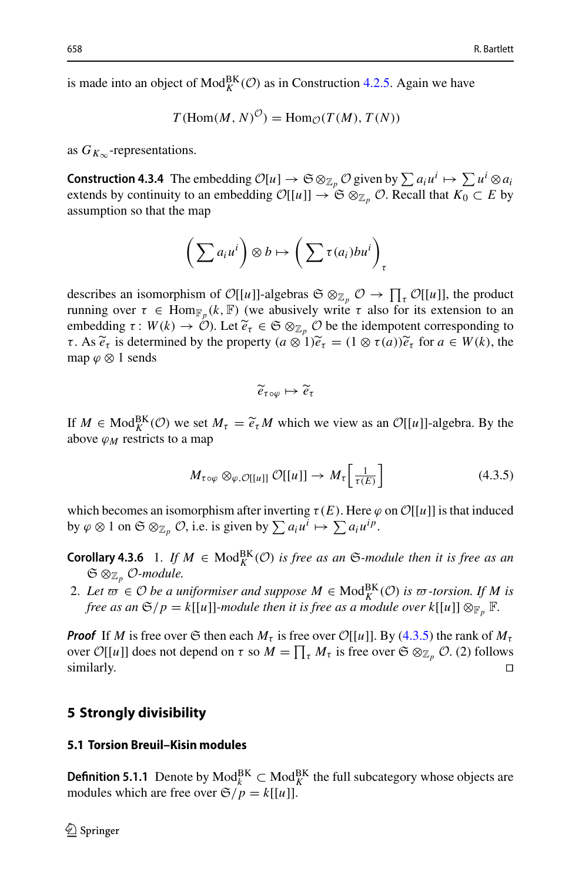is made into an object of $\mathrm{Mod}_K^{\mathrm{BK}}(\mathcal{O})$ as in Construction 4.2.5. Again we have

$$T(\mathrm{Hom}(M,N)^{\mathcal{O}}) = \mathrm{Hom}_{\mathcal{O}}(T(M),T(N))$$

as $G_{K_\infty}$-representations.

**Construction 4.3.4** The embedding $\mathcal{O}[u] \to \mathfrak{S} \otimes_{\mathbb{Z}_p} \mathcal{O}$ given by $\sum a_i u^i \mapsto \sum u^i \otimes a_i$ extends by continuity to an embedding $\mathcal{O}[[u]] \to \mathfrak{S} \otimes_{\mathbb{Z}_p} \mathcal{O}$. Recall that $K_0 \subset E$ by assumption so that the map

$$\left(\sum a_i u^i\right) \otimes b \mapsto \left(\sum \tau(a_i) b u^i\right)_\tau$$

describes an isomorphism of $\mathcal{O}[[u]]$-algebras $\mathfrak{S} \otimes_{\mathbb{Z}_p} \mathcal{O} \to \prod_\tau \mathcal{O}[[u]]$, the product running over $\tau \in \mathrm{Hom}_{\mathbb{F}_p}(k,\mathbb{F})$ (we abusively write $\tau$ also for its extension to an embedding $\tau\colon W(k) \to \mathcal{O}$). Let $\widetilde{e}_\tau \in \mathfrak{S} \otimes_{\mathbb{Z}_p} \mathcal{O}$ be the idempotent corresponding to $\tau$. As $\widetilde{e}_\tau$ is determined by the property $(a \otimes 1)\widetilde{e}_\tau = (1 \otimes \tau(a))\widetilde{e}_\tau$ for $a \in W(k)$, the map $\varphi \otimes 1$ sends

$$\widetilde{e}_{\tau\circ\varphi} \mapsto \widetilde{e}_\tau$$

If $M \in \mathrm{Mod}_K^{\mathrm{BK}}(\mathcal{O})$ we set $M_\tau = \widetilde{e}_\tau M$ which we view as an $\mathcal{O}[[u]]$-algebra. By the above $\varphi_M$ restricts to a map

$$M_{\tau\circ\varphi} \otimes_{\varphi,\mathcal{O}[[u]]} \mathcal{O}[[u]] \to M_\tau\left[\tfrac{1}{\tau(E)}\right] \tag{4.3.5}$$

which becomes an isomorphism after inverting $\tau(E)$. Here $\varphi$ on $\mathcal{O}[[u]]$ is that induced by $\varphi \otimes 1$ on $\mathfrak{S} \otimes_{\mathbb{Z}_p} \mathcal{O}$, i.e. is given by $\sum a_i u^i \mapsto \sum a_i u^{ip}$.

**Corollary 4.3.6** 1. *If $M \in \mathrm{Mod}_K^{\mathrm{BK}}(\mathcal{O})$ is free as an $\mathfrak{S}$-module then it is free as an $\mathfrak{S} \otimes_{\mathbb{Z}_p} \mathcal{O}$-module.*
2. *Let $\varpi \in \mathcal{O}$ be a uniformiser and suppose $M \in \mathrm{Mod}_K^{\mathrm{BK}}(\mathcal{O})$ is $\varpi$-torsion. If $M$ is free as an $\mathfrak{S}/p = k[[u]]$-module then it is free as a module over $k[[u]] \otimes_{\mathbb{F}_p} \mathbb{F}$.*

***Proof*** If $M$ is free over $\mathfrak{S}$ then each $M_\tau$ is free over $\mathcal{O}[[u]]$. By (4.3.5) the rank of $M_\tau$ over $\mathcal{O}[[u]]$ does not depend on $\tau$ so $M = \prod_\tau M_\tau$ is free over $\mathfrak{S} \otimes_{\mathbb{Z}_p} \mathcal{O}$. (2) follows similarly. □

## 5 Strongly divisibility

### 5.1 Torsion Breuil–Kisin modules

**Definition 5.1.1** Denote by $\mathrm{Mod}_k^{\mathrm{BK}} \subset \mathrm{Mod}_K^{\mathrm{BK}}$ the full subcategory whose objects are modules which are free over $\mathfrak{S}/p = k[[u]]$.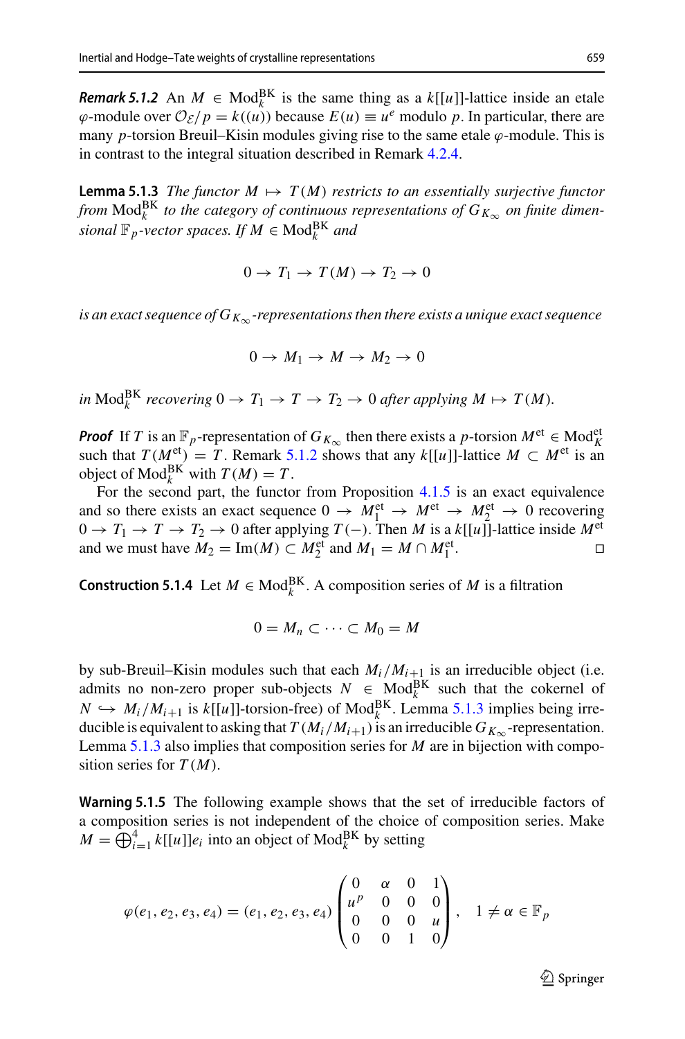***Remark 5.1.2*** An $M \in \mathrm{Mod}_k^{\mathrm{BK}}$ is the same thing as a $k[[u]]$-lattice inside an etale $\varphi$-module over $\mathcal{O}_{\mathcal{E}}/p = k((u))$ because $E(u) \equiv u^e$ modulo $p$. In particular, there are many $p$-torsion Breuil–Kisin modules giving rise to the same etale $\varphi$-module. This is in contrast to the integral situation described in Remark 4.2.4.

**Lemma 5.1.3** *The functor $M \mapsto T(M)$ restricts to an essentially surjective functor from $\mathrm{Mod}_k^{\mathrm{BK}}$ to the category of continuous representations of $G_{K_\infty}$ on finite dimensional $\mathbb{F}_p$-vector spaces. If $M \in \mathrm{Mod}_k^{\mathrm{BK}}$ and*

$$0 \to T_1 \to T(M) \to T_2 \to 0$$

*is an exact sequence of $G_{K_\infty}$-representations then there exists a unique exact sequence*

$$0 \to M_1 \to M \to M_2 \to 0$$

*in $\mathrm{Mod}_k^{\mathrm{BK}}$ recovering $0 \to T_1 \to T \to T_2 \to 0$ after applying $M \mapsto T(M)$.*

***Proof*** If $T$ is an $\mathbb{F}_p$-representation of $G_{K_\infty}$ then there exists a $p$-torsion $M^{\mathrm{et}} \in \mathrm{Mod}_K^{\mathrm{et}}$ such that $T(M^{\mathrm{et}}) = T$. Remark 5.1.2 shows that any $k[[u]]$-lattice $M \subset M^{\mathrm{et}}$ is an object of $\mathrm{Mod}_k^{\mathrm{BK}}$ with $T(M) = T$.

For the second part, the functor from Proposition 4.1.5 is an exact equivalence and so there exists an exact sequence $0 \to M_1^{\mathrm{et}} \to M^{\mathrm{et}} \to M_2^{\mathrm{et}} \to 0$ recovering $0 \to T_1 \to T \to T_2 \to 0$ after applying $T(-)$. Then $M$ is a $k[[u]]$-lattice inside $M^{\mathrm{et}}$ and we must have $M_2 = \mathrm{Im}(M) \subset M_2^{\mathrm{et}}$ and $M_1 = M \cap M_1^{\mathrm{et}}$. □

**Construction 5.1.4** Let $M \in \mathrm{Mod}_k^{\mathrm{BK}}$. A composition series of $M$ is a filtration

$$0 = M_n \subset \cdots \subset M_0 = M$$

by sub-Breuil–Kisin modules such that each $M_i/M_{i+1}$ is an irreducible object (i.e. admits no non-zero proper sub-objects $N \in \mathrm{Mod}_k^{\mathrm{BK}}$ such that the cokernel of $N \hookrightarrow M_i/M_{i+1}$ is $k[[u]]$-torsion-free) of $\mathrm{Mod}_k^{\mathrm{BK}}$. Lemma 5.1.3 implies being irreducible is equivalent to asking that $T(M_i/M_{i+1})$ is an irreducible $G_{K_\infty}$-representation. Lemma 5.1.3 also implies that composition series for $M$ are in bijection with composition series for $T(M)$.

**Warning 5.1.5** The following example shows that the set of irreducible factors of a composition series is not independent of the choice of composition series. Make $M = \bigoplus_{i=1}^4 k[[u]]e_i$ into an object of $\mathrm{Mod}_k^{\mathrm{BK}}$ by setting

$$\varphi(e_1, e_2, e_3, e_4) = (e_1, e_2, e_3, e_4) \begin{pmatrix} 0 & \alpha & 0 & 1 \\ u^p & 0 & 0 & 0 \\ 0 & 0 & 0 & u \\ 0 & 0 & 1 & 0 \end{pmatrix}, \quad 1 \neq \alpha \in \mathbb{F}_p$$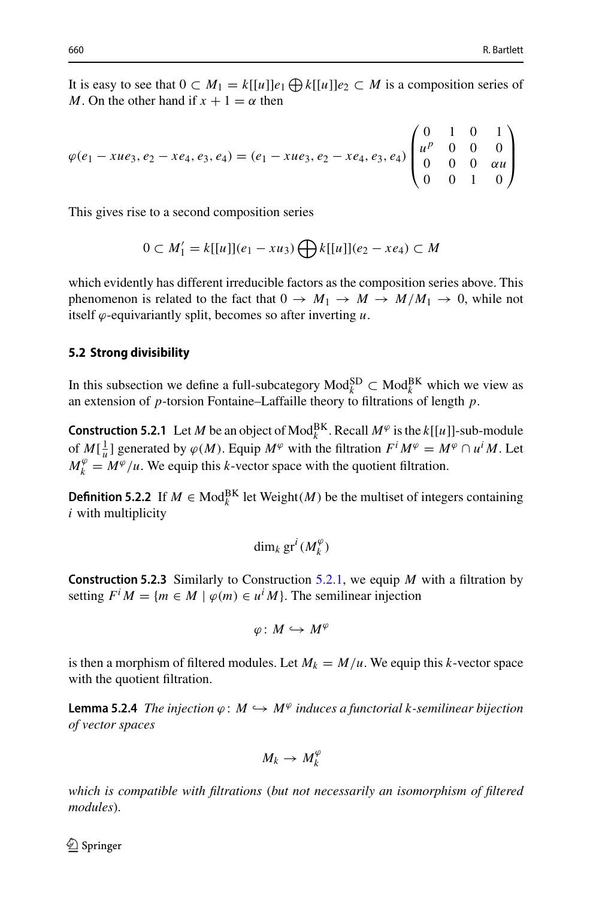It is easy to see that $0 \subset M_1 = k[[u]]e_1 \bigoplus k[[u]]e_2 \subset M$ is a composition series of $M$. On the other hand if $x + 1 = \alpha$ then

$$\varphi(e_1 - xue_3, e_2 - xe_4, e_3, e_4) = (e_1 - xue_3, e_2 - xe_4, e_3, e_4) \begin{pmatrix} 0 & 1 & 0 & 1 \\ u^p & 0 & 0 & 0 \\ 0 & 0 & 0 & \alpha u \\ 0 & 0 & 1 & 0 \end{pmatrix}$$

This gives rise to a second composition series

$$0 \subset M_1' = k[[u]](e_1 - xu_3) \bigoplus k[[u]](e_2 - xe_4) \subset M$$

which evidently has different irreducible factors as the composition series above. This phenomenon is related to the fact that $0 \to M_1 \to M \to M/M_1 \to 0$, while not itself $\varphi$-equivariantly split, becomes so after inverting $u$.

## 5.2 Strong divisibility

In this subsection we define a full-subcategory $\mathrm{Mod}_k^{\mathrm{SD}} \subset \mathrm{Mod}_k^{\mathrm{BK}}$ which we view as an extension of $p$-torsion Fontaine–Laffaille theory to filtrations of length $p$.

**Construction 5.2.1** Let $M$ be an object of $\mathrm{Mod}_k^{\mathrm{BK}}$. Recall $M^\varphi$ is the $k[[u]]$-sub-module of $M[\frac{1}{u}]$ generated by $\varphi(M)$. Equip $M^\varphi$ with the filtration $F^i M^\varphi = M^\varphi \cap u^i M$. Let $M_k^\varphi = M^\varphi/u$. We equip this $k$-vector space with the quotient filtration.

**Definition 5.2.2** If $M \in \mathrm{Mod}_k^{\mathrm{BK}}$ let $\mathrm{Weight}(M)$ be the multiset of integers containing $i$ with multiplicity

$$\dim_k \mathrm{gr}^i(M_k^\varphi)$$

**Construction 5.2.3** Similarly to Construction 5.2.1, we equip $M$ with a filtration by setting $F^i M = \{m \in M \mid \varphi(m) \in u^i M\}$. The semilinear injection

$$\varphi\colon M \hookrightarrow M^\varphi$$

is then a morphism of filtered modules. Let $M_k = M/u$. We equip this $k$-vector space with the quotient filtration.

**Lemma 5.2.4** *The injection $\varphi\colon M \hookrightarrow M^\varphi$ induces a functorial $k$-semilinear bijection of vector spaces*

$$M_k \to M_k^\varphi$$

*which is compatible with filtrations (but not necessarily an isomorphism of filtered modules).*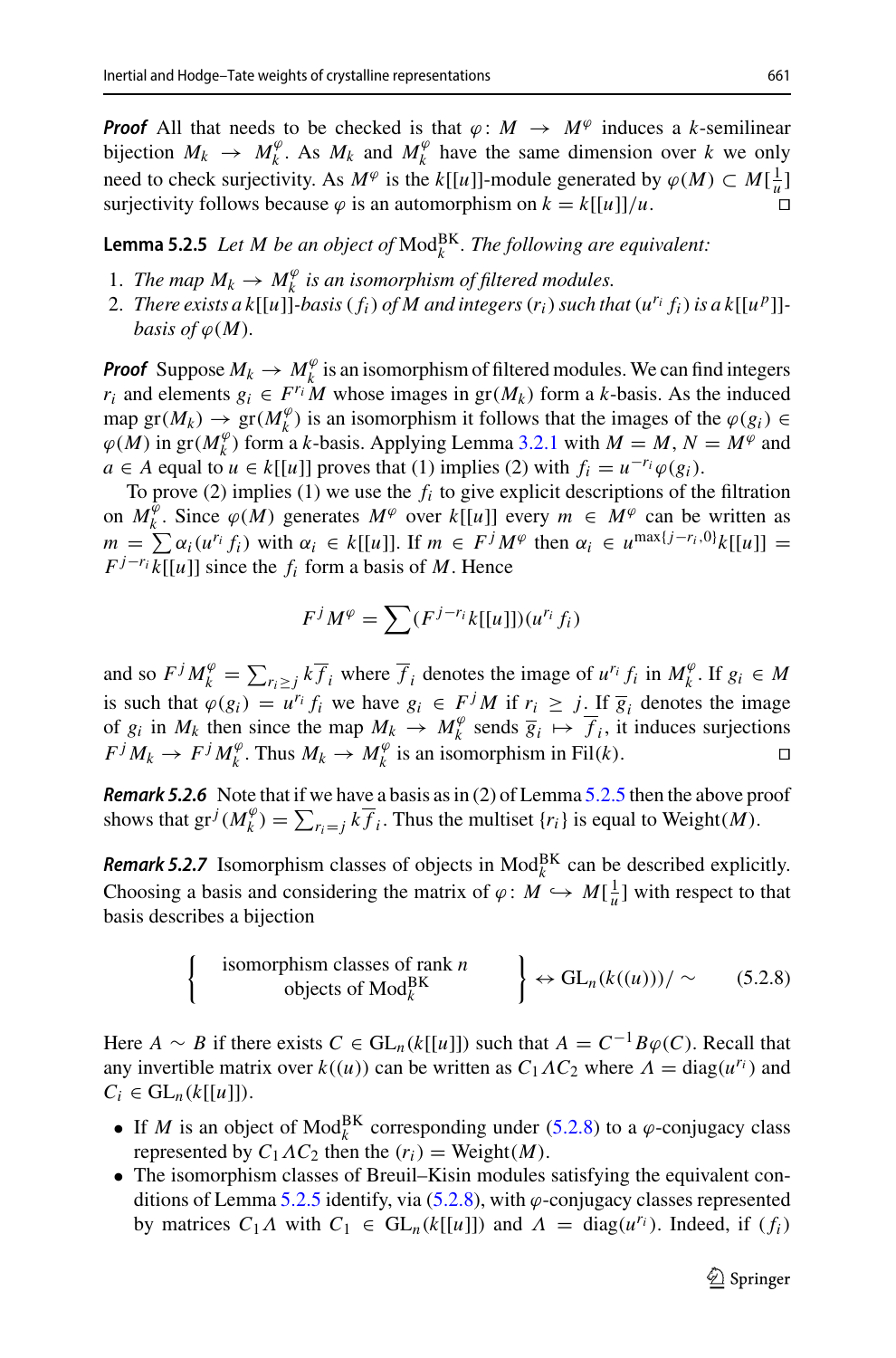***Proof*** All that needs to be checked is that $\varphi\colon M \to M^{\varphi}$ induces a $k$-semilinear bijection $M_k \to M_k^{\varphi}$. As $M_k$ and $M_k^{\varphi}$ have the same dimension over $k$ we only need to check surjectivity. As $M^{\varphi}$ is the $k[[u]]$-module generated by $\varphi(M) \subset M[\frac{1}{u}]$ surjectivity follows because $\varphi$ is an automorphism on $k = k[[u]]/u$. $\square$

**Lemma 5.2.5** *Let $M$ be an object of $\mathrm{Mod}_k^{\mathrm{BK}}$. The following are equivalent:*

1. *The map $M_k \to M_k^{\varphi}$ is an isomorphism of filtered modules.*
2. *There exists a $k[[u]]$-basis $(f_i)$ of $M$ and integers $(r_i)$ such that $(u^{r_i} f_i)$ is a $k[[u^p]]$-basis of $\varphi(M)$.*

***Proof*** Suppose $M_k \to M_k^{\varphi}$ is an isomorphism of filtered modules. We can find integers $r_i$ and elements $g_i \in F^{r_i} M$ whose images in $\mathrm{gr}(M_k)$ form a $k$-basis. As the induced map $\mathrm{gr}(M_k) \to \mathrm{gr}(M_k^{\varphi})$ is an isomorphism it follows that the images of the $\varphi(g_i) \in \varphi(M)$ in $\mathrm{gr}(M_k^{\varphi})$ form a $k$-basis. Applying Lemma 3.2.1 with $M = M$, $N = M^{\varphi}$ and $a \in A$ equal to $u \in k[[u]]$ proves that (1) implies (2) with $f_i = u^{-r_i}\varphi(g_i)$.

To prove (2) implies (1) we use the $f_i$ to give explicit descriptions of the filtration on $M_k^{\varphi}$. Since $\varphi(M)$ generates $M^{\varphi}$ over $k[[u]]$ every $m \in M^{\varphi}$ can be written as $m = \sum \alpha_i (u^{r_i} f_i)$ with $\alpha_i \in k[[u]]$. If $m \in F^j M^{\varphi}$ then $\alpha_i \in u^{\max\{j-r_i,0\}} k[[u]] = F^{j-r_i} k[[u]]$ since the $f_i$ form a basis of $M$. Hence

$$F^j M^{\varphi} = \sum (F^{j-r_i} k[[u]])(u^{r_i} f_i)$$

and so $F^j M_k^{\varphi} = \sum_{r_i \geq j} k\overline{f}_i$ where $\overline{f}_i$ denotes the image of $u^{r_i} f_i$ in $M_k^{\varphi}$. If $g_i \in M$ is such that $\varphi(g_i) = u^{r_i} f_i$ we have $g_i \in F^j M$ if $r_i \geq j$. If $\overline{g}_i$ denotes the image of $g_i$ in $M_k$ then since the map $M_k \to M_k^{\varphi}$ sends $\overline{g}_i \mapsto \overline{f}_i$, it induces surjections $F^j M_k \to F^j M_k^{\varphi}$. Thus $M_k \to M_k^{\varphi}$ is an isomorphism in $\mathrm{Fil}(k)$. $\square$

***Remark 5.2.6*** Note that if we have a basis as in (2) of Lemma 5.2.5 then the above proof shows that $\mathrm{gr}^j(M_k^{\varphi}) = \sum_{r_i = j} k\overline{f}_i$. Thus the multiset $\{r_i\}$ is equal to $\mathrm{Weight}(M)$.

***Remark 5.2.7*** Isomorphism classes of objects in $\mathrm{Mod}_k^{\mathrm{BK}}$ can be described explicitly. Choosing a basis and considering the matrix of $\varphi\colon M \hookrightarrow M[\frac{1}{u}]$ with respect to that basis describes a bijection

$$\left\{ \begin{array}{c} \text{isomorphism classes of rank } n \\ \text{objects of } \mathrm{Mod}_k^{\mathrm{BK}} \end{array} \right\} \leftrightarrow \mathrm{GL}_n(k((u)))/\sim \qquad (5.2.8)$$

Here $A \sim B$ if there exists $C \in \mathrm{GL}_n(k[[u]])$ such that $A = C^{-1} B \varphi(C)$. Recall that any invertible matrix over $k((u))$ can be written as $C_1 \Lambda C_2$ where $\Lambda = \mathrm{diag}(u^{r_i})$ and $C_i \in \mathrm{GL}_n(k[[u]])$.

- If $M$ is an object of $\mathrm{Mod}_k^{\mathrm{BK}}$ corresponding under (5.2.8) to a $\varphi$-conjugacy class represented by $C_1 \Lambda C_2$ then the $(r_i) = \mathrm{Weight}(M)$.
- The isomorphism classes of Breuil–Kisin modules satisfying the equivalent conditions of Lemma 5.2.5 identify, via (5.2.8), with $\varphi$-conjugacy classes represented by matrices $C_1 \Lambda$ with $C_1 \in \mathrm{GL}_n(k[[u]])$ and $\Lambda = \mathrm{diag}(u^{r_i})$. Indeed, if $(f_i)$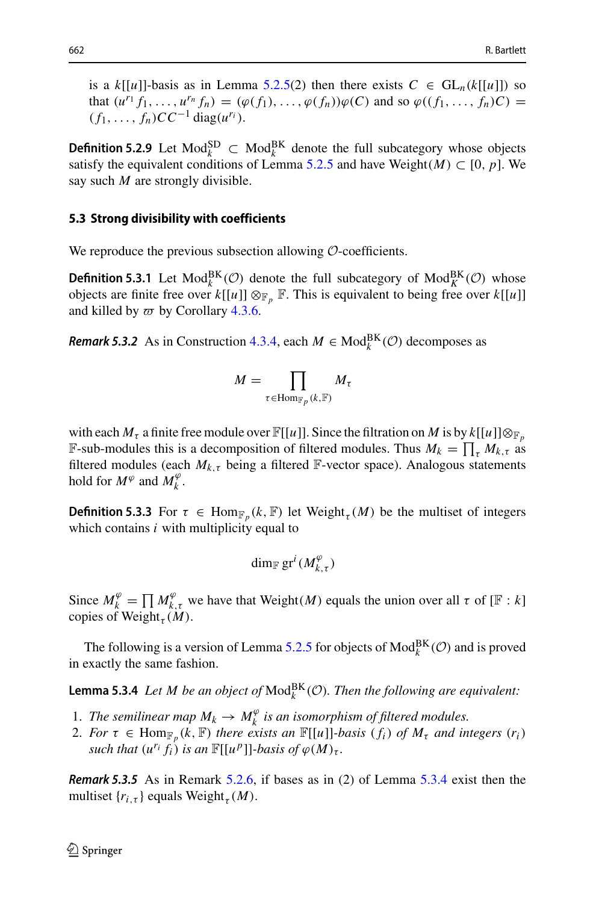is a $k[[u]]$-basis as in Lemma 5.2.5(2) then there exists $C \in \mathrm{GL}_n(k[[u]])$ so that $(u^{r_1} f_1, \ldots, u^{r_n} f_n) = (\varphi(f_1), \ldots, \varphi(f_n))\varphi(C)$ and so $\varphi((f_1, \ldots, f_n)C) = (f_1, \ldots, f_n)CC^{-1}\,\mathrm{diag}(u^{r_i})$.

**Definition 5.2.9** Let $\mathrm{Mod}_k^{\mathrm{SD}} \subset \mathrm{Mod}_k^{\mathrm{BK}}$ denote the full subcategory whose objects satisfy the equivalent conditions of Lemma 5.2.5 and have $\mathrm{Weight}(M) \subset [0, p]$. We say such $M$ are strongly divisible.

### 5.3 Strong divisibility with coefficients

We reproduce the previous subsection allowing $\mathcal{O}$-coefficients.

**Definition 5.3.1** Let $\mathrm{Mod}_k^{\mathrm{BK}}(\mathcal{O})$ denote the full subcategory of $\mathrm{Mod}_K^{\mathrm{BK}}(\mathcal{O})$ whose objects are finite free over $k[[u]] \otimes_{\mathbb{F}_p} \mathbb{F}$. This is equivalent to being free over $k[[u]]$ and killed by $\varpi$ by Corollary 4.3.6.

***Remark 5.3.2*** As in Construction 4.3.4, each $M \in \mathrm{Mod}_k^{\mathrm{BK}}(\mathcal{O})$ decomposes as

$$M = \prod_{\tau \in \mathrm{Hom}_{\mathbb{F}_p}(k, \mathbb{F})} M_\tau$$

with each $M_\tau$ a finite free module over $\mathbb{F}[[u]]$. Since the filtration on $M$ is by $k[[u]] \otimes_{\mathbb{F}_p} \mathbb{F}$-sub-modules this is a decomposition of filtered modules. Thus $M_k = \prod_\tau M_{k,\tau}$ as filtered modules (each $M_{k,\tau}$ being a filtered $\mathbb{F}$-vector space). Analogous statements hold for $M^\varphi$ and $M_k^\varphi$.

**Definition 5.3.3** For $\tau \in \mathrm{Hom}_{\mathbb{F}_p}(k, \mathbb{F})$ let $\mathrm{Weight}_\tau(M)$ be the multiset of integers which contains $i$ with multiplicity equal to

$$\dim_{\mathbb{F}} \mathrm{gr}^i(M^\varphi_{k,\tau})$$

Since $M_k^\varphi = \prod M_{k,\tau}^\varphi$ we have that $\mathrm{Weight}(M)$ equals the union over all $\tau$ of $[\mathbb{F} : k]$ copies of $\mathrm{Weight}_\tau(M)$.

The following is a version of Lemma 5.2.5 for objects of $\mathrm{Mod}_k^{\mathrm{BK}}(\mathcal{O})$ and is proved in exactly the same fashion.

**Lemma 5.3.4** *Let $M$ be an object of $\mathrm{Mod}_k^{\mathrm{BK}}(\mathcal{O})$. Then the following are equivalent:*

1. *The semilinear map $M_k \to M_k^\varphi$ is an isomorphism of filtered modules.*
2. *For $\tau \in \mathrm{Hom}_{\mathbb{F}_p}(k, \mathbb{F})$ there exists an $\mathbb{F}[[u]]$-basis $(f_i)$ of $M_\tau$ and integers $(r_i)$ such that $(u^{r_i} f_i)$ is an $\mathbb{F}[[u^p]]$-basis of $\varphi(M)_\tau$.*

***Remark 5.3.5*** As in Remark 5.2.6, if bases as in (2) of Lemma 5.3.4 exist then the multiset $\{r_{i,\tau}\}$ equals $\mathrm{Weight}_\tau(M)$.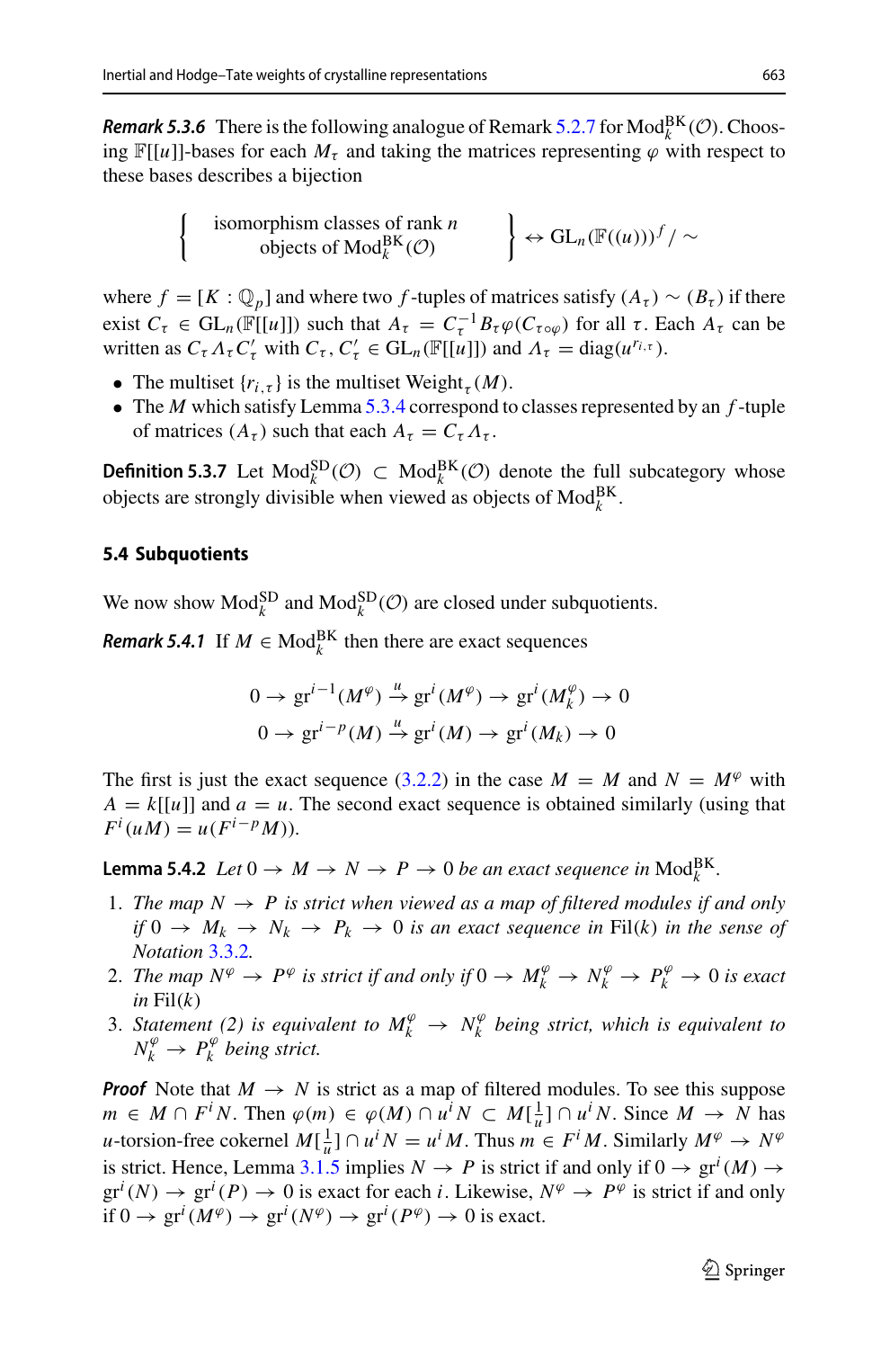***Remark 5.3.6*** There is the following analogue of Remark 5.2.7 for $\mathrm{Mod}_k^{\mathrm{BK}}(\mathcal{O})$. Choosing $\mathbb{F}[[u]]$-bases for each $M_\tau$ and taking the matrices representing $\varphi$ with respect to these bases describes a bijection

$$\left\{ \begin{array}{c} \text{isomorphism classes of rank } n \\ \text{objects of } \mathrm{Mod}_k^{\mathrm{BK}}(\mathcal{O}) \end{array} \right\} \leftrightarrow \mathrm{GL}_n(\mathbb{F}((u)))^f / \sim$$

where $f = [K : \mathbb{Q}_p]$ and where two $f$-tuples of matrices satisfy $(A_\tau) \sim (B_\tau)$ if there exist $C_\tau \in \mathrm{GL}_n(\mathbb{F}[[u]])$ such that $A_\tau = C_\tau^{-1} B_\tau \varphi(C_{\tau \circ \varphi})$ for all $\tau$. Each $A_\tau$ can be written as $C_\tau \Lambda_\tau C'_\tau$ with $C_\tau, C'_\tau \in \mathrm{GL}_n(\mathbb{F}[[u]])$ and $\Lambda_\tau = \mathrm{diag}(u^{r_{i,\tau}})$.

- The multiset $\{r_{i,\tau}\}$ is the multiset $\mathrm{Weight}_\tau(M)$.
- The $M$ which satisfy Lemma 5.3.4 correspond to classes represented by an $f$-tuple of matrices $(A_\tau)$ such that each $A_\tau = C_\tau \Lambda_\tau$.

**Definition 5.3.7** Let $\mathrm{Mod}_k^{\mathrm{SD}}(\mathcal{O}) \subset \mathrm{Mod}_k^{\mathrm{BK}}(\mathcal{O})$ denote the full subcategory whose objects are strongly divisible when viewed as objects of $\mathrm{Mod}_k^{\mathrm{BK}}$.

### 5.4 Subquotients

We now show $\mathrm{Mod}_k^{\mathrm{SD}}$ and $\mathrm{Mod}_k^{\mathrm{SD}}(\mathcal{O})$ are closed under subquotients.

***Remark 5.4.1*** If $M \in \mathrm{Mod}_k^{\mathrm{BK}}$ then there are exact sequences

$$0 \to \mathrm{gr}^{i-1}(M^\varphi) \xrightarrow{u} \mathrm{gr}^i(M^\varphi) \to \mathrm{gr}^i(M_k^\varphi) \to 0$$
$$0 \to \mathrm{gr}^{i-p}(M) \xrightarrow{u} \mathrm{gr}^i(M) \to \mathrm{gr}^i(M_k) \to 0$$

The first is just the exact sequence (3.2.2) in the case $M = M$ and $N = M^\varphi$ with $A = k[[u]]$ and $a = u$. The second exact sequence is obtained similarly (using that $F^i(uM) = u(F^{i-p}M)$).

**Lemma 5.4.2** *Let $0 \to M \to N \to P \to 0$ be an exact sequence in $\mathrm{Mod}_k^{\mathrm{BK}}$.*

1. *The map $N \to P$ is strict when viewed as a map of filtered modules if and only if $0 \to M_k \to N_k \to P_k \to 0$ is an exact sequence in $\mathrm{Fil}(k)$ in the sense of Notation 3.3.2.*
2. *The map $N^\varphi \to P^\varphi$ is strict if and only if $0 \to M_k^\varphi \to N_k^\varphi \to P_k^\varphi \to 0$ is exact in $\mathrm{Fil}(k)$*
3. *Statement (2) is equivalent to $M_k^\varphi \to N_k^\varphi$ being strict, which is equivalent to $N_k^\varphi \to P_k^\varphi$ being strict.*

***Proof*** Note that $M \to N$ is strict as a map of filtered modules. To see this suppose $m \in M \cap F^i N$. Then $\varphi(m) \in \varphi(M) \cap u^i N \subset M[\frac{1}{u}] \cap u^i N$. Since $M \to N$ has $u$-torsion-free cokernel $M[\frac{1}{u}] \cap u^i N = u^i M$. Thus $m \in F^i M$. Similarly $M^\varphi \to N^\varphi$ is strict. Hence, Lemma 3.1.5 implies $N \to P$ is strict if and only if $0 \to \mathrm{gr}^i(M) \to \mathrm{gr}^i(N) \to \mathrm{gr}^i(P) \to 0$ is exact for each $i$. Likewise, $N^\varphi \to P^\varphi$ is strict if and only if $0 \to \mathrm{gr}^i(M^\varphi) \to \mathrm{gr}^i(N^\varphi) \to \mathrm{gr}^i(P^\varphi) \to 0$ is exact.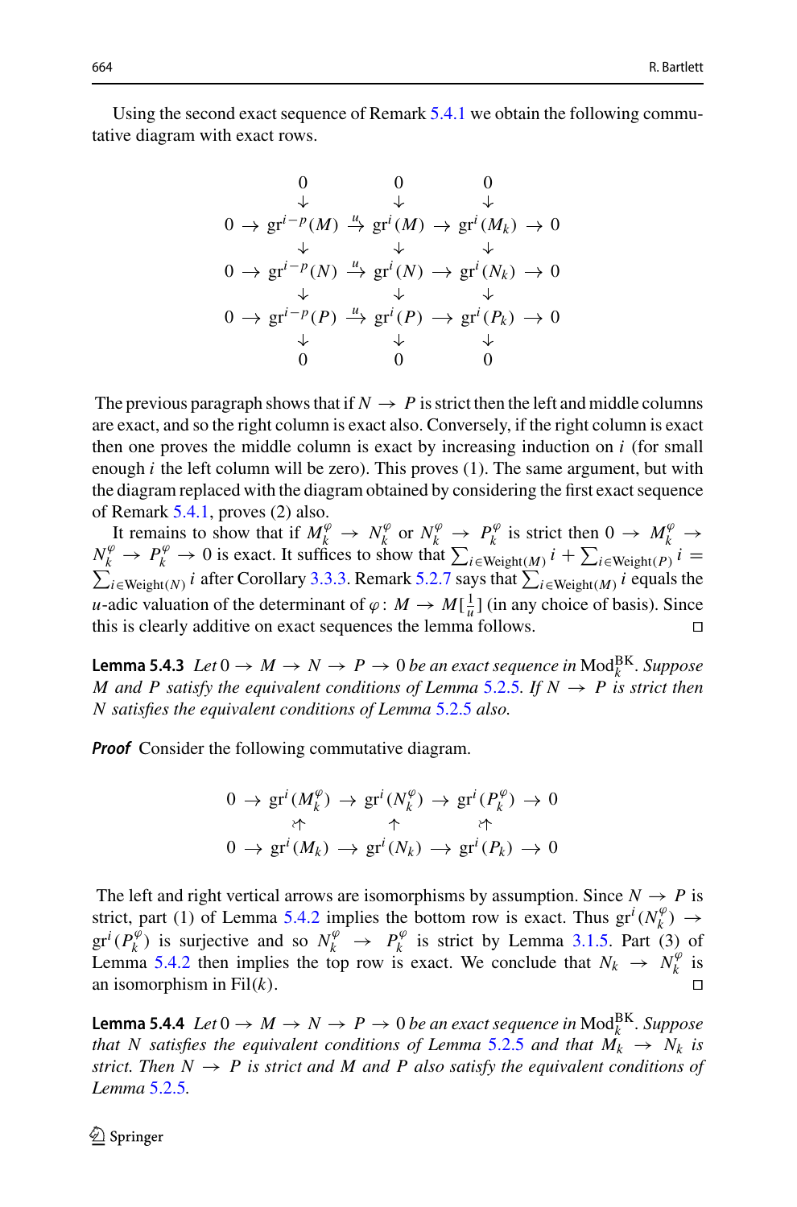Using the second exact sequence of Remark 5.4.1 we obtain the following commutative diagram with exact rows.

$$
\begin{array}{ccccccccc}
 & & 0 & & 0 & & 0 & & \\
 & & \downarrow & & \downarrow & & \downarrow & & \\
0 & \to & \mathrm{gr}^{i-p}(M) & \xrightarrow{u} & \mathrm{gr}^{i}(M) & \to & \mathrm{gr}^{i}(M_k) & \to & 0 \\
 & & \downarrow & & \downarrow & & \downarrow & & \\
0 & \to & \mathrm{gr}^{i-p}(N) & \xrightarrow{u} & \mathrm{gr}^{i}(N) & \to & \mathrm{gr}^{i}(N_k) & \to & 0 \\
 & & \downarrow & & \downarrow & & \downarrow & & \\
0 & \to & \mathrm{gr}^{i-p}(P) & \xrightarrow{u} & \mathrm{gr}^{i}(P) & \to & \mathrm{gr}^{i}(P_k) & \to & 0 \\
 & & \downarrow & & \downarrow & & \downarrow & & \\
 & & 0 & & 0 & & 0 & &
\end{array}
$$

The previous paragraph shows that if $N \to P$ is strict then the left and middle columns are exact, and so the right column is exact also. Conversely, if the right column is exact then one proves the middle column is exact by increasing induction on $i$ (for small enough $i$ the left column will be zero). This proves (1). The same argument, but with the diagram replaced with the diagram obtained by considering the first exact sequence of Remark 5.4.1, proves (2) also.

It remains to show that if $M_k^\varphi \to N_k^\varphi$ or $N_k^\varphi \to P_k^\varphi$ is strict then $0 \to M_k^\varphi \to N_k^\varphi \to P_k^\varphi \to 0$ is exact. It suffices to show that $\sum_{i \in \mathrm{Weight}(M)} i + \sum_{i \in \mathrm{Weight}(P)} i = \sum_{i \in \mathrm{Weight}(N)} i$ after Corollary 3.3.3. Remark 5.2.7 says that $\sum_{i \in \mathrm{Weight}(M)} i$ equals the $u$-adic valuation of the determinant of $\varphi \colon M \to M[\frac{1}{u}]$ (in any choice of basis). Since this is clearly additive on exact sequences the lemma follows. $\square$

**Lemma 5.4.3** *Let $0 \to M \to N \to P \to 0$ be an exact sequence in $\mathrm{Mod}_k^{\mathrm{BK}}$. Suppose $M$ and $P$ satisfy the equivalent conditions of Lemma 5.2.5. If $N \to P$ is strict then $N$ satisfies the equivalent conditions of Lemma 5.2.5 also.*

***Proof*** Consider the following commutative diagram.

$$
\begin{array}{ccccccccc}
0 & \to & \mathrm{gr}^i(M_k^\varphi) & \to & \mathrm{gr}^i(N_k^\varphi) & \to & \mathrm{gr}^i(P_k^\varphi) & \to & 0 \\
 & & \uparrow\wr & & \uparrow & & \uparrow\wr & & \\
0 & \to & \mathrm{gr}^i(M_k) & \to & \mathrm{gr}^i(N_k) & \to & \mathrm{gr}^i(P_k) & \to & 0
\end{array}
$$

The left and right vertical arrows are isomorphisms by assumption. Since $N \to P$ is strict, part (1) of Lemma 5.4.2 implies the bottom row is exact. Thus $\mathrm{gr}^i(N_k^\varphi) \to \mathrm{gr}^i(P_k^\varphi)$ is surjective and so $N_k^\varphi \to P_k^\varphi$ is strict by Lemma 3.1.5. Part (3) of Lemma 5.4.2 then implies the top row is exact. We conclude that $N_k \to N_k^\varphi$ is an isomorphism in $\mathrm{Fil}(k)$. $\square$

**Lemma 5.4.4** *Let $0 \to M \to N \to P \to 0$ be an exact sequence in $\mathrm{Mod}_k^{\mathrm{BK}}$. Suppose that $N$ satisfies the equivalent conditions of Lemma 5.2.5 and that $M_k \to N_k$ is strict. Then $N \to P$ is strict and $M$ and $P$ also satisfy the equivalent conditions of Lemma 5.2.5.*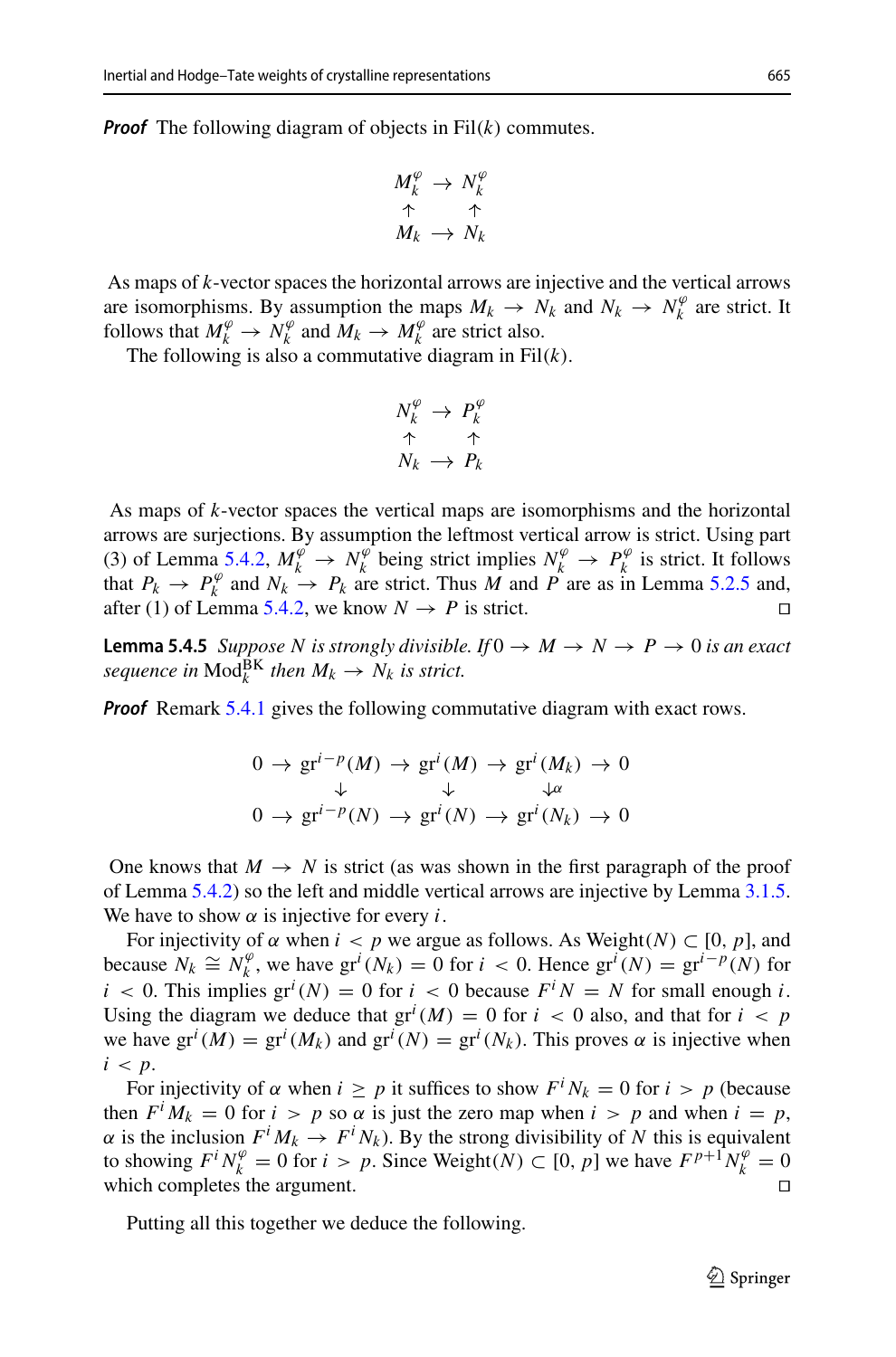***Proof*** The following diagram of objects in $\mathrm{Fil}(k)$ commutes.

$$\begin{array}{ccc} M_k^{\varphi} & \to & N_k^{\varphi} \\ \uparrow & & \uparrow \\ M_k & \to & N_k \end{array}$$

As maps of $k$-vector spaces the horizontal arrows are injective and the vertical arrows are isomorphisms. By assumption the maps $M_k \to N_k$ and $N_k \to N_k^{\varphi}$ are strict. It follows that $M_k^{\varphi} \to N_k^{\varphi}$ and $M_k \to M_k^{\varphi}$ are strict also.

The following is also a commutative diagram in $\mathrm{Fil}(k)$.

$$\begin{array}{ccc} N_k^{\varphi} & \to & P_k^{\varphi} \\ \uparrow & & \uparrow \\ N_k & \to & P_k \end{array}$$

As maps of $k$-vector spaces the vertical maps are isomorphisms and the horizontal arrows are surjections. By assumption the leftmost vertical arrow is strict. Using part (3) of Lemma 5.4.2, $M_k^{\varphi} \to N_k^{\varphi}$ being strict implies $N_k^{\varphi} \to P_k^{\varphi}$ is strict. It follows that $P_k \to P_k^{\varphi}$ and $N_k \to P_k$ are strict. Thus $M$ and $P$ are as in Lemma 5.2.5 and, after (1) of Lemma 5.4.2, we know $N \to P$ is strict. $\square$

**Lemma 5.4.5** *Suppose $N$ is strongly divisible. If $0 \to M \to N \to P \to 0$ is an exact sequence in $\mathrm{Mod}_k^{\mathrm{BK}}$ then $M_k \to N_k$ is strict.*

***Proof*** Remark 5.4.1 gives the following commutative diagram with exact rows.

$$\begin{array}{ccccccccc} 0 & \to & \mathrm{gr}^{i-p}(M) & \to & \mathrm{gr}^i(M) & \to & \mathrm{gr}^i(M_k) & \to & 0 \\ & & \downarrow & & \downarrow & & \downarrow\alpha & & \\ 0 & \to & \mathrm{gr}^{i-p}(N) & \to & \mathrm{gr}^i(N) & \to & \mathrm{gr}^i(N_k) & \to & 0 \end{array}$$

One knows that $M \to N$ is strict (as was shown in the first paragraph of the proof of Lemma 5.4.2) so the left and middle vertical arrows are injective by Lemma 3.1.5. We have to show $\alpha$ is injective for every $i$.

For injectivity of $\alpha$ when $i < p$ we argue as follows. As $\mathrm{Weight}(N) \subset [0, p]$, and because $N_k \cong N_k^{\varphi}$, we have $\mathrm{gr}^i(N_k) = 0$ for $i < 0$. Hence $\mathrm{gr}^i(N) = \mathrm{gr}^{i-p}(N)$ for $i < 0$. This implies $\mathrm{gr}^i(N) = 0$ for $i < 0$ because $F^i N = N$ for small enough $i$. Using the diagram we deduce that $\mathrm{gr}^i(M) = 0$ for $i < 0$ also, and that for $i < p$ we have $\mathrm{gr}^i(M) = \mathrm{gr}^i(M_k)$ and $\mathrm{gr}^i(N) = \mathrm{gr}^i(N_k)$. This proves $\alpha$ is injective when $i < p$.

For injectivity of $\alpha$ when $i \geq p$ it suffices to show $F^i N_k = 0$ for $i > p$ (because then $F^i M_k = 0$ for $i > p$ so $\alpha$ is just the zero map when $i > p$ and when $i = p$, $\alpha$ is the inclusion $F^i M_k \to F^i N_k$). By the strong divisibility of $N$ this is equivalent to showing $F^i N_k^{\varphi} = 0$ for $i > p$. Since $\mathrm{Weight}(N) \subset [0, p]$ we have $F^{p+1} N_k^{\varphi} = 0$ which completes the argument. $\square$

Putting all this together we deduce the following.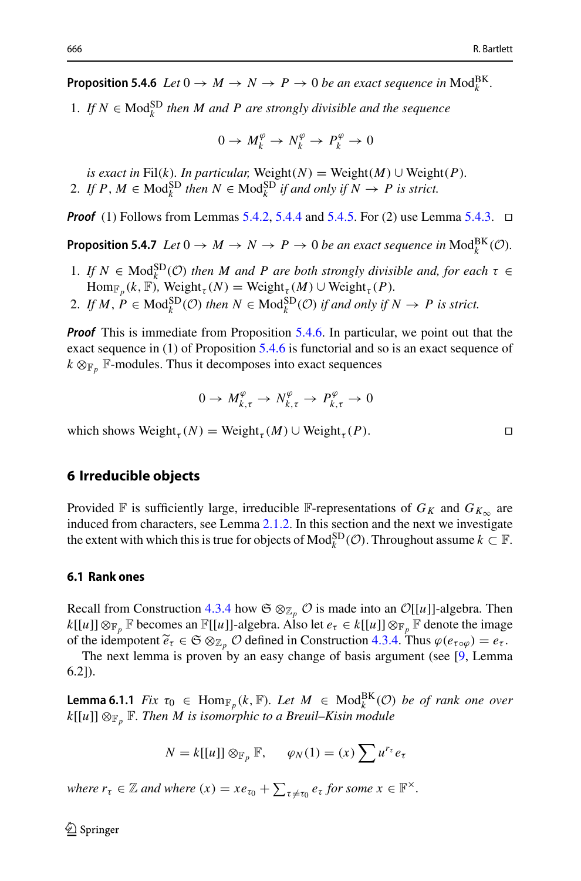**Proposition 5.4.6** *Let* $0 \to M \to N \to P \to 0$ *be an exact sequence in* $\mathrm{Mod}_k^{\mathrm{BK}}$.

1. *If* $N \in \mathrm{Mod}_k^{\mathrm{SD}}$ *then* $M$ *and* $P$ *are strongly divisible and the sequence*

$$0 \to M_k^\varphi \to N_k^\varphi \to P_k^\varphi \to 0$$

*is exact in* $\mathrm{Fil}(k)$. *In particular,* $\mathrm{Weight}(N) = \mathrm{Weight}(M) \cup \mathrm{Weight}(P)$.

2. *If* $P, M \in \mathrm{Mod}_k^{\mathrm{SD}}$ *then* $N \in \mathrm{Mod}_k^{\mathrm{SD}}$ *if and only if* $N \to P$ *is strict.*

***Proof*** (1) Follows from Lemmas 5.4.2, 5.4.4 and 5.4.5. For (2) use Lemma 5.4.3. □

**Proposition 5.4.7** *Let* $0 \to M \to N \to P \to 0$ *be an exact sequence in* $\mathrm{Mod}_k^{\mathrm{BK}}(\mathcal{O})$.

1. *If* $N \in \mathrm{Mod}_k^{\mathrm{SD}}(\mathcal{O})$ *then* $M$ *and* $P$ *are both strongly divisible and, for each* $\tau \in \mathrm{Hom}_{\mathbb{F}_p}(k, \mathbb{F})$, $\mathrm{Weight}_\tau(N) = \mathrm{Weight}_\tau(M) \cup \mathrm{Weight}_\tau(P)$.
2. *If* $M, P \in \mathrm{Mod}_k^{\mathrm{SD}}(\mathcal{O})$ *then* $N \in \mathrm{Mod}_k^{\mathrm{SD}}(\mathcal{O})$ *if and only if* $N \to P$ *is strict.*

***Proof*** This is immediate from Proposition 5.4.6. In particular, we point out that the exact sequence in (1) of Proposition 5.4.6 is functorial and so is an exact sequence of $k \otimes_{\mathbb{F}_p} \mathbb{F}$-modules. Thus it decomposes into exact sequences

$$0 \to M_{k,\tau}^\varphi \to N_{k,\tau}^\varphi \to P_{k,\tau}^\varphi \to 0$$

which shows $\mathrm{Weight}_\tau(N) = \mathrm{Weight}_\tau(M) \cup \mathrm{Weight}_\tau(P)$. □

## 6 Irreducible objects

Provided $\mathbb{F}$ is sufficiently large, irreducible $\mathbb{F}$-representations of $G_K$ and $G_{K_\infty}$ are induced from characters, see Lemma 2.1.2. In this section and the next we investigate the extent with which this is true for objects of $\mathrm{Mod}_k^{\mathrm{SD}}(\mathcal{O})$. Throughout assume $k \subset \mathbb{F}$.

### 6.1 Rank ones

Recall from Construction 4.3.4 how $\mathfrak{S} \otimes_{\mathbb{Z}_p} \mathcal{O}$ is made into an $\mathcal{O}[[u]]$-algebra. Then $k[[u]] \otimes_{\mathbb{F}_p} \mathbb{F}$ becomes an $\mathbb{F}[[u]]$-algebra. Also let $e_\tau \in k[[u]] \otimes_{\mathbb{F}_p} \mathbb{F}$ denote the image of the idempotent $\widetilde{e}_\tau \in \mathfrak{S} \otimes_{\mathbb{Z}_p} \mathcal{O}$ defined in Construction 4.3.4. Thus $\varphi(e_{\tau \circ \varphi}) = e_\tau$.

The next lemma is proven by an easy change of basis argument (see [9, Lemma 6.2]).

**Lemma 6.1.1** *Fix* $\tau_0 \in \mathrm{Hom}_{\mathbb{F}_p}(k, \mathbb{F})$. *Let* $M \in \mathrm{Mod}_k^{\mathrm{BK}}(\mathcal{O})$ *be of rank one over* $k[[u]] \otimes_{\mathbb{F}_p} \mathbb{F}$. *Then* $M$ *is isomorphic to a Breuil–Kisin module*

$$N = k[[u]] \otimes_{\mathbb{F}_p} \mathbb{F}, \qquad \varphi_N(1) = (x) \sum u^{r_\tau} e_\tau$$

*where* $r_\tau \in \mathbb{Z}$ *and where* $(x) = x e_{\tau_0} + \sum_{\tau \neq \tau_0} e_\tau$ *for some* $x \in \mathbb{F}^\times$.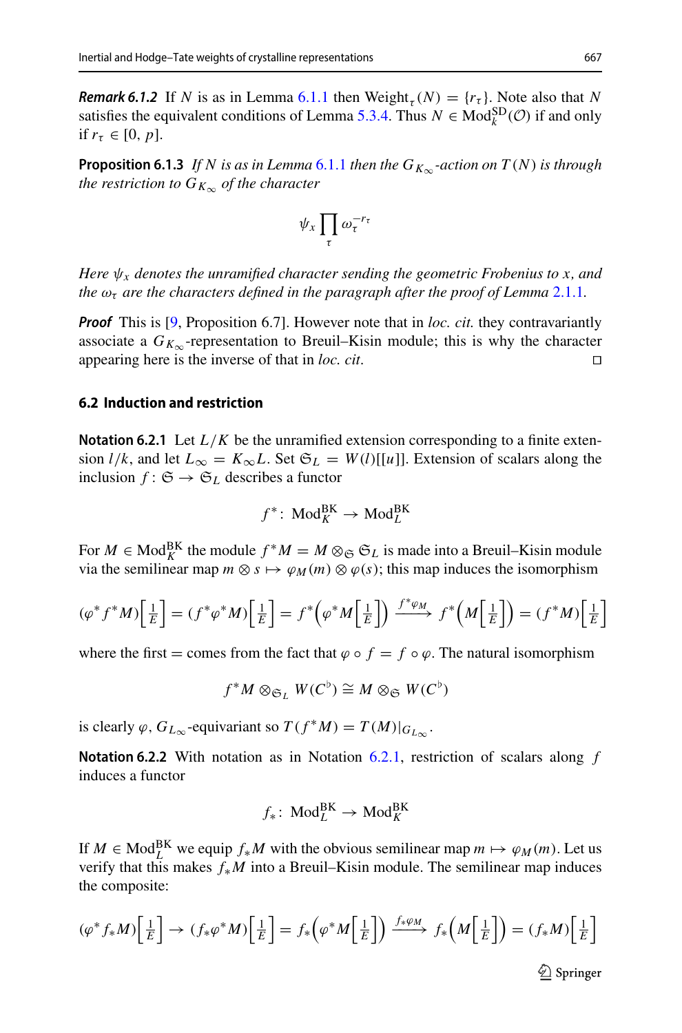***Remark 6.1.2*** If $N$ is as in Lemma 6.1.1 then $\mathrm{Weight}_\tau(N) = \{r_\tau\}$. Note also that $N$ satisfies the equivalent conditions of Lemma 5.3.4. Thus $N \in \mathrm{Mod}_k^{\mathrm{SD}}(\mathcal{O})$ if and only if $r_\tau \in [0, p]$.

**Proposition 6.1.3** *If $N$ is as in Lemma 6.1.1 then the $G_{K_\infty}$-action on $T(N)$ is through the restriction to $G_{K_\infty}$ of the character*

$$\psi_x \prod_\tau \omega_\tau^{-r_\tau}$$

*Here $\psi_x$ denotes the unramified character sending the geometric Frobenius to $x$, and the $\omega_\tau$ are the characters defined in the paragraph after the proof of Lemma 2.1.1.*

***Proof*** This is [9, Proposition 6.7]. However note that in *loc. cit.* they contravariantly associate a $G_{K_\infty}$-representation to Breuil–Kisin module; this is why the character appearing here is the inverse of that in *loc. cit*. ∎

### 6.2 Induction and restriction

**Notation 6.2.1** Let $L/K$ be the unramified extension corresponding to a finite extension $l/k$, and let $L_\infty = K_\infty L$. Set $\mathfrak{S}_L = W(l)[[u]]$. Extension of scalars along the inclusion $f : \mathfrak{S} \to \mathfrak{S}_L$ describes a functor

$$f^* \colon \mathrm{Mod}_K^{\mathrm{BK}} \to \mathrm{Mod}_L^{\mathrm{BK}}$$

For $M \in \mathrm{Mod}_K^{\mathrm{BK}}$ the module $f^*M = M \otimes_{\mathfrak{S}} \mathfrak{S}_L$ is made into a Breuil–Kisin module via the semilinear map $m \otimes s \mapsto \varphi_M(m) \otimes \varphi(s)$; this map induces the isomorphism

$$(\varphi^* f^* M)\left[\tfrac{1}{E}\right] = (f^*\varphi^* M)\left[\tfrac{1}{E}\right] = f^*\left(\varphi^* M\left[\tfrac{1}{E}\right]\right) \xrightarrow{f^*\varphi_M} f^*\left(M\left[\tfrac{1}{E}\right]\right) = (f^*M)\left[\tfrac{1}{E}\right]$$

where the first $=$ comes from the fact that $\varphi \circ f = f \circ \varphi$. The natural isomorphism

$$f^*M \otimes_{\mathfrak{S}_L} W(C^\flat) \cong M \otimes_{\mathfrak{S}} W(C^\flat)$$

is clearly $\varphi, G_{L_\infty}$-equivariant so $T(f^*M) = T(M)|_{G_{L_\infty}}$.

**Notation 6.2.2** With notation as in Notation 6.2.1, restriction of scalars along $f$ induces a functor

$$f_* \colon \mathrm{Mod}_L^{\mathrm{BK}} \to \mathrm{Mod}_K^{\mathrm{BK}}$$

If $M \in \mathrm{Mod}_L^{\mathrm{BK}}$ we equip $f_*M$ with the obvious semilinear map $m \mapsto \varphi_M(m)$. Let us verify that this makes $f_*M$ into a Breuil–Kisin module. The semilinear map induces the composite:

$$(\varphi^* f_* M)\left[\tfrac{1}{E}\right] \to (f_*\varphi^* M)\left[\tfrac{1}{E}\right] = f_*\left(\varphi^* M\left[\tfrac{1}{E}\right]\right) \xrightarrow{f_*\varphi_M} f_*\left(M\left[\tfrac{1}{E}\right]\right) = (f_*M)\left[\tfrac{1}{E}\right]$$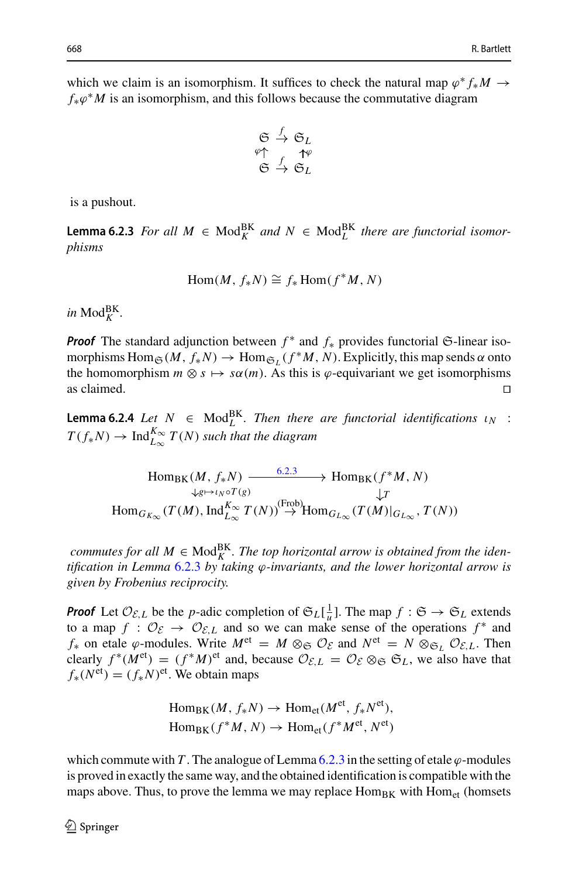which we claim is an isomorphism. It suffices to check the natural map $\varphi^* f_* M \to f_* \varphi^* M$ is an isomorphism, and this follows because the commutative diagram

$$\begin{array}{ccc} \mathfrak{S} & \xrightarrow{f} & \mathfrak{S}_L \\ {\scriptstyle\varphi}\uparrow & & \uparrow{\scriptstyle\varphi} \\ \mathfrak{S} & \xrightarrow{f} & \mathfrak{S}_L \end{array}$$

is a pushout.

**Lemma 6.2.3** *For all $M \in \mathrm{Mod}_K^{\mathrm{BK}}$ and $N \in \mathrm{Mod}_L^{\mathrm{BK}}$ there are functorial isomorphisms*

$$\mathrm{Hom}(M, f_* N) \cong f_* \, \mathrm{Hom}(f^* M, N)$$

*in $\mathrm{Mod}_K^{\mathrm{BK}}$.*

***Proof*** The standard adjunction between $f^*$ and $f_*$ provides functorial $\mathfrak{S}$-linear isomorphisms $\mathrm{Hom}_{\mathfrak{S}}(M, f_* N) \to \mathrm{Hom}_{\mathfrak{S}_L}(f^* M, N)$. Explicitly, this map sends $\alpha$ onto the homomorphism $m \otimes s \mapsto s\alpha(m)$. As this is $\varphi$-equivariant we get isomorphisms as claimed. $\square$

**Lemma 6.2.4** *Let $N \in \mathrm{Mod}_L^{\mathrm{BK}}$. Then there are functorial identifications $\iota_N : T(f_* N) \to \mathrm{Ind}_{L_\infty}^{K_\infty} T(N)$ such that the diagram*

$$\begin{array}{ccc} \mathrm{Hom}_{\mathrm{BK}}(M, f_* N) & \xrightarrow{\quad 6.2.3 \quad} & \mathrm{Hom}_{\mathrm{BK}}(f^* M, N) \\ \downarrow{\scriptstyle g \mapsto \iota_N \circ T(g)} & & \downarrow{\scriptstyle T} \\ \mathrm{Hom}_{G_{K_\infty}}(T(M), \mathrm{Ind}_{L_\infty}^{K_\infty} T(N)) & \xrightarrow{(\mathrm{Frob})} & \mathrm{Hom}_{G_{L_\infty}}(T(M)|_{G_{L_\infty}}, T(N)) \end{array}$$

*commutes for all $M \in \mathrm{Mod}_K^{\mathrm{BK}}$. The top horizontal arrow is obtained from the identification in Lemma 6.2.3 by taking $\varphi$-invariants, and the lower horizontal arrow is given by Frobenius reciprocity.*

***Proof*** Let $\mathcal{O}_{\mathcal{E},L}$ be the $p$-adic completion of $\mathfrak{S}_L[\frac{1}{u}]$. The map $f : \mathfrak{S} \to \mathfrak{S}_L$ extends to a map $f : \mathcal{O}_{\mathcal{E}} \to \mathcal{O}_{\mathcal{E},L}$ and so we can make sense of the operations $f^*$ and $f_*$ on etale $\varphi$-modules. Write $M^{\mathrm{et}} = M \otimes_{\mathfrak{S}} \mathcal{O}_{\mathcal{E}}$ and $N^{\mathrm{et}} = N \otimes_{\mathfrak{S}_L} \mathcal{O}_{\mathcal{E},L}$. Then clearly $f^*(M^{\mathrm{et}}) = (f^* M)^{\mathrm{et}}$ and, because $\mathcal{O}_{\mathcal{E},L} = \mathcal{O}_{\mathcal{E}} \otimes_{\mathfrak{S}} \mathfrak{S}_L$, we also have that $f_*(N^{\mathrm{et}}) = (f_* N)^{\mathrm{et}}$. We obtain maps

$$\mathrm{Hom}_{\mathrm{BK}}(M, f_* N) \to \mathrm{Hom}_{\mathrm{et}}(M^{\mathrm{et}}, f_* N^{\mathrm{et}}),$$
$$\mathrm{Hom}_{\mathrm{BK}}(f^* M, N) \to \mathrm{Hom}_{\mathrm{et}}(f^* M^{\mathrm{et}}, N^{\mathrm{et}})$$

which commute with $T$. The analogue of Lemma 6.2.3 in the setting of etale $\varphi$-modules is proved in exactly the same way, and the obtained identification is compatible with the maps above. Thus, to prove the lemma we may replace $\mathrm{Hom}_{\mathrm{BK}}$ with $\mathrm{Hom}_{\mathrm{et}}$ (homsets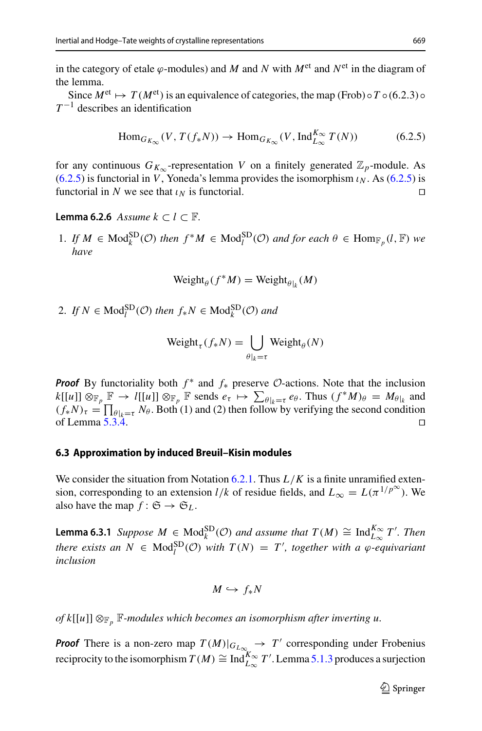in the category of etale $\varphi$-modules) and $M$ and $N$ with $M^{\mathrm{et}}$ and $N^{\mathrm{et}}$ in the diagram of the lemma.

Since $M^{\mathrm{et}} \mapsto T(M^{\mathrm{et}})$ is an equivalence of categories, the map (Frob) $\circ T \circ (6.2.3) \circ T^{-1}$ describes an identification

$$\mathrm{Hom}_{G_{K_\infty}}(V, T(f_*N)) \to \mathrm{Hom}_{G_{K_\infty}}(V, \mathrm{Ind}_{L_\infty}^{K_\infty} T(N)) \tag{6.2.5}$$

for any continuous $G_{K_\infty}$-representation $V$ on a finitely generated $\mathbb{Z}_p$-module. As (6.2.5) is functorial in $V$, Yoneda's lemma provides the isomorphism $\iota_N$. As (6.2.5) is functorial in $N$ we see that $\iota_N$ is functorial. $\square$

**Lemma 6.2.6** *Assume $k \subset l \subset \mathbb{F}$.*

1. *If $M \in \mathrm{Mod}_k^{\mathrm{SD}}(\mathcal{O})$ then $f^*M \in \mathrm{Mod}_l^{\mathrm{SD}}(\mathcal{O})$ and for each $\theta \in \mathrm{Hom}_{\mathbb{F}_p}(l, \mathbb{F})$ we have*

$$\mathrm{Weight}_\theta(f^*M) = \mathrm{Weight}_{\theta|_k}(M)$$

2. *If $N \in \mathrm{Mod}_l^{\mathrm{SD}}(\mathcal{O})$ then $f_*N \in \mathrm{Mod}_k^{\mathrm{SD}}(\mathcal{O})$ and*

$$\mathrm{Weight}_\tau(f_*N) = \bigcup_{\theta|_k = \tau} \mathrm{Weight}_\theta(N)$$

***Proof*** By functoriality both $f^*$ and $f_*$ preserve $\mathcal{O}$-actions. Note that the inclusion $k[[u]] \otimes_{\mathbb{F}_p} \mathbb{F} \to l[[u]] \otimes_{\mathbb{F}_p} \mathbb{F}$ sends $e_\tau \mapsto \sum_{\theta|_k = \tau} e_\theta$. Thus $(f^*M)_\theta = M_{\theta|_k}$ and $(f_*N)_\tau = \prod_{\theta|_k=\tau} N_\theta$. Both (1) and (2) then follow by verifying the second condition of Lemma 5.3.4. $\square$

### 6.3 Approximation by induced Breuil–Kisin modules

We consider the situation from Notation 6.2.1. Thus $L/K$ is a finite unramified extension, corresponding to an extension $l/k$ of residue fields, and $L_\infty = L(\pi^{1/p^\infty})$. We also have the map $f : \mathfrak{S} \to \mathfrak{S}_L$.

**Lemma 6.3.1** *Suppose $M \in \mathrm{Mod}_k^{\mathrm{SD}}(\mathcal{O})$ and assume that $T(M) \cong \mathrm{Ind}_{L_\infty}^{K_\infty} T'$. Then there exists an $N \in \mathrm{Mod}_l^{\mathrm{SD}}(\mathcal{O})$ with $T(N) = T'$, together with a $\varphi$-equivariant inclusion*

$$M \hookrightarrow f_*N$$

*of $k[[u]] \otimes_{\mathbb{F}_p} \mathbb{F}$-modules which becomes an isomorphism after inverting $u$.*

***Proof*** There is a non-zero map $T(M)|_{G_{L_\infty}} \to T'$ corresponding under Frobenius reciprocity to the isomorphism $T(M) \cong \mathrm{Ind}_{L_\infty}^{K_\infty} T'$. Lemma 5.1.3 produces a surjection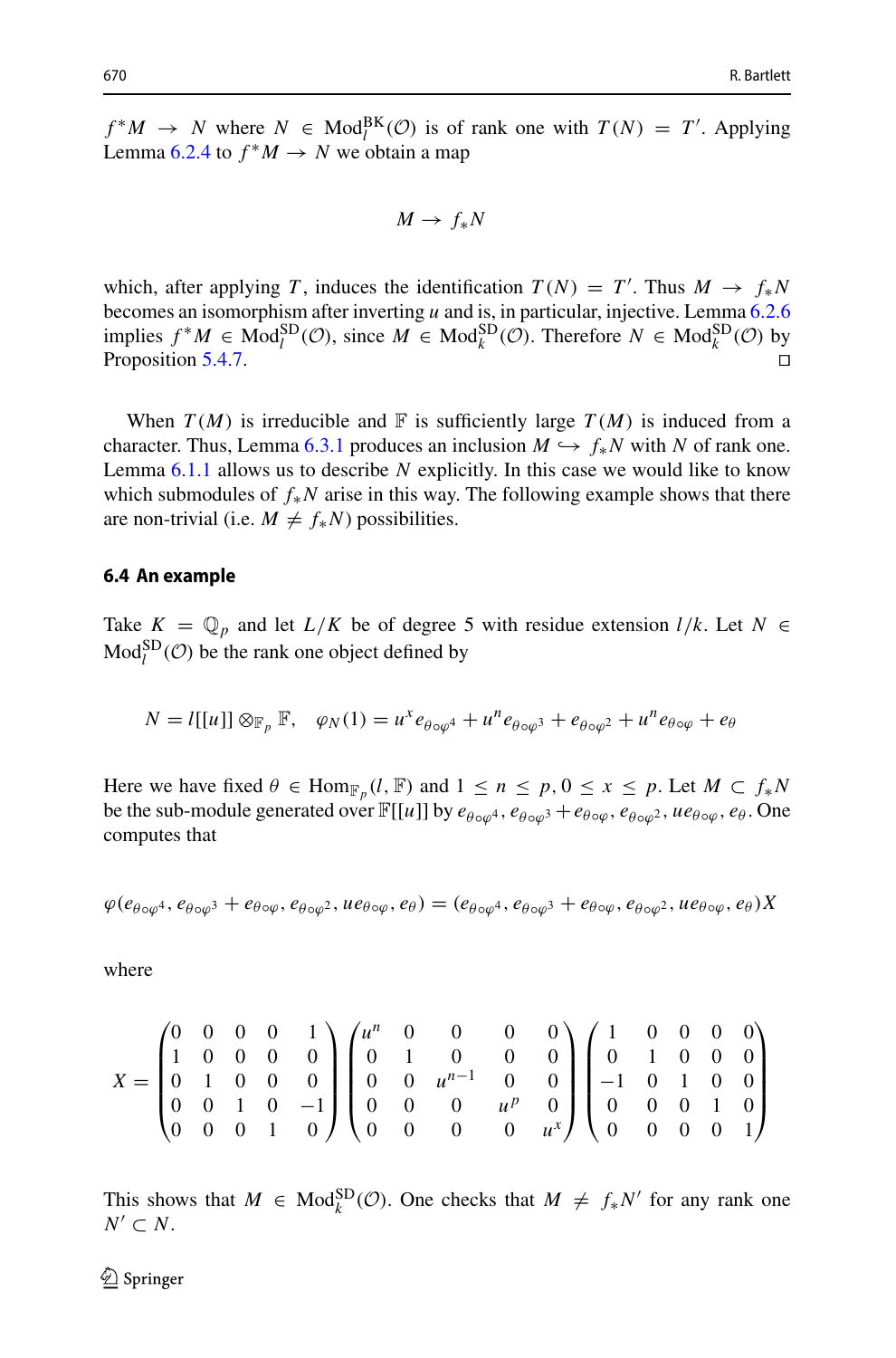$f^*M \to N$ where $N \in \mathrm{Mod}_l^{\mathrm{BK}}(\mathcal{O})$ is of rank one with $T(N) = T'$. Applying Lemma 6.2.4 to $f^*M \to N$ we obtain a map

$$M \to f_*N$$

which, after applying $T$, induces the identification $T(N) = T'$. Thus $M \to f_*N$ becomes an isomorphism after inverting $u$ and is, in particular, injective. Lemma 6.2.6 implies $f^*M \in \mathrm{Mod}_l^{\mathrm{SD}}(\mathcal{O})$, since $M \in \mathrm{Mod}_k^{\mathrm{SD}}(\mathcal{O})$. Therefore $N \in \mathrm{Mod}_k^{\mathrm{SD}}(\mathcal{O})$ by Proposition 5.4.7. $\square$

When $T(M)$ is irreducible and $\mathbb{F}$ is sufficiently large $T(M)$ is induced from a character. Thus, Lemma 6.3.1 produces an inclusion $M \hookrightarrow f_*N$ with $N$ of rank one. Lemma 6.1.1 allows us to describe $N$ explicitly. In this case we would like to know which submodules of $f_*N$ arise in this way. The following example shows that there are non-trivial (i.e. $M \neq f_*N$) possibilities.

### 6.4 An example

Take $K = \mathbb{Q}_p$ and let $L/K$ be of degree 5 with residue extension $l/k$. Let $N \in \mathrm{Mod}_l^{\mathrm{SD}}(\mathcal{O})$ be the rank one object defined by

$$N = l[[u]] \otimes_{\mathbb{F}_p} \mathbb{F}, \quad \varphi_N(1) = u^x e_{\theta\circ\varphi^4} + u^n e_{\theta\circ\varphi^3} + e_{\theta\circ\varphi^2} + u^n e_{\theta\circ\varphi} + e_\theta$$

Here we have fixed $\theta \in \mathrm{Hom}_{\mathbb{F}_p}(l, \mathbb{F})$ and $1 \leq n \leq p, 0 \leq x \leq p$. Let $M \subset f_*N$ be the sub-module generated over $\mathbb{F}[[u]]$ by $e_{\theta\circ\varphi^4}, e_{\theta\circ\varphi^3} + e_{\theta\circ\varphi}, e_{\theta\circ\varphi^2}, ue_{\theta\circ\varphi}, e_\theta$. One computes that

$$\varphi(e_{\theta\circ\varphi^4}, e_{\theta\circ\varphi^3} + e_{\theta\circ\varphi}, e_{\theta\circ\varphi^2}, ue_{\theta\circ\varphi}, e_\theta) = (e_{\theta\circ\varphi^4}, e_{\theta\circ\varphi^3} + e_{\theta\circ\varphi}, e_{\theta\circ\varphi^2}, ue_{\theta\circ\varphi}, e_\theta)X$$

where

$$X = \begin{pmatrix} 0 & 0 & 0 & 0 & 1 \\ 1 & 0 & 0 & 0 & 0 \\ 0 & 1 & 0 & 0 & 0 \\ 0 & 0 & 1 & 0 & -1 \\ 0 & 0 & 0 & 1 & 0 \end{pmatrix} \begin{pmatrix} u^n & 0 & 0 & 0 & 0 \\ 0 & 1 & 0 & 0 & 0 \\ 0 & 0 & u^{n-1} & 0 & 0 \\ 0 & 0 & 0 & u^p & 0 \\ 0 & 0 & 0 & 0 & u^x \end{pmatrix} \begin{pmatrix} 1 & 0 & 0 & 0 & 0 \\ 0 & 1 & 0 & 0 & 0 \\ -1 & 0 & 1 & 0 & 0 \\ 0 & 0 & 0 & 1 & 0 \\ 0 & 0 & 0 & 0 & 1 \end{pmatrix}$$

This shows that $M \in \mathrm{Mod}_k^{\mathrm{SD}}(\mathcal{O})$. One checks that $M \neq f_*N'$ for any rank one $N' \subset N$.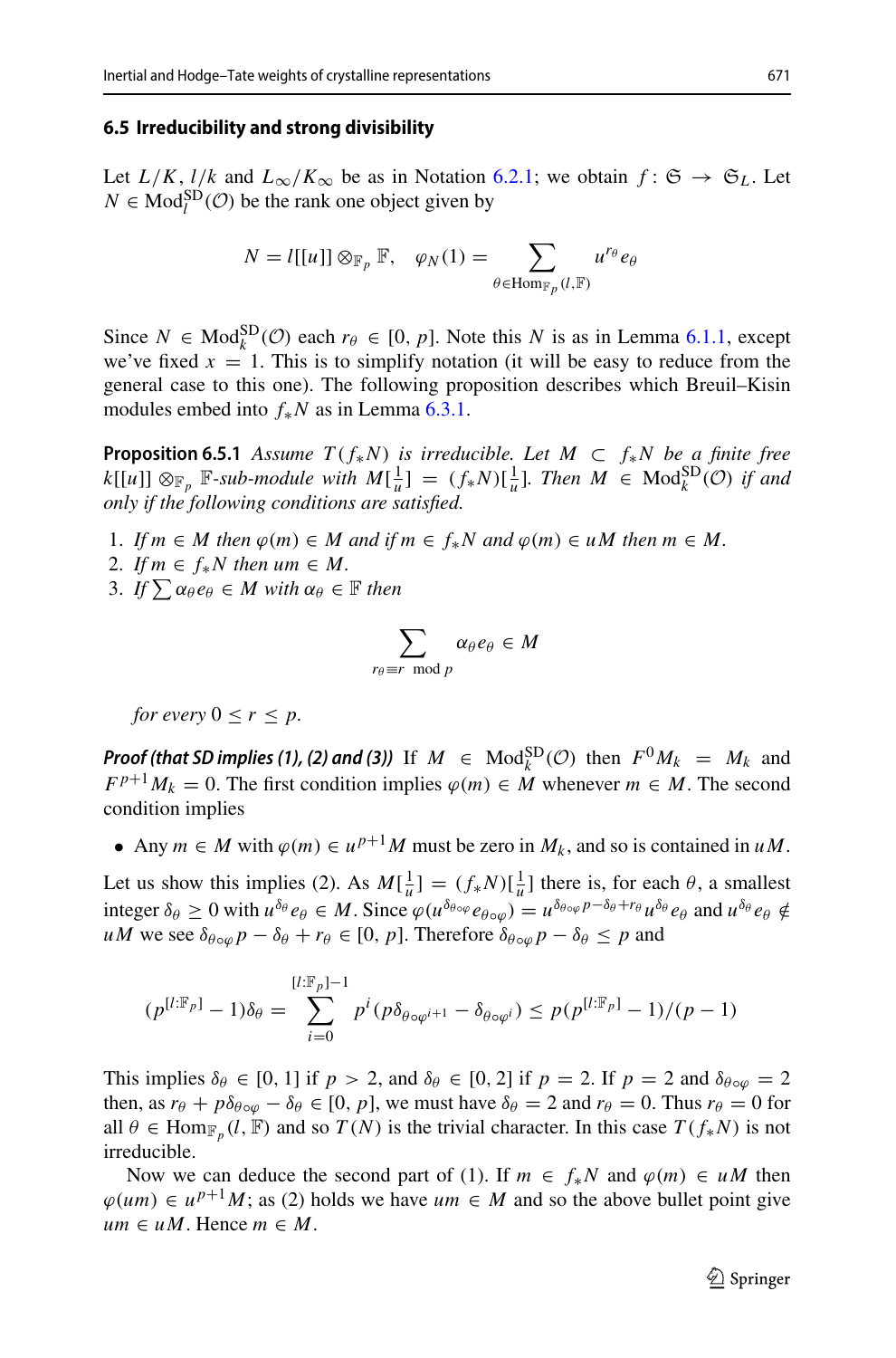### 6.5 Irreducibility and strong divisibility

Let $L/K$, $l/k$ and $L_\infty/K_\infty$ be as in Notation 6.2.1; we obtain $f\colon \mathfrak{S} \to \mathfrak{S}_L$. Let $N \in \mathrm{Mod}_l^{\mathrm{SD}}(\mathcal{O})$ be the rank one object given by

$$N = l[[u]] \otimes_{\mathbb{F}_p} \mathbb{F}, \quad \varphi_N(1) = \sum_{\theta \in \mathrm{Hom}_{\mathbb{F}_p}(l, \mathbb{F})} u^{r_\theta} e_\theta$$

Since $N \in \mathrm{Mod}_k^{\mathrm{SD}}(\mathcal{O})$ each $r_\theta \in [0, p]$. Note this $N$ is as in Lemma 6.1.1, except we've fixed $x = 1$. This is to simplify notation (it will be easy to reduce from the general case to this one). The following proposition describes which Breuil–Kisin modules embed into $f_* N$ as in Lemma 6.3.1.

**Proposition 6.5.1** *Assume $T(f_* N)$ is irreducible. Let $M \subset f_* N$ be a finite free $k[[u]] \otimes_{\mathbb{F}_p} \mathbb{F}$-sub-module with $M[\frac{1}{u}] = (f_* N)[\frac{1}{u}]$. Then $M \in \mathrm{Mod}_k^{\mathrm{SD}}(\mathcal{O})$ if and only if the following conditions are satisfied.*

1. *If $m \in M$ then $\varphi(m) \in M$ and if $m \in f_* N$ and $\varphi(m) \in uM$ then $m \in M$.*
2. *If $m \in f_* N$ then $um \in M$.*
3. *If $\sum \alpha_\theta e_\theta \in M$ with $\alpha_\theta \in \mathbb{F}$ then*

$$\sum_{r_\theta \equiv r \mod p} \alpha_\theta e_\theta \in M$$

*for every $0 \leq r \leq p$.*

***Proof (that SD implies (1), (2) and (3))*** If $M \in \mathrm{Mod}_k^{\mathrm{SD}}(\mathcal{O})$ then $F^0 M_k = M_k$ and $F^{p+1} M_k = 0$. The first condition implies $\varphi(m) \in M$ whenever $m \in M$. The second condition implies

- Any $m \in M$ with $\varphi(m) \in u^{p+1} M$ must be zero in $M_k$, and so is contained in $uM$.

Let us show this implies (2). As $M[\frac{1}{u}] = (f_* N)[\frac{1}{u}]$ there is, for each $\theta$, a smallest integer $\delta_\theta \geq 0$ with $u^{\delta_\theta} e_\theta \in M$. Since $\varphi(u^{\delta_{\theta \circ \varphi}} e_{\theta \circ \varphi}) = u^{\delta_{\theta \circ \varphi} p - \delta_\theta + r_\theta} u^{\delta_\theta} e_\theta$ and $u^{\delta_\theta} e_\theta \notin uM$ we see $\delta_{\theta \circ \varphi} p - \delta_\theta + r_\theta \in [0, p]$. Therefore $\delta_{\theta \circ \varphi} p - \delta_\theta \leq p$ and

$$(p^{[l:\mathbb{F}_p]} - 1)\delta_\theta = \sum_{i=0}^{[l:\mathbb{F}_p]-1} p^i (p \delta_{\theta \circ \varphi^{i+1}} - \delta_{\theta \circ \varphi^i}) \leq p(p^{[l:\mathbb{F}_p]} - 1)/(p-1)$$

This implies $\delta_\theta \in [0, 1]$ if $p > 2$, and $\delta_\theta \in [0, 2]$ if $p = 2$. If $p = 2$ and $\delta_{\theta \circ \varphi} = 2$ then, as $r_\theta + p\delta_{\theta \circ \varphi} - \delta_\theta \in [0, p]$, we must have $\delta_\theta = 2$ and $r_\theta = 0$. Thus $r_\theta = 0$ for all $\theta \in \mathrm{Hom}_{\mathbb{F}_p}(l, \mathbb{F})$ and so $T(N)$ is the trivial character. In this case $T(f_* N)$ is not irreducible.

Now we can deduce the second part of (1). If $m \in f_* N$ and $\varphi(m) \in uM$ then $\varphi(um) \in u^{p+1} M$; as (2) holds we have $um \in M$ and so the above bullet point give $um \in uM$. Hence $m \in M$.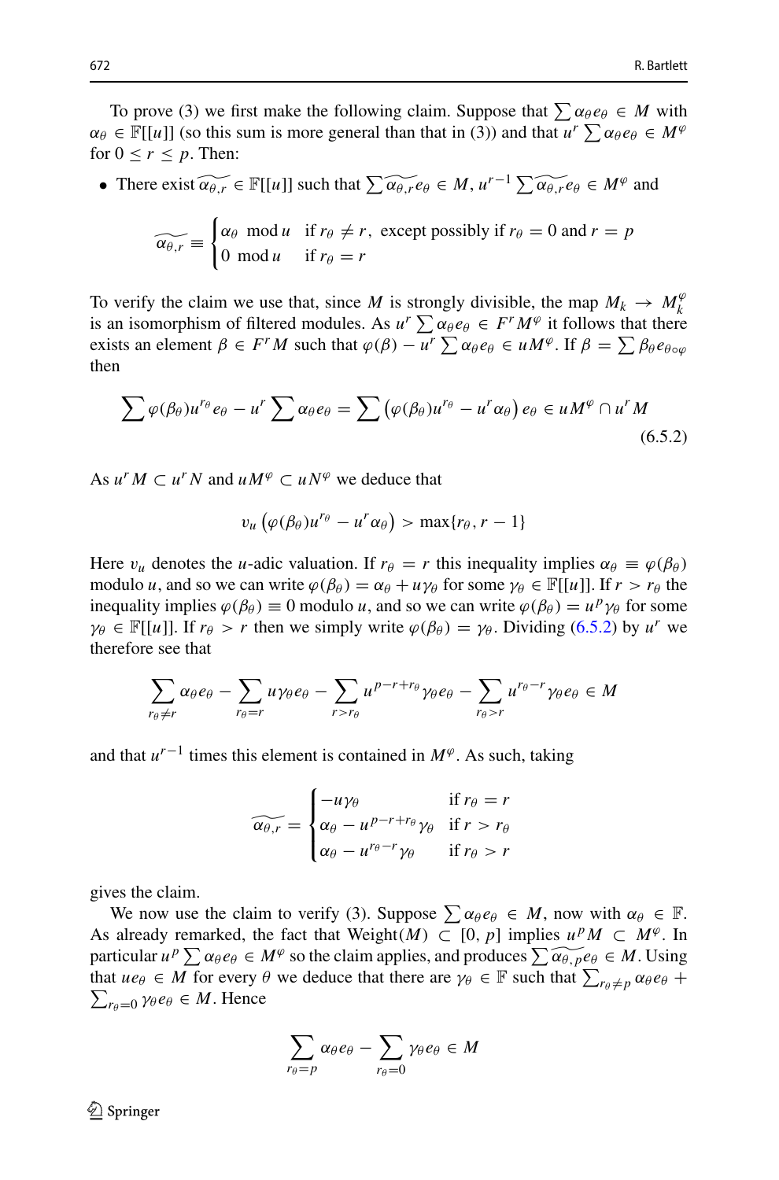To prove (3) we first make the following claim. Suppose that $\sum \alpha_\theta e_\theta \in M$ with $\alpha_\theta \in \mathbb{F}[[u]]$ (so this sum is more general than that in (3)) and that $u^r \sum \alpha_\theta e_\theta \in M^\varphi$ for $0 \leq r \leq p$. Then:

- There exist $\widetilde{\alpha_{\theta,r}} \in \mathbb{F}[[u]]$ such that $\sum \widetilde{\alpha_{\theta,r}} e_\theta \in M$, $u^{r-1} \sum \widetilde{\alpha_{\theta,r}} e_\theta \in M^\varphi$ and

$$\widetilde{\alpha_{\theta,r}} \equiv \begin{cases} \alpha_\theta \mod u & \text{if } r_\theta \neq r, \text{ except possibly if } r_\theta = 0 \text{ and } r = p \\ 0 \mod u & \text{if } r_\theta = r \end{cases}$$

To verify the claim we use that, since $M$ is strongly divisible, the map $M_k \rightarrow M_k^\varphi$ is an isomorphism of filtered modules. As $u^r \sum \alpha_\theta e_\theta \in F^r M^\varphi$ it follows that there exists an element $\beta \in F^r M$ such that $\varphi(\beta) - u^r \sum \alpha_\theta e_\theta \in u M^\varphi$. If $\beta = \sum \beta_\theta e_{\theta \circ \varphi}$ then

$$\sum \varphi(\beta_\theta) u^{r_\theta} e_\theta - u^r \sum \alpha_\theta e_\theta = \sum \left( \varphi(\beta_\theta) u^{r_\theta} - u^r \alpha_\theta \right) e_\theta \in u M^\varphi \cap u^r M \tag{6.5.2}$$

As $u^r M \subset u^r N$ and $u M^\varphi \subset u N^\varphi$ we deduce that

$$v_u \left( \varphi(\beta_\theta) u^{r_\theta} - u^r \alpha_\theta \right) > \max\{r_\theta, r-1\}$$

Here $v_u$ denotes the $u$-adic valuation. If $r_\theta = r$ this inequality implies $\alpha_\theta \equiv \varphi(\beta_\theta)$ modulo $u$, and so we can write $\varphi(\beta_\theta) = \alpha_\theta + u\gamma_\theta$ for some $\gamma_\theta \in \mathbb{F}[[u]]$. If $r > r_\theta$ the inequality implies $\varphi(\beta_\theta) \equiv 0$ modulo $u$, and so we can write $\varphi(\beta_\theta) = u^p \gamma_\theta$ for some $\gamma_\theta \in \mathbb{F}[[u]]$. If $r_\theta > r$ then we simply write $\varphi(\beta_\theta) = \gamma_\theta$. Dividing (6.5.2) by $u^r$ we therefore see that

$$\sum_{r_\theta \neq r} \alpha_\theta e_\theta - \sum_{r_\theta = r} u\gamma_\theta e_\theta - \sum_{r > r_\theta} u^{p-r+r_\theta} \gamma_\theta e_\theta - \sum_{r_\theta > r} u^{r_\theta - r} \gamma_\theta e_\theta \in M$$

and that $u^{r-1}$ times this element is contained in $M^\varphi$. As such, taking

$$\widetilde{\alpha_{\theta,r}} = \begin{cases} -u\gamma_\theta & \text{if } r_\theta = r \\ \alpha_\theta - u^{p-r+r_\theta} \gamma_\theta & \text{if } r > r_\theta \\ \alpha_\theta - u^{r_\theta - r} \gamma_\theta & \text{if } r_\theta > r \end{cases}$$

gives the claim.

We now use the claim to verify (3). Suppose $\sum \alpha_\theta e_\theta \in M$, now with $\alpha_\theta \in \mathbb{F}$. As already remarked, the fact that $\mathrm{Weight}(M) \subset [0, p]$ implies $u^p M \subset M^\varphi$. In particular $u^p \sum \alpha_\theta e_\theta \in M^\varphi$ so the claim applies, and produces $\sum \widetilde{\alpha_{\theta,p}} e_\theta \in M$. Using that $u e_\theta \in M$ for every $\theta$ we deduce that there are $\gamma_\theta \in \mathbb{F}$ such that $\sum_{r_\theta \neq p} \alpha_\theta e_\theta + \sum_{r_\theta = 0} \gamma_\theta e_\theta \in M$. Hence

$$\sum_{r_\theta = p} \alpha_\theta e_\theta - \sum_{r_\theta = 0} \gamma_\theta e_\theta \in M$$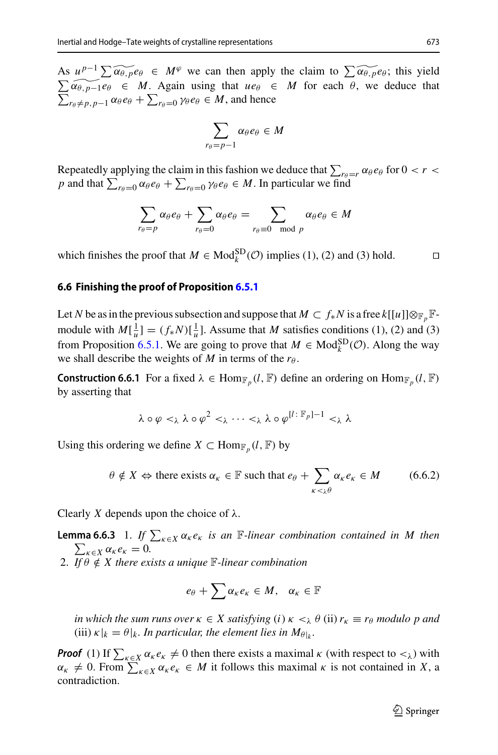As $u^{p-1}\sum \widetilde{\alpha_{\theta,p}} e_\theta \in M^\varphi$ we can then apply the claim to $\sum \widetilde{\alpha_{\theta,p}} e_\theta$; this yield $\sum \widetilde{\alpha_{\theta,p-1}} e_\theta \in M$. Again using that $ue_\theta \in M$ for each $\theta$, we deduce that $\sum_{r_\theta \neq p,p-1} \alpha_\theta e_\theta + \sum_{r_\theta=0} \gamma_\theta e_\theta \in M$, and hence

$$\sum_{r_\theta = p-1} \alpha_\theta e_\theta \in M$$

Repeatedly applying the claim in this fashion we deduce that $\sum_{r_\theta=r} \alpha_\theta e_\theta$ for $0 < r < p$ and that $\sum_{r_\theta=0} \alpha_\theta e_\theta + \sum_{r_\theta=0} \gamma_\theta e_\theta \in M$. In particular we find

$$\sum_{r_\theta=p} \alpha_\theta e_\theta + \sum_{r_\theta=0} \alpha_\theta e_\theta = \sum_{r_\theta \equiv 0 \mod p} \alpha_\theta e_\theta \in M$$

which finishes the proof that $M \in \mathrm{Mod}_k^{\mathrm{SD}}(\mathcal{O})$ implies (1), (2) and (3) hold. □

### 6.6 Finishing the proof of Proposition 6.5.1

Let $N$ be as in the previous subsection and suppose that $M \subset f_* N$ is a free $k[[u]]\otimes_{\mathbb{F}_p}\mathbb{F}$-module with $M[\frac{1}{u}] = (f_*N)[\frac{1}{u}]$. Assume that $M$ satisfies conditions (1), (2) and (3) from Proposition 6.5.1. We are going to prove that $M \in \mathrm{Mod}_k^{\mathrm{SD}}(\mathcal{O})$. Along the way we shall describe the weights of $M$ in terms of the $r_\theta$.

**Construction 6.6.1** For a fixed $\lambda \in \mathrm{Hom}_{\mathbb{F}_p}(l, \mathbb{F})$ define an ordering on $\mathrm{Hom}_{\mathbb{F}_p}(l, \mathbb{F})$ by asserting that

$$\lambda \circ \varphi <_\lambda \lambda \circ \varphi^2 <_\lambda \cdots <_\lambda \lambda \circ \varphi^{[l:\mathbb{F}_p]-1} <_\lambda \lambda$$

Using this ordering we define $X \subset \mathrm{Hom}_{\mathbb{F}_p}(l, \mathbb{F})$ by

$$\theta \notin X \Leftrightarrow \text{there exists } \alpha_\kappa \in \mathbb{F} \text{ such that } e_\theta + \sum_{\kappa <_\lambda \theta} \alpha_\kappa e_\kappa \in M \tag{6.6.2}$$

Clearly $X$ depends upon the choice of $\lambda$.

**Lemma 6.6.3** *1. If $\sum_{\kappa\in X} \alpha_\kappa e_\kappa$ is an $\mathbb{F}$-linear combination contained in $M$ then $\sum_{\kappa\in X}\alpha_\kappa e_\kappa = 0$.*
*2. If $\theta \notin X$ there exists a unique $\mathbb{F}$-linear combination*

$$e_\theta + \sum \alpha_\kappa e_\kappa \in M, \quad \alpha_\kappa \in \mathbb{F}$$

*in which the sum runs over $\kappa \in X$ satisfying (i) $\kappa <_\lambda \theta$ (ii) $r_\kappa \equiv r_\theta$ modulo $p$ and (iii) $\kappa|_k = \theta|_k$. In particular, the element lies in $M_{\theta|_k}$.*

***Proof*** (1) If $\sum_{\kappa\in X}\alpha_\kappa e_\kappa \neq 0$ then there exists a maximal $\kappa$ (with respect to $<_\lambda$) with $\alpha_\kappa \neq 0$. From $\sum_{\kappa\in X}\alpha_\kappa e_\kappa \in M$ it follows this maximal $\kappa$ is not contained in $X$, a contradiction.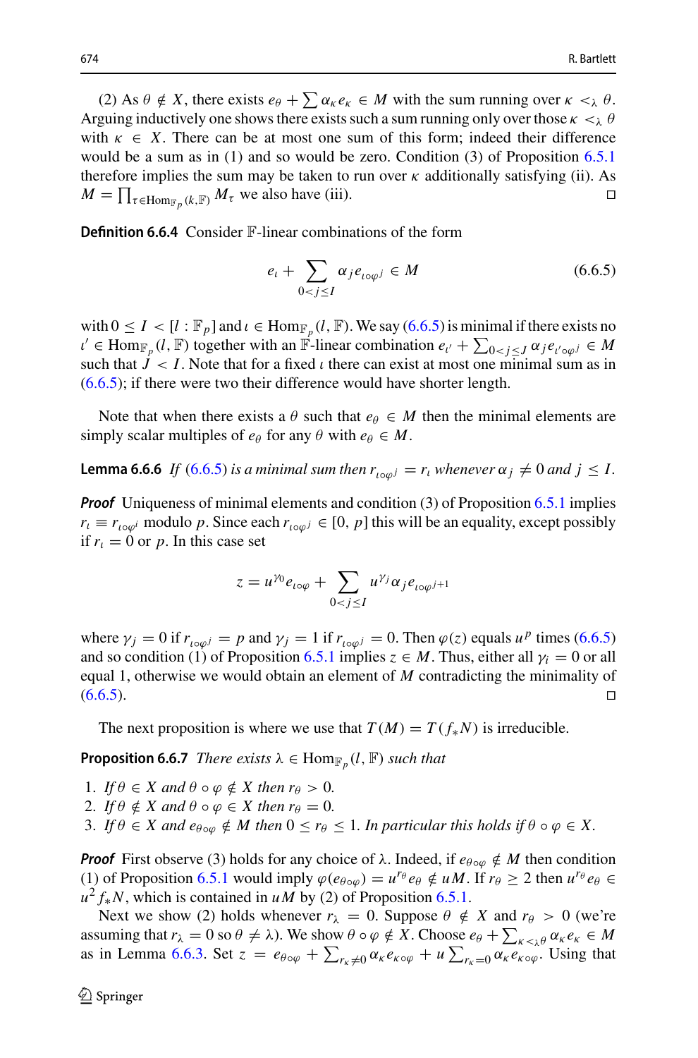(2) As $\theta \notin X$, there exists $e_\theta + \sum \alpha_\kappa e_\kappa \in M$ with the sum running over $\kappa <_\lambda \theta$. Arguing inductively one shows there exists such a sum running only over those $\kappa <_\lambda \theta$ with $\kappa \in X$. There can be at most one sum of this form; indeed their difference would be a sum as in (1) and so would be zero. Condition (3) of Proposition 6.5.1 therefore implies the sum may be taken to run over $\kappa$ additionally satisfying (ii). As $M = \prod_{\tau \in \mathrm{Hom}_{\mathbb{F}_p}(k,\mathbb{F})} M_\tau$ we also have (iii). ◻

**Definition 6.6.4** Consider $\mathbb{F}$-linear combinations of the form

$$e_\iota + \sum_{0<j\leq I} \alpha_j e_{\iota\circ\varphi^j} \in M \tag{6.6.5}$$

with $0 \leq I < [l : \mathbb{F}_p]$ and $\iota \in \mathrm{Hom}_{\mathbb{F}_p}(l, \mathbb{F})$. We say (6.6.5) is minimal if there exists no $\iota' \in \mathrm{Hom}_{\mathbb{F}_p}(l, \mathbb{F})$ together with an $\mathbb{F}$-linear combination $e_{\iota'} + \sum_{0<j\leq J} \alpha_j e_{\iota'\circ\varphi^j} \in M$ such that $J < I$. Note that for a fixed $\iota$ there can exist at most one minimal sum as in (6.6.5); if there were two their difference would have shorter length.

Note that when there exists a $\theta$ such that $e_\theta \in M$ then the minimal elements are simply scalar multiples of $e_\theta$ for any $\theta$ with $e_\theta \in M$.

**Lemma 6.6.6** *If (6.6.5) is a minimal sum then $r_{\iota\circ\varphi^j} = r_\iota$ whenever $\alpha_j \neq 0$ and $j \leq I$.*

***Proof*** Uniqueness of minimal elements and condition (3) of Proposition 6.5.1 implies $r_\iota \equiv r_{\iota\circ\varphi^i}$ modulo $p$. Since each $r_{\iota\circ\varphi^j} \in [0, p]$ this will be an equality, except possibly if $r_\iota = 0$ or $p$. In this case set

$$z = u^{\gamma_0} e_{\iota\circ\varphi} + \sum_{0<j\leq I} u^{\gamma_j} \alpha_j e_{\iota\circ\varphi^{j+1}}$$

where $\gamma_j = 0$ if $r_{\iota\circ\varphi^j} = p$ and $\gamma_j = 1$ if $r_{\iota\circ\varphi^j} = 0$. Then $\varphi(z)$ equals $u^p$ times (6.6.5) and so condition (1) of Proposition 6.5.1 implies $z \in M$. Thus, either all $\gamma_i = 0$ or all equal 1, otherwise we would obtain an element of $M$ contradicting the minimality of (6.6.5). ◻

The next proposition is where we use that $T(M) = T(f_*N)$ is irreducible.

**Proposition 6.6.7** *There exists $\lambda \in \mathrm{Hom}_{\mathbb{F}_p}(l, \mathbb{F})$ such that*

1. *If $\theta \in X$ and $\theta \circ \varphi \notin X$ then $r_\theta > 0$.*
2. *If $\theta \notin X$ and $\theta \circ \varphi \in X$ then $r_\theta = 0$.*
3. *If $\theta \in X$ and $e_{\theta\circ\varphi} \notin M$ then $0 \leq r_\theta \leq 1$. In particular this holds if $\theta \circ \varphi \in X$.*

***Proof*** First observe (3) holds for any choice of $\lambda$. Indeed, if $e_{\theta\circ\varphi} \notin M$ then condition (1) of Proposition 6.5.1 would imply $\varphi(e_{\theta\circ\varphi}) = u^{r_\theta} e_\theta \notin uM$. If $r_\theta \geq 2$ then $u^{r_\theta} e_\theta \in u^2 f_* N$, which is contained in $uM$ by (2) of Proposition 6.5.1.

Next we show (2) holds whenever $r_\lambda = 0$. Suppose $\theta \notin X$ and $r_\theta > 0$ (we're assuming that $r_\lambda = 0$ so $\theta \neq \lambda$). We show $\theta \circ \varphi \notin X$. Choose $e_\theta + \sum_{\kappa <_\lambda \theta} \alpha_\kappa e_\kappa \in M$ as in Lemma 6.6.3. Set $z = e_{\theta\circ\varphi} + \sum_{r_\kappa \neq 0} \alpha_\kappa e_{\kappa\circ\varphi} + u \sum_{r_\kappa = 0} \alpha_\kappa e_{\kappa\circ\varphi}$. Using that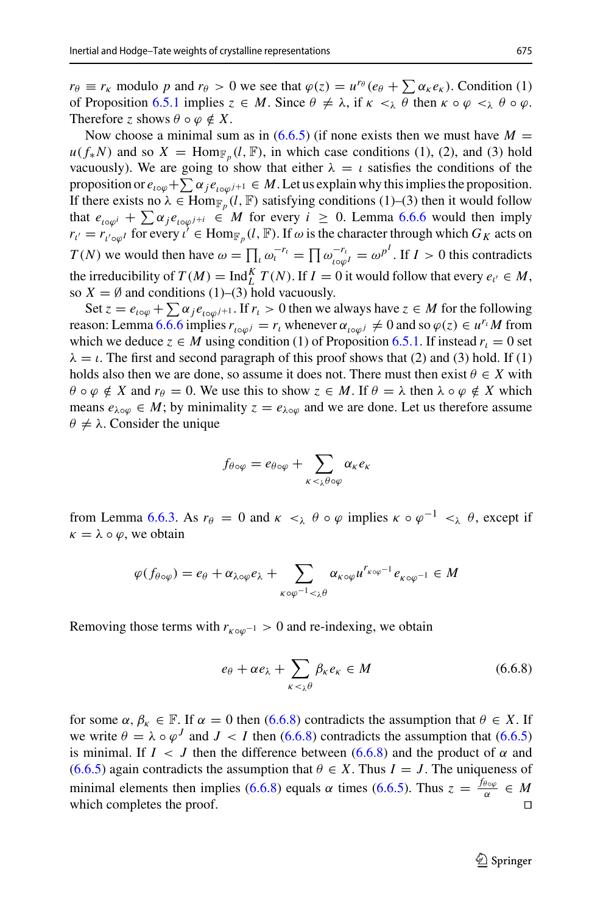$r_\theta \equiv r_\kappa$ modulo $p$ and $r_\theta > 0$ we see that $\varphi(z) = u^{r_\theta}(e_\theta + \sum \alpha_\kappa e_\kappa)$. Condition (1) of Proposition 6.5.1 implies $z \in M$. Since $\theta \neq \lambda$, if $\kappa <_\lambda \theta$ then $\kappa \circ \varphi <_\lambda \theta \circ \varphi$. Therefore $z$ shows $\theta \circ \varphi \notin X$.

Now choose a minimal sum as in (6.6.5) (if none exists then we must have $M = u(f_* N)$ and so $X = \mathrm{Hom}_{\mathbb{F}_p}(l, \mathbb{F})$, in which case conditions (1), (2), and (3) hold vacuously). We are going to show that either $\lambda = \iota$ satisfies the conditions of the proposition or $e_{\iota\circ\varphi} + \sum \alpha_j e_{\iota\circ\varphi^{j+1}} \in M$. Let us explain why this implies the proposition. If there exists no $\lambda \in \mathrm{Hom}_{\mathbb{F}_p}(l, \mathbb{F})$ satisfying conditions (1)–(3) then it would follow that $e_{\iota\circ\varphi^i} + \sum \alpha_j e_{\iota\circ\varphi^{j+i}} \in M$ for every $i \geq 0$. Lemma 6.6.6 would then imply $r_{\iota'} = r_{\iota'\circ\varphi^I}$ for every $\iota' \in \mathrm{Hom}_{\mathbb{F}_p}(l, \mathbb{F})$. If $\omega$ is the character through which $G_K$ acts on $T(N)$ we would then have $\omega = \prod_\iota \omega_\iota^{-r_\iota} = \prod \omega_{\iota\circ\varphi^I}^{-r_\iota} = \omega^{p^I}$. If $I > 0$ this contradicts the irreducibility of $T(M) = \mathrm{Ind}_L^K T(N)$. If $I = 0$ it would follow that every $e_{\iota'} \in M$, so $X = \emptyset$ and conditions (1)–(3) hold vacuously.

Set $z = e_{\iota\circ\varphi} + \sum \alpha_j e_{\iota\circ\varphi^{j+1}}$. If $r_\iota > 0$ then we always have $z \in M$ for the following reason: Lemma 6.6.6 implies $r_{\iota\circ\varphi^j} = r_\iota$ whenever $\alpha_{\iota\circ\varphi^j} \neq 0$ and so $\varphi(z) \in u^{r_\iota} M$ from which we deduce $z \in M$ using condition (1) of Proposition 6.5.1. If instead $r_\iota = 0$ set $\lambda = \iota$. The first and second paragraph of this proof shows that (2) and (3) hold. If (1) holds also then we are done, so assume it does not. There must then exist $\theta \in X$ with $\theta \circ \varphi \notin X$ and $r_\theta = 0$. We use this to show $z \in M$. If $\theta = \lambda$ then $\lambda \circ \varphi \notin X$ which means $e_{\lambda\circ\varphi} \in M$; by minimality $z = e_{\lambda\circ\varphi}$ and we are done. Let us therefore assume $\theta \neq \lambda$. Consider the unique

$$f_{\theta\circ\varphi} = e_{\theta\circ\varphi} + \sum_{\kappa <_\lambda \theta\circ\varphi} \alpha_\kappa e_\kappa$$

from Lemma 6.6.3. As $r_\theta = 0$ and $\kappa <_\lambda \theta \circ \varphi$ implies $\kappa \circ \varphi^{-1} <_\lambda \theta$, except if $\kappa = \lambda \circ \varphi$, we obtain

$$\varphi(f_{\theta\circ\varphi}) = e_\theta + \alpha_{\lambda\circ\varphi} e_\lambda + \sum_{\kappa\circ\varphi^{-1} <_\lambda \theta} \alpha_{\kappa\circ\varphi} u^{r_{\kappa\circ\varphi^{-1}}} e_{\kappa\circ\varphi^{-1}} \in M$$

Removing those terms with $r_{\kappa\circ\varphi^{-1}} > 0$ and re-indexing, we obtain

$$e_\theta + \alpha e_\lambda + \sum_{\kappa <_\lambda \theta} \beta_\kappa e_\kappa \in M \tag{6.6.8}$$

for some $\alpha, \beta_\kappa \in \mathbb{F}$. If $\alpha = 0$ then (6.6.8) contradicts the assumption that $\theta \in X$. If we write $\theta = \lambda \circ \varphi^J$ and $J < I$ then (6.6.8) contradicts the assumption that (6.6.5) is minimal. If $I < J$ then the difference between (6.6.8) and the product of $\alpha$ and (6.6.5) again contradicts the assumption that $\theta \in X$. Thus $I = J$. The uniqueness of minimal elements then implies (6.6.8) equals $\alpha$ times (6.6.5). Thus $z = \frac{f_{\theta\circ\varphi}}{\alpha} \in M$ which completes the proof. $\square$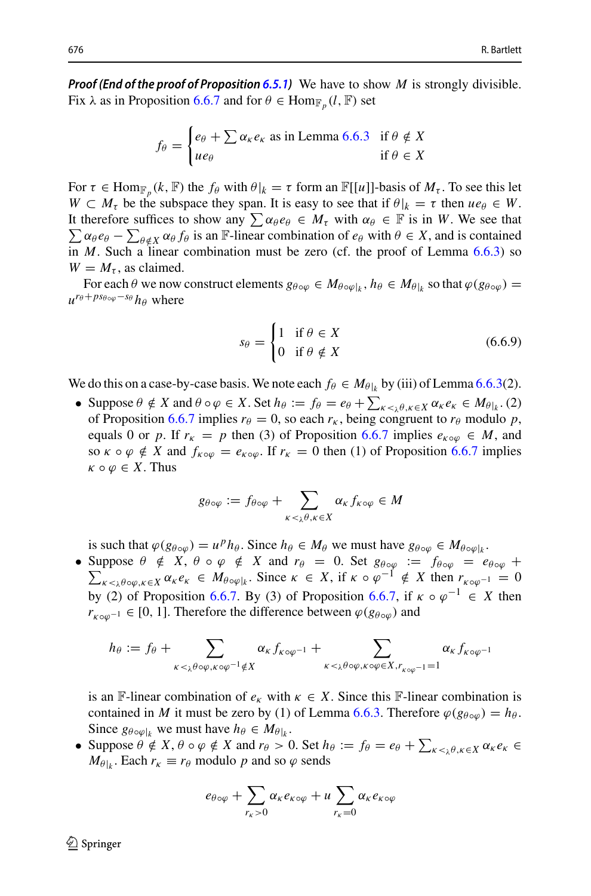***Proof (End of the proof of Proposition 6.5.1)*** We have to show $M$ is strongly divisible. Fix $\lambda$ as in Proposition 6.6.7 and for $\theta \in \mathrm{Hom}_{\mathbb{F}_p}(l, \mathbb{F})$ set

$$f_\theta = \begin{cases} e_\theta + \sum \alpha_\kappa e_\kappa \text{ as in Lemma 6.6.3} & \text{if } \theta \notin X \\ u e_\theta & \text{if } \theta \in X \end{cases}$$

For $\tau \in \mathrm{Hom}_{\mathbb{F}_p}(k, \mathbb{F})$ the $f_\theta$ with $\theta|_k = \tau$ form an $\mathbb{F}[[u]]$-basis of $M_\tau$. To see this let $W \subset M_\tau$ be the subspace they span. It is easy to see that if $\theta|_k = \tau$ then $ue_\theta \in W$. It therefore suffices to show any $\sum \alpha_\theta e_\theta \in M_\tau$ with $\alpha_\theta \in \mathbb{F}$ is in $W$. We see that $\sum \alpha_\theta e_\theta - \sum_{\theta \notin X} \alpha_\theta f_\theta$ is an $\mathbb{F}$-linear combination of $e_\theta$ with $\theta \in X$, and is contained in $M$. Such a linear combination must be zero (cf. the proof of Lemma 6.6.3) so $W = M_\tau$, as claimed.

For each $\theta$ we now construct elements $g_{\theta\circ\varphi} \in M_{\theta\circ\varphi|_k}$, $h_\theta \in M_{\theta|_k}$ so that $\varphi(g_{\theta\circ\varphi}) = u^{r_\theta + ps_{\theta\circ\varphi} - s_\theta} h_\theta$ where

$$s_\theta = \begin{cases} 1 & \text{if } \theta \in X \\ 0 & \text{if } \theta \notin X \end{cases} \tag{6.6.9}$$

We do this on a case-by-case basis. We note each $f_\theta \in M_{\theta|_k}$ by (iii) of Lemma 6.6.3(2).

- Suppose $\theta \notin X$ and $\theta \circ \varphi \in X$. Set $h_\theta := f_\theta = e_\theta + \sum_{\kappa <_\lambda \theta, \kappa \in X} \alpha_\kappa e_\kappa \in M_{\theta|_k}$. (2) of Proposition 6.6.7 implies $r_\theta = 0$, so each $r_\kappa$, being congruent to $r_\theta$ modulo $p$, equals 0 or $p$. If $r_\kappa = p$ then (3) of Proposition 6.6.7 implies $e_{\kappa\circ\varphi} \in M$, and so $\kappa \circ \varphi \notin X$ and $f_{\kappa\circ\varphi} = e_{\kappa\circ\varphi}$. If $r_\kappa = 0$ then (1) of Proposition 6.6.7 implies $\kappa \circ \varphi \in X$. Thus

$$g_{\theta\circ\varphi} := f_{\theta\circ\varphi} + \sum_{\kappa <_\lambda \theta, \kappa \in X} \alpha_\kappa f_{\kappa\circ\varphi} \in M$$

  is such that $\varphi(g_{\theta\circ\varphi}) = u^p h_\theta$. Since $h_\theta \in M_\theta$ we must have $g_{\theta\circ\varphi} \in M_{\theta\circ\varphi|_k}$.
- Suppose $\theta \notin X$, $\theta \circ \varphi \notin X$ and $r_\theta = 0$. Set $g_{\theta\circ\varphi} := f_{\theta\circ\varphi} = e_{\theta\circ\varphi} + \sum_{\kappa <_\lambda \theta\circ\varphi, \kappa \in X} \alpha_\kappa e_\kappa \in M_{\theta\circ\varphi|_k}$. Since $\kappa \in X$, if $\kappa \circ \varphi^{-1} \notin X$ then $r_{\kappa\circ\varphi^{-1}} = 0$ by (2) of Proposition 6.6.7. By (3) of Proposition 6.6.7, if $\kappa \circ \varphi^{-1} \in X$ then $r_{\kappa\circ\varphi^{-1}} \in [0, 1]$. Therefore the difference between $\varphi(g_{\theta\circ\varphi})$ and

$$h_\theta := f_\theta + \sum_{\kappa <_\lambda \theta\circ\varphi, \kappa\circ\varphi^{-1} \notin X} \alpha_\kappa f_{\kappa\circ\varphi^{-1}} + \sum_{\kappa <_\lambda \theta\circ\varphi, \kappa\circ\varphi \in X, r_{\kappa\circ\varphi^{-1}} = 1} \alpha_\kappa f_{\kappa\circ\varphi^{-1}}$$

  is an $\mathbb{F}$-linear combination of $e_\kappa$ with $\kappa \in X$. Since this $\mathbb{F}$-linear combination is contained in $M$ it must be zero by (1) of Lemma 6.6.3. Therefore $\varphi(g_{\theta\circ\varphi}) = h_\theta$. Since $g_{\theta\circ\varphi|_k}$ we must have $h_\theta \in M_{\theta|_k}$.
- Suppose $\theta \notin X$, $\theta \circ \varphi \notin X$ and $r_\theta > 0$. Set $h_\theta := f_\theta = e_\theta + \sum_{\kappa <_\lambda \theta, \kappa \in X} \alpha_\kappa e_\kappa \in M_{\theta|_k}$. Each $r_\kappa \equiv r_\theta$ modulo $p$ and so $\varphi$ sends

$$e_{\theta\circ\varphi} + \sum_{r_\kappa > 0} \alpha_\kappa e_{\kappa\circ\varphi} + u \sum_{r_\kappa = 0} \alpha_\kappa e_{\kappa\circ\varphi}$$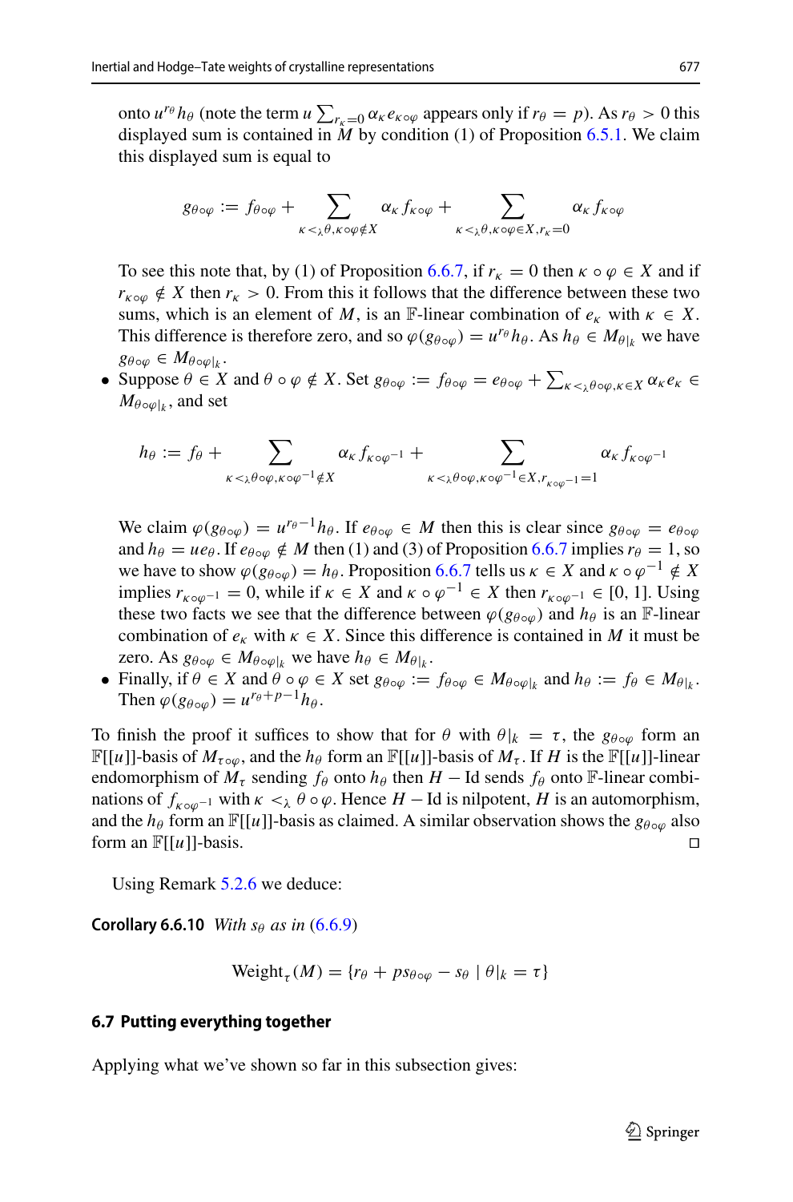onto $u^{r_\theta} h_\theta$ (note the term $u \sum_{r_\kappa = 0} \alpha_\kappa e_{\kappa \circ \varphi}$ appears only if $r_\theta = p$). As $r_\theta > 0$ this displayed sum is contained in $M$ by condition (1) of Proposition 6.5.1. We claim this displayed sum is equal to

$$g_{\theta \circ \varphi} := f_{\theta \circ \varphi} + \sum_{\kappa <_\lambda \theta, \kappa \circ \varphi \notin X} \alpha_\kappa f_{\kappa \circ \varphi} + \sum_{\kappa <_\lambda \theta, \kappa \circ \varphi \in X, r_\kappa = 0} \alpha_\kappa f_{\kappa \circ \varphi}$$

To see this note that, by (1) of Proposition 6.6.7, if $r_\kappa = 0$ then $\kappa \circ \varphi \in X$ and if $r_{\kappa \circ \varphi} \notin X$ then $r_\kappa > 0$. From this it follows that the difference between these two sums, which is an element of $M$, is an $\mathbb{F}$-linear combination of $e_\kappa$ with $\kappa \in X$. This difference is therefore zero, and so $\varphi(g_{\theta \circ \varphi}) = u^{r_\theta} h_\theta$. As $h_\theta \in M_{\theta|_k}$ we have $g_{\theta \circ \varphi} \in M_{\theta \circ \varphi|_k}$.

- Suppose $\theta \in X$ and $\theta \circ \varphi \notin X$. Set $g_{\theta \circ \varphi} := f_{\theta \circ \varphi} = e_{\theta \circ \varphi} + \sum_{\kappa <_\lambda \theta \circ \varphi, \kappa \in X} \alpha_\kappa e_\kappa \in M_{\theta \circ \varphi|_k}$, and set

$$h_\theta := f_\theta + \sum_{\kappa <_\lambda \theta \circ \varphi, \kappa \circ \varphi^{-1} \notin X} \alpha_\kappa f_{\kappa \circ \varphi^{-1}} + \sum_{\kappa <_\lambda \theta \circ \varphi, \kappa \circ \varphi^{-1} \in X, r_{\kappa \circ \varphi^{-1}} = 1} \alpha_\kappa f_{\kappa \circ \varphi^{-1}}$$

We claim $\varphi(g_{\theta \circ \varphi}) = u^{r_\theta - 1} h_\theta$. If $e_{\theta \circ \varphi} \in M$ then this is clear since $g_{\theta \circ \varphi} = e_{\theta \circ \varphi}$ and $h_\theta = u e_\theta$. If $e_{\theta \circ \varphi} \notin M$ then (1) and (3) of Proposition 6.6.7 implies $r_\theta = 1$, so we have to show $\varphi(g_{\theta \circ \varphi}) = h_\theta$. Proposition 6.6.7 tells us $\kappa \in X$ and $\kappa \circ \varphi^{-1} \notin X$ implies $r_{\kappa \circ \varphi^{-1}} = 0$, while if $\kappa \in X$ and $\kappa \circ \varphi^{-1} \in X$ then $r_{\kappa \circ \varphi^{-1}} \in [0, 1]$. Using these two facts we see that the difference between $\varphi(g_{\theta \circ \varphi})$ and $h_\theta$ is an $\mathbb{F}$-linear combination of $e_\kappa$ with $\kappa \in X$. Since this difference is contained in $M$ it must be zero. As $g_{\theta \circ \varphi} \in M_{\theta \circ \varphi|_k}$ we have $h_\theta \in M_{\theta|_k}$.
- Finally, if $\theta \in X$ and $\theta \circ \varphi \in X$ set $g_{\theta \circ \varphi} := f_{\theta \circ \varphi} \in M_{\theta \circ \varphi|_k}$ and $h_\theta := f_\theta \in M_{\theta|_k}$. Then $\varphi(g_{\theta \circ \varphi}) = u^{r_\theta + p - 1} h_\theta$.

To finish the proof it suffices to show that for $\theta$ with $\theta|_k = \tau$, the $g_{\theta \circ \varphi}$ form an $\mathbb{F}[[u]]$-basis of $M_{\tau \circ \varphi}$, and the $h_\theta$ form an $\mathbb{F}[[u]]$-basis of $M_\tau$. If $H$ is the $\mathbb{F}[[u]]$-linear endomorphism of $M_\tau$ sending $f_\theta$ onto $h_\theta$ then $H - \mathrm{Id}$ sends $f_\theta$ onto $\mathbb{F}$-linear combinations of $f_{\kappa \circ \varphi^{-1}}$ with $\kappa <_\lambda \theta \circ \varphi$. Hence $H - \mathrm{Id}$ is nilpotent, $H$ is an automorphism, and the $h_\theta$ form an $\mathbb{F}[[u]]$-basis as claimed. A similar observation shows the $g_{\theta \circ \varphi}$ also form an $\mathbb{F}[[u]]$-basis. ◻

Using Remark 5.2.6 we deduce:

**Corollary 6.6.10** *With $s_\theta$ as in (6.6.9)*

$$\mathrm{Weight}_\tau(M) = \{r_\theta + p s_{\theta \circ \varphi} - s_\theta \mid \theta|_k = \tau\}$$

### 6.7 Putting everything together

Applying what we've shown so far in this subsection gives: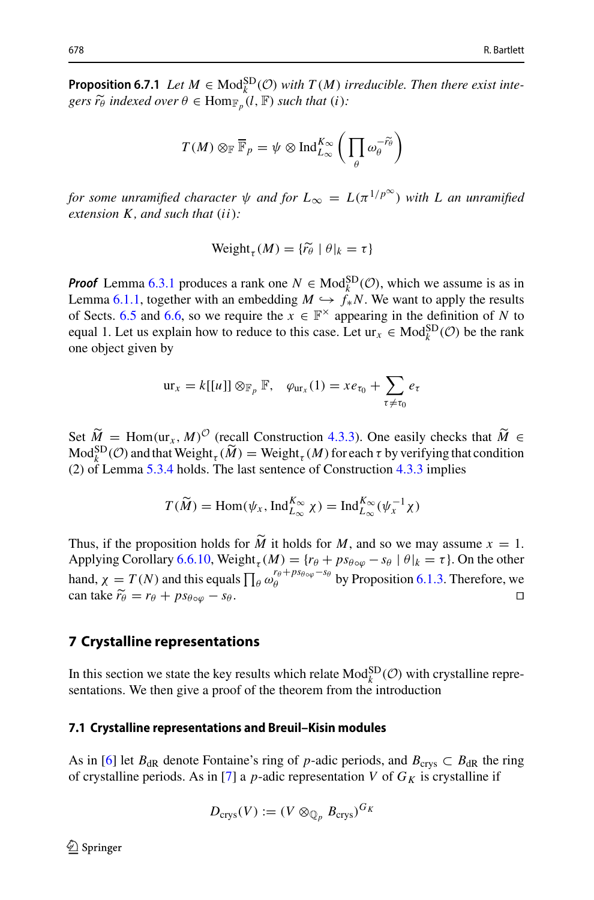**Proposition 6.7.1** *Let $M \in \mathrm{Mod}_k^{\mathrm{SD}}(\mathcal{O})$ with $T(M)$ irreducible. Then there exist integers $\widetilde{r}_\theta$ indexed over $\theta \in \mathrm{Hom}_{\mathbb{F}_p}(l, \mathbb{F})$ such that $(i)$:*

$$T(M) \otimes_{\mathbb{F}} \overline{\mathbb{F}}_p = \psi \otimes \mathrm{Ind}_{L_\infty}^{K_\infty}\left(\prod_\theta \omega_\theta^{-\widetilde{r}_\theta}\right)$$

*for some unramified character $\psi$ and for $L_\infty = L(\pi^{1/p^\infty})$ with $L$ an unramified extension $K$, and such that $(ii)$:*

$$\mathrm{Weight}_\tau(M) = \{\widetilde{r}_\theta \mid \theta|_k = \tau\}$$

***Proof*** Lemma 6.3.1 produces a rank one $N \in \mathrm{Mod}_k^{\mathrm{SD}}(\mathcal{O})$, which we assume is as in Lemma 6.1.1, together with an embedding $M \hookrightarrow f_* N$. We want to apply the results of Sects. 6.5 and 6.6, so we require the $x \in \mathbb{F}^\times$ appearing in the definition of $N$ to equal 1. Let us explain how to reduce to this case. Let $\mathrm{ur}_x \in \mathrm{Mod}_k^{\mathrm{SD}}(\mathcal{O})$ be the rank one object given by

$$\mathrm{ur}_x = k[[u]] \otimes_{\mathbb{F}_p} \mathbb{F}, \quad \varphi_{\mathrm{ur}_x}(1) = x e_{\tau_0} + \sum_{\tau \neq \tau_0} e_\tau$$

Set $\widetilde{M} = \mathrm{Hom}(\mathrm{ur}_x, M)^{\mathcal{O}}$ (recall Construction 4.3.3). One easily checks that $\widetilde{M} \in \mathrm{Mod}_k^{\mathrm{SD}}(\mathcal{O})$ and that $\mathrm{Weight}_\tau(\widetilde{M}) = \mathrm{Weight}_\tau(M)$ for each $\tau$ by verifying that condition (2) of Lemma 5.3.4 holds. The last sentence of Construction 4.3.3 implies

$$T(\widetilde{M}) = \mathrm{Hom}(\psi_x, \mathrm{Ind}_{L_\infty}^{K_\infty} \chi) = \mathrm{Ind}_{L_\infty}^{K_\infty}(\psi_x^{-1}\chi)$$

Thus, if the proposition holds for $\widetilde{M}$ it holds for $M$, and so we may assume $x = 1$. Applying Corollary 6.6.10, $\mathrm{Weight}_\tau(M) = \{r_\theta + p s_{\theta \circ \varphi} - s_\theta \mid \theta|_k = \tau\}$. On the other hand, $\chi = T(N)$ and this equals $\prod_\theta \omega_\theta^{r_\theta + p s_{\theta\circ\varphi} - s_\theta}$ by Proposition 6.1.3. Therefore, we can take $\widetilde{r}_\theta = r_\theta + p s_{\theta \circ \varphi} - s_\theta$. □

## 7 Crystalline representations

In this section we state the key results which relate $\mathrm{Mod}_k^{\mathrm{SD}}(\mathcal{O})$ with crystalline representations. We then give a proof of the theorem from the introduction

### 7.1 Crystalline representations and Breuil–Kisin modules

As in [6] let $B_{\mathrm{dR}}$ denote Fontaine's ring of $p$-adic periods, and $B_{\mathrm{crys}} \subset B_{\mathrm{dR}}$ the ring of crystalline periods. As in [7] a $p$-adic representation $V$ of $G_K$ is crystalline if

$$D_{\mathrm{crys}}(V) := (V \otimes_{\mathbb{Q}_p} B_{\mathrm{crys}})^{G_K}$$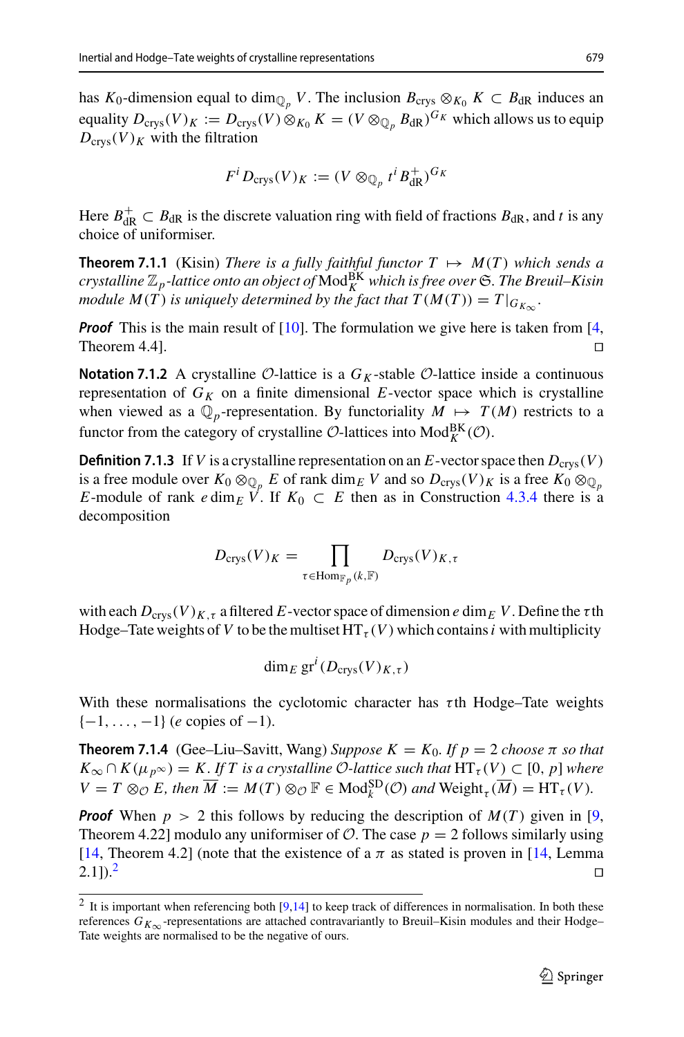has $K_0$-dimension equal to $\dim_{\mathbb{Q}_p} V$. The inclusion $B_{\text{crys}} \otimes_{K_0} K \subset B_{\text{dR}}$ induces an equality $D_{\text{crys}}(V)_K := D_{\text{crys}}(V) \otimes_{K_0} K = (V \otimes_{\mathbb{Q}_p} B_{\text{dR}})^{G_K}$ which allows us to equip $D_{\text{crys}}(V)_K$ with the filtration

$$F^i D_{\text{crys}}(V)_K := (V \otimes_{\mathbb{Q}_p} t^i B_{\text{dR}}^+)^{G_K}$$

Here $B_{\text{dR}}^+ \subset B_{\text{dR}}$ is the discrete valuation ring with field of fractions $B_{\text{dR}}$, and $t$ is any choice of uniformiser.

**Theorem 7.1.1** (Kisin) *There is a fully faithful functor $T \mapsto M(T)$ which sends a crystalline $\mathbb{Z}_p$-lattice onto an object of $\text{Mod}_K^{\text{BK}}$ which is free over $\mathfrak{S}$. The Breuil–Kisin module $M(T)$ is uniquely determined by the fact that $T(M(T)) = T|_{G_{K_\infty}}$.*

***Proof*** This is the main result of [10]. The formulation we give here is taken from [4, Theorem 4.4]. □

**Notation 7.1.2** A crystalline $\mathcal{O}$-lattice is a $G_K$-stable $\mathcal{O}$-lattice inside a continuous representation of $G_K$ on a finite dimensional $E$-vector space which is crystalline when viewed as a $\mathbb{Q}_p$-representation. By functoriality $M \mapsto T(M)$ restricts to a functor from the category of crystalline $\mathcal{O}$-lattices into $\text{Mod}_K^{\text{BK}}(\mathcal{O})$.

**Definition 7.1.3** If $V$ is a crystalline representation on an $E$-vector space then $D_{\text{crys}}(V)$ is a free module over $K_0 \otimes_{\mathbb{Q}_p} E$ of rank $\dim_E V$ and so $D_{\text{crys}}(V)_K$ is a free $K_0 \otimes_{\mathbb{Q}_p} E$-module of rank $e \dim_E V$. If $K_0 \subset E$ then as in Construction 4.3.4 there is a decomposition

$$D_{\text{crys}}(V)_K = \prod_{\tau \in \text{Hom}_{\mathbb{F}_p}(k, \mathbb{F})} D_{\text{crys}}(V)_{K,\tau}$$

with each $D_{\text{crys}}(V)_{K,\tau}$ a filtered $E$-vector space of dimension $e \dim_E V$. Define the $\tau$th Hodge–Tate weights of $V$ to be the multiset $\text{HT}_\tau(V)$ which contains $i$ with multiplicity

$$\dim_E \text{gr}^i(D_{\text{crys}}(V)_{K,\tau})$$

With these normalisations the cyclotomic character has $\tau$th Hodge–Tate weights $\{-1, \ldots, -1\}$ ($e$ copies of $-1$).

**Theorem 7.1.4** (Gee–Liu–Savitt, Wang) *Suppose $K = K_0$. If $p = 2$ choose $\pi$ so that $K_\infty \cap K(\mu_{p^\infty}) = K$. If $T$ is a crystalline $\mathcal{O}$-lattice such that $\text{HT}_\tau(V) \subset [0, p]$ where $V = T \otimes_{\mathcal{O}} E$, then $\overline{M} := M(T) \otimes_{\mathcal{O}} \mathbb{F} \in \text{Mod}_k^{\text{SD}}(\mathcal{O})$ and $\text{Weight}_\tau(\overline{M}) = \text{HT}_\tau(V)$.*

***Proof*** When $p > 2$ this follows by reducing the description of $M(T)$ given in [9, Theorem 4.22] modulo any uniformiser of $\mathcal{O}$. The case $p = 2$ follows similarly using [14, Theorem 4.2] (note that the existence of a $\pi$ as stated is proven in [14, Lemma 2.1]).[2] □

[2] It is important when referencing both [9,14] to keep track of differences in normalisation. In both these references $G_{K_\infty}$-representations are attached contravariantly to Breuil–Kisin modules and their Hodge–Tate weights are normalised to be the negative of ours.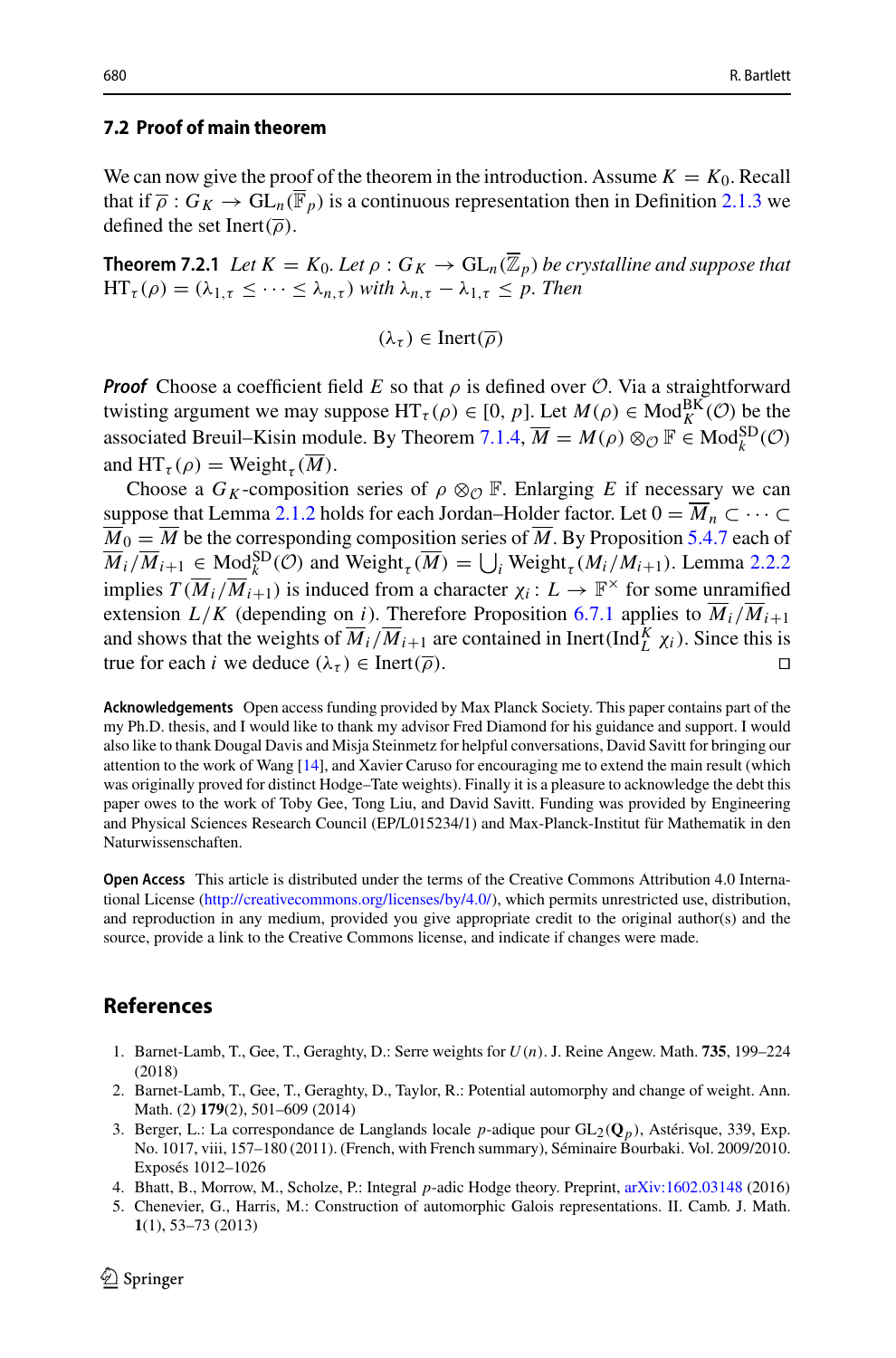### 7.2 Proof of main theorem

We can now give the proof of the theorem in the introduction. Assume $K = K_0$. Recall that if $\overline{\rho} : G_K \to \mathrm{GL}_n(\overline{\mathbb{F}}_p)$ is a continuous representation then in Definition 2.1.3 we defined the set $\mathrm{Inert}(\overline{\rho})$.

**Theorem 7.2.1** *Let $K = K_0$. Let $\rho : G_K \to \mathrm{GL}_n(\overline{\mathbb{Z}}_p)$ be crystalline and suppose that $\mathrm{HT}_\tau(\rho) = (\lambda_{1,\tau} \leq \cdots \leq \lambda_{n,\tau})$ with $\lambda_{n,\tau} - \lambda_{1,\tau} \leq p$. Then*

$$(\lambda_\tau) \in \mathrm{Inert}(\overline{\rho})$$

***Proof*** Choose a coefficient field $E$ so that $\rho$ is defined over $\mathcal{O}$. Via a straightforward twisting argument we may suppose $\mathrm{HT}_\tau(\rho) \in [0, p]$. Let $M(\rho) \in \mathrm{Mod}_K^{\mathrm{BK}}(\mathcal{O})$ be the associated Breuil–Kisin module. By Theorem 7.1.4, $\overline{M} = M(\rho) \otimes_{\mathcal{O}} \mathbb{F} \in \mathrm{Mod}_k^{\mathrm{SD}}(\mathcal{O})$ and $\mathrm{HT}_\tau(\rho) = \mathrm{Weight}_\tau(\overline{M})$.

Choose a $G_K$-composition series of $\rho \otimes_{\mathcal{O}} \mathbb{F}$. Enlarging $E$ if necessary we can suppose that Lemma 2.1.2 holds for each Jordan–Holder factor. Let $0 = \overline{M}_n \subset \cdots \subset \overline{M}_0 = \overline{M}$ be the corresponding composition series of $\overline{M}$. By Proposition 5.4.7 each of $\overline{M}_i/\overline{M}_{i+1} \in \mathrm{Mod}_k^{\mathrm{SD}}(\mathcal{O})$ and $\mathrm{Weight}_\tau(\overline{M}) = \bigcup_i \mathrm{Weight}_\tau(M_i/M_{i+1})$. Lemma 2.2.2 implies $T(\overline{M}_i/\overline{M}_{i+1})$ is induced from a character $\chi_i : L \to \mathbb{F}^\times$ for some unramified extension $L/K$ (depending on $i$). Therefore Proposition 6.7.1 applies to $\overline{M}_i/\overline{M}_{i+1}$ and shows that the weights of $\overline{M}_i/\overline{M}_{i+1}$ are contained in $\mathrm{Inert}(\mathrm{Ind}_L^K \chi_i)$. Since this is true for each $i$ we deduce $(\lambda_\tau) \in \mathrm{Inert}(\overline{\rho})$. ◻

**Acknowledgements** Open access funding provided by Max Planck Society. This paper contains part of the my Ph.D. thesis, and I would like to thank my advisor Fred Diamond for his guidance and support. I would also like to thank Dougal Davis and Misja Steinmetz for helpful conversations, David Savitt for bringing our attention to the work of Wang [14], and Xavier Caruso for encouraging me to extend the main result (which was originally proved for distinct Hodge–Tate weights). Finally it is a pleasure to acknowledge the debt this paper owes to the work of Toby Gee, Tong Liu, and David Savitt. Funding was provided by Engineering and Physical Sciences Research Council (EP/L015234/1) and Max-Planck-Institut für Mathematik in den Naturwissenschaften.

**Open Access** This article is distributed under the terms of the Creative Commons Attribution 4.0 International License (http://creativecommons.org/licenses/by/4.0/), which permits unrestricted use, distribution, and reproduction in any medium, provided you give appropriate credit to the original author(s) and the source, provide a link to the Creative Commons license, and indicate if changes were made.

## References

1. Barnet-Lamb, T., Gee, T., Geraghty, D.: Serre weights for $U(n)$. J. Reine Angew. Math. **735**, 199–224 (2018)
2. Barnet-Lamb, T., Gee, T., Geraghty, D., Taylor, R.: Potential automorphy and change of weight. Ann. Math. (2) **179**(2), 501–609 (2014)
3. Berger, L.: La correspondance de Langlands locale $p$-adique pour $\mathrm{GL}_2(\mathbf{Q}_p)$, Astérisque, 339, Exp. No. 1017, viii, 157–180 (2011). (French, with French summary), Séminaire Bourbaki. Vol. 2009/2010. Exposés 1012–1026
4. Bhatt, B., Morrow, M., Scholze, P.: Integral $p$-adic Hodge theory. Preprint, arXiv:1602.03148 (2016)
5. Chenevier, G., Harris, M.: Construction of automorphic Galois representations. II. Camb. J. Math. **1**(1), 53–73 (2013)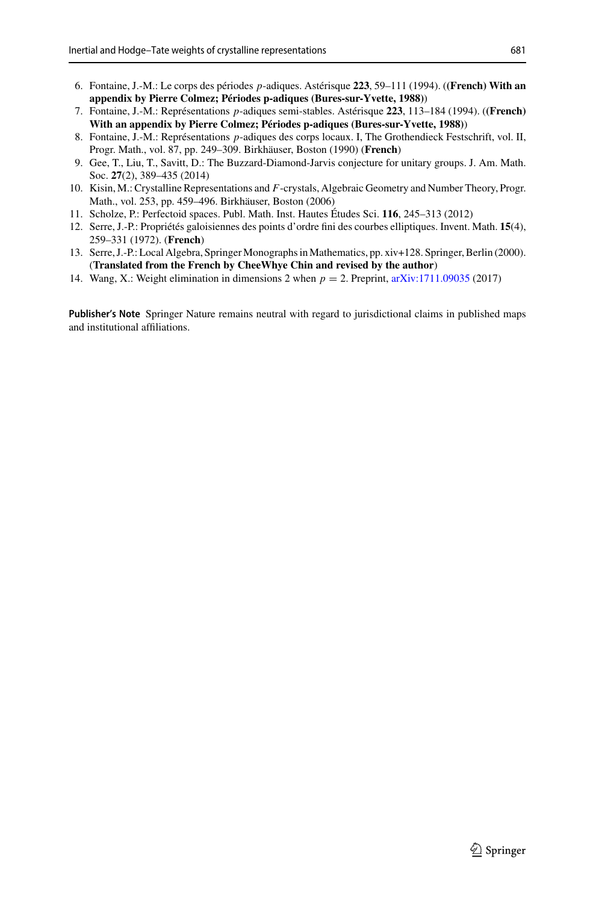6. Fontaine, J.-M.: Le corps des périodes $p$-adiques. Astérisque **223**, 59–111 (1994). ((**French) With an appendix by Pierre Colmez; Périodes p-adiques (Bures-sur-Yvette, 1988)**)
7. Fontaine, J.-M.: Représentations $p$-adiques semi-stables. Astérisque **223**, 113–184 (1994). ((**French) With an appendix by Pierre Colmez; Périodes p-adiques (Bures-sur-Yvette, 1988)**)
8. Fontaine, J.-M.: Représentations $p$-adiques des corps locaux. I, The Grothendieck Festschrift, vol. II, Progr. Math., vol. 87, pp. 249–309. Birkhäuser, Boston (1990) (**French**)
9. Gee, T., Liu, T., Savitt, D.: The Buzzard-Diamond-Jarvis conjecture for unitary groups. J. Am. Math. Soc. **27**(2), 389–435 (2014)
10. Kisin, M.: Crystalline Representations and $F$-crystals, Algebraic Geometry and Number Theory, Progr. Math., vol. 253, pp. 459–496. Birkhäuser, Boston (2006)
11. Scholze, P.: Perfectoid spaces. Publ. Math. Inst. Hautes Études Sci. **116**, 245–313 (2012)
12. Serre, J.-P.: Propriétés galoisiennes des points d'ordre fini des courbes elliptiques. Invent. Math. **15**(4), 259–331 (1972). (**French**)
13. Serre, J.-P.: Local Algebra, Springer Monographs in Mathematics, pp. xiv+128. Springer, Berlin (2000). (**Translated from the French by CheeWhye Chin and revised by the author**)
14. Wang, X.: Weight elimination in dimensions 2 when $p = 2$. Preprint, arXiv:1711.09035 (2017)

**Publisher's Note** Springer Nature remains neutral with regard to jurisdictional claims in published maps and institutional affiliations.